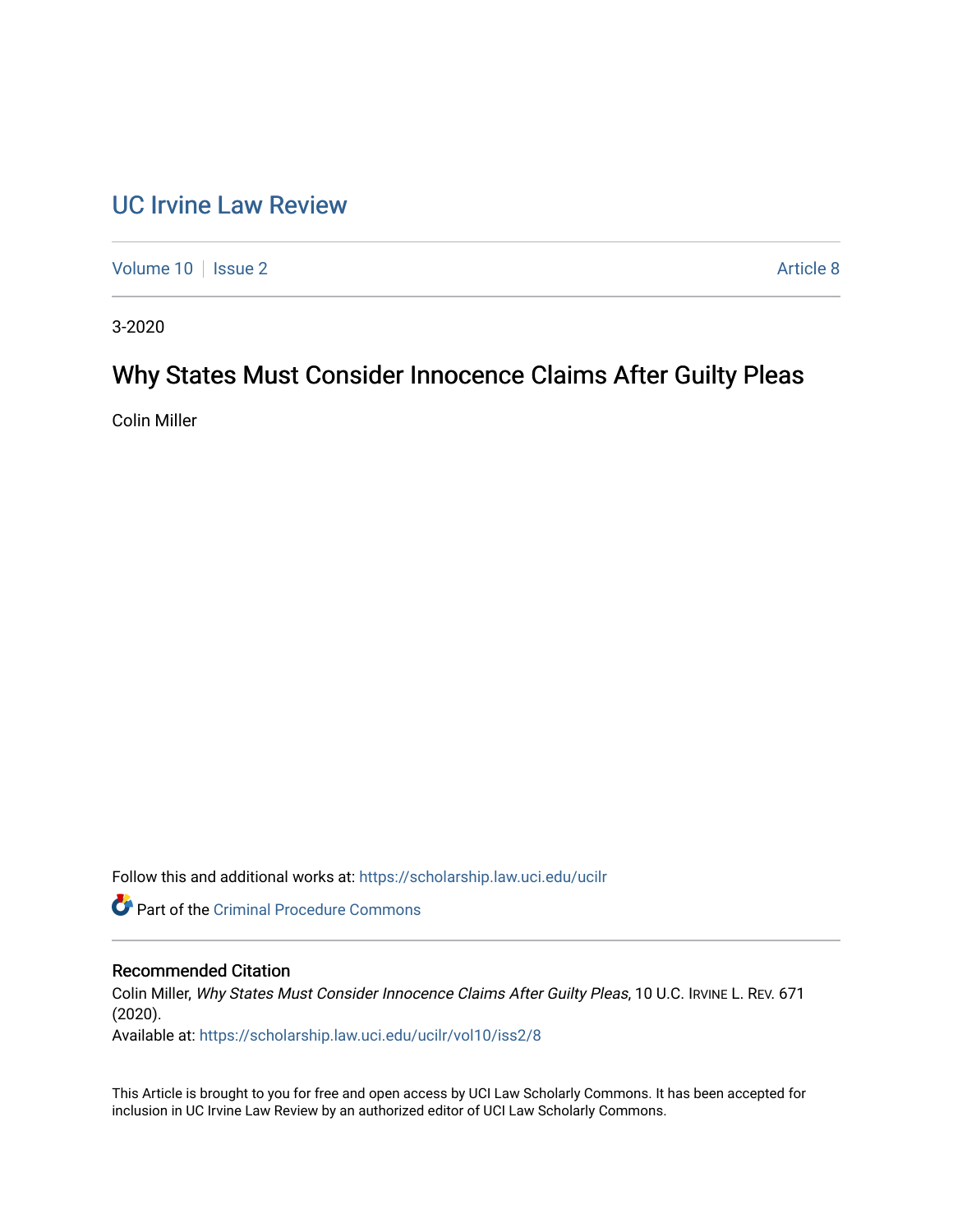# UC Irvine Law Review

Volume 10 | Issue 2 | Article 8

3-2020

## Why States Must Consider Innocence Claims After Guilty Pleas

Colin Miller

Follow this and additional works at: https://scholarship.law.uci.edu/ucilr

Part of the Criminal Procedure Commons

### Recommended Citation

Colin Miller, *Why States Must Consider Innocence Claims After Guilty Pleas*, 10 U.C. IRVINE L. REV. 671 (2020).

Available at: https://scholarship.law.uci.edu/ucilr/vol10/iss2/8

This Article is brought to you for free and open access by UCI Law Scholarly Commons. It has been accepted for inclusion in UC Irvine Law Review by an authorized editor of UCI Law Scholarly Commons.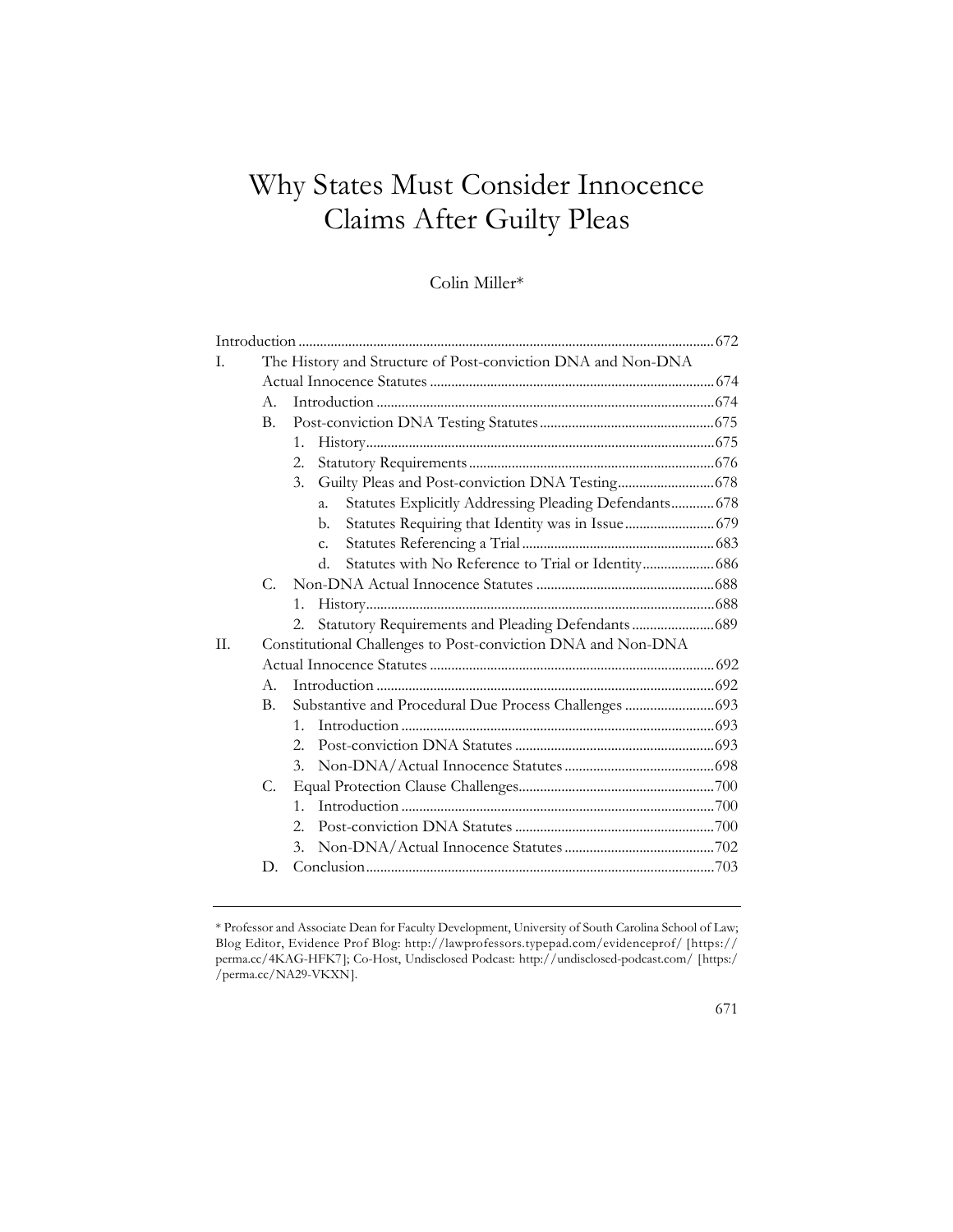# Why States Must Consider Innocence Claims After Guilty Pleas

Colin Miller*

Introduction ... 672

I. The History and Structure of Post-conviction DNA and Non-DNA Actual Innocence Statutes ... 674
   - A. Introduction ... 674
   - B. Post-conviction DNA Testing Statutes ... 675
     - 1. History ... 675
     - 2. Statutory Requirements ... 676
     - 3. Guilty Pleas and Post-conviction DNA Testing ... 678
       - a. Statutes Explicitly Addressing Pleading Defendants ... 678
       - b. Statutes Requiring that Identity was in Issue ... 679
       - c. Statutes Referencing a Trial ... 683
       - d. Statutes with No Reference to Trial or Identity ... 686
   - C. Non-DNA Actual Innocence Statutes ... 688
     - 1. History ... 688
     - 2. Statutory Requirements and Pleading Defendants ... 689

II. Constitutional Challenges to Post-conviction DNA and Non-DNA Actual Innocence Statutes ... 692
   - A. Introduction ... 692
   - B. Substantive and Procedural Due Process Challenges ... 693
     - 1. Introduction ... 693
     - 2. Post-conviction DNA Statutes ... 693
     - 3. Non-DNA/Actual Innocence Statutes ... 698
   - C. Equal Protection Clause Challenges ... 700
     - 1. Introduction ... 700
     - 2. Post-conviction DNA Statutes ... 700
     - 3. Non-DNA/Actual Innocence Statutes ... 702
   - D. Conclusion ... 703

---

* Professor and Associate Dean for Faculty Development, University of South Carolina School of Law; Blog Editor, Evidence Prof Blog: http://lawprofessors.typepad.com/evidenceprof/ [https://perma.cc/4KAG-HFK7]; Co-Host, Undisclosed Podcast: http://undisclosed-podcast.com/ [https://perma.cc/NA29-VKXN].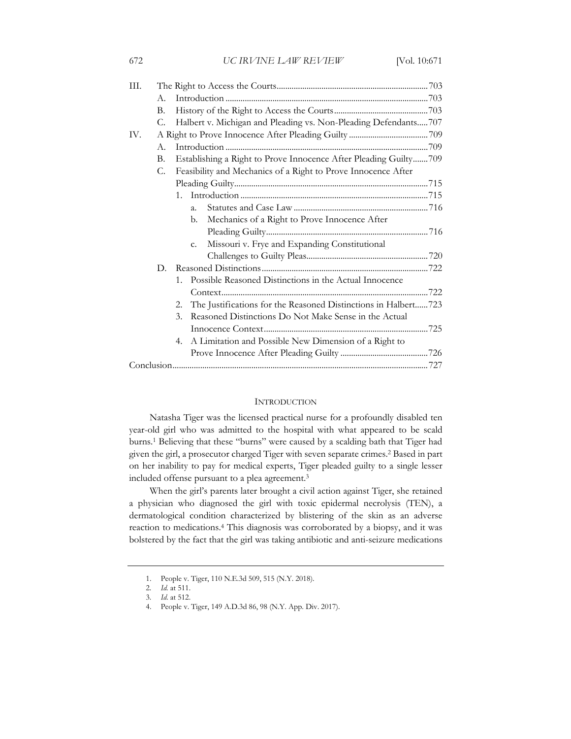| | | | |
|---|---|---|---|
| III. | The Right to Access the Courts | | 703 |
| | A. | Introduction | 703 |
| | B. | History of the Right to Access the Courts | 703 |
| | C. | Halbert v. Michigan and Pleading vs. Non-Pleading Defendants | 707 |
| IV. | A Right to Prove Innocence After Pleading Guilty | | 709 |
| | A. | Introduction | 709 |
| | B. | Establishing a Right to Prove Innocence After Pleading Guilty | 709 |
| | C. | Feasibility and Mechanics of a Right to Prove Innocence After Pleading Guilty | 715 |
| | | 1. Introduction | 715 |
| | | a. Statutes and Case Law | 716 |
| | | b. Mechanics of a Right to Prove Innocence After Pleading Guilty | 716 |
| | | c. Missouri v. Frye and Expanding Constitutional Challenges to Guilty Pleas | 720 |
| | D. | Reasoned Distinctions | 722 |
| | | 1. Possible Reasoned Distinctions in the Actual Innocence Context | 722 |
| | | 2. The Justifications for the Reasoned Distinctions in Halbert | 723 |
| | | 3. Reasoned Distinctions Do Not Make Sense in the Actual Innocence Context | 725 |
| | | 4. A Limitation and Possible New Dimension of a Right to Prove Innocence After Pleading Guilty | 726 |
| Conclusion | | | 727 |

## INTRODUCTION

Natasha Tiger was the licensed practical nurse for a profoundly disabled ten year-old girl who was admitted to the hospital with what appeared to be scald burns.[1] Believing that these "burns" were caused by a scalding bath that Tiger had given the girl, a prosecutor charged Tiger with seven separate crimes.[2] Based in part on her inability to pay for medical experts, Tiger pleaded guilty to a single lesser included offense pursuant to a plea agreement.[3]

When the girl's parents later brought a civil action against Tiger, she retained a physician who diagnosed the girl with toxic epidermal necrolysis (TEN), a dermatological condition characterized by blistering of the skin as an adverse reaction to medications.[4] This diagnosis was corroborated by a biopsy, and it was bolstered by the fact that the girl was taking antibiotic and anti-seizure medications

---

1. People v. Tiger, 110 N.E.3d 509, 515 (N.Y. 2018).
2. *Id.* at 511.
3. *Id.* at 512.
4. People v. Tiger, 149 A.D.3d 86, 98 (N.Y. App. Div. 2017).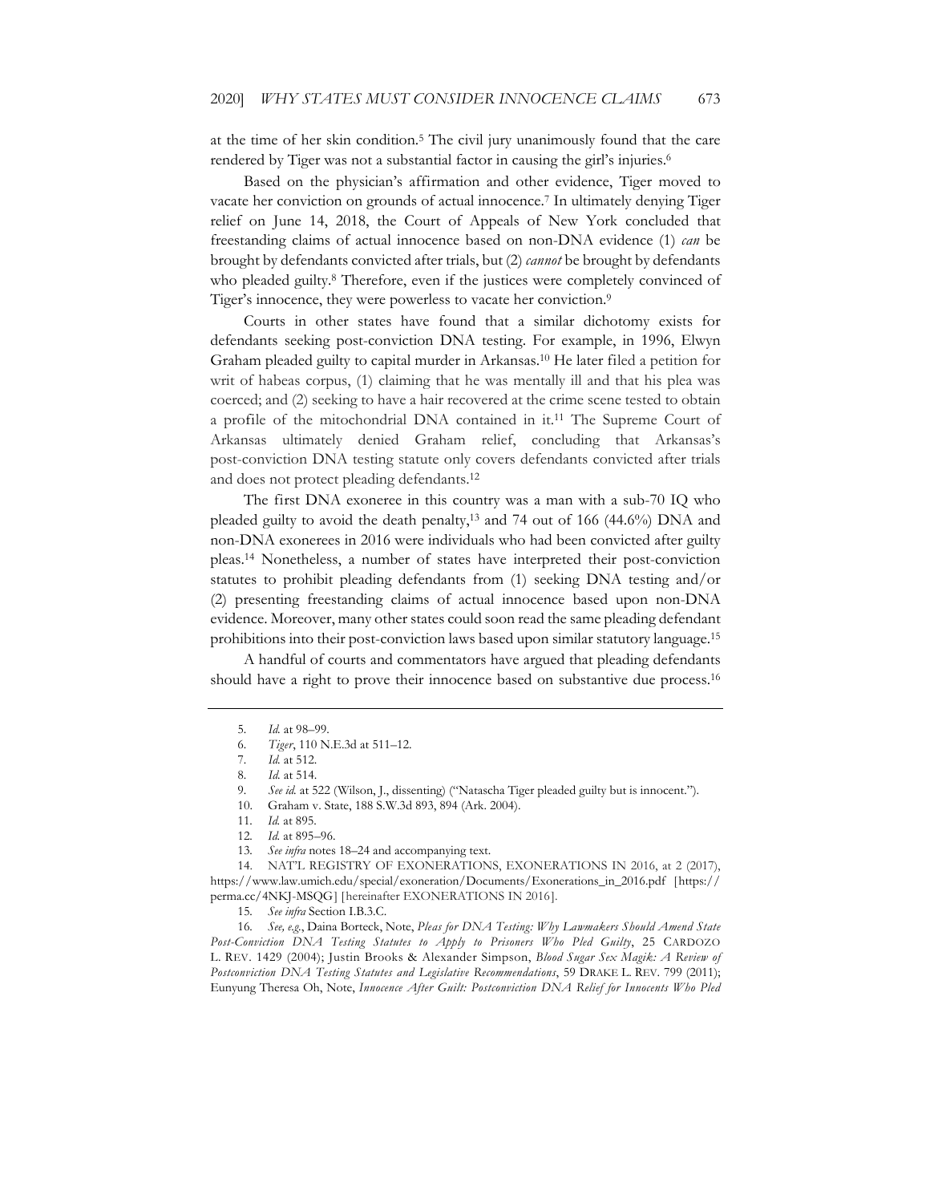at the time of her skin condition.[5] The civil jury unanimously found that the care rendered by Tiger was not a substantial factor in causing the girl's injuries.[6]

Based on the physician's affirmation and other evidence, Tiger moved to vacate her conviction on grounds of actual innocence.[7] In ultimately denying Tiger relief on June 14, 2018, the Court of Appeals of New York concluded that freestanding claims of actual innocence based on non-DNA evidence (1) *can* be brought by defendants convicted after trials, but (2) *cannot* be brought by defendants who pleaded guilty.[8] Therefore, even if the justices were completely convinced of Tiger's innocence, they were powerless to vacate her conviction.[9]

Courts in other states have found that a similar dichotomy exists for defendants seeking post-conviction DNA testing. For example, in 1996, Elwyn Graham pleaded guilty to capital murder in Arkansas.[10] He later filed a petition for writ of habeas corpus, (1) claiming that he was mentally ill and that his plea was coerced; and (2) seeking to have a hair recovered at the crime scene tested to obtain a profile of the mitochondrial DNA contained in it.[11] The Supreme Court of Arkansas ultimately denied Graham relief, concluding that Arkansas's post-conviction DNA testing statute only covers defendants convicted after trials and does not protect pleading defendants.[12]

The first DNA exoneree in this country was a man with a sub-70 IQ who pleaded guilty to avoid the death penalty,[13] and 74 out of 166 (44.6%) DNA and non-DNA exonerees in 2016 were individuals who had been convicted after guilty pleas.[14] Nonetheless, a number of states have interpreted their post-conviction statutes to prohibit pleading defendants from (1) seeking DNA testing and/or (2) presenting freestanding claims of actual innocence based upon non-DNA evidence. Moreover, many other states could soon read the same pleading defendant prohibitions into their post-conviction laws based upon similar statutory language.[15]

A handful of courts and commentators have argued that pleading defendants should have a right to prove their innocence based on substantive due process.[16]

---

5. *Id.* at 98–99.
6. *Tiger*, 110 N.E.3d at 511–12.
7. *Id.* at 512.
8. *Id.* at 514.
9. *See id.* at 522 (Wilson, J., dissenting) ("Natascha Tiger pleaded guilty but is innocent.").
10. Graham v. State, 188 S.W.3d 893, 894 (Ark. 2004).
11. *Id.* at 895.
12. *Id.* at 895–96.
13. *See infra* notes 18–24 and accompanying text.
14. NAT'L REGISTRY OF EXONERATIONS, EXONERATIONS IN 2016, at 2 (2017), https://www.law.umich.edu/special/exoneration/Documents/Exonerations_in_2016.pdf [https://perma.cc/4NKJ-MSQG] [hereinafter EXONERATIONS IN 2016].
15. *See infra* Section I.B.3.C.
16. *See, e.g.*, Daina Borteck, Note, *Pleas for DNA Testing: Why Lawmakers Should Amend State Post-Conviction DNA Testing Statutes to Apply to Prisoners Who Pled Guilty*, 25 CARDOZO L. REV. 1429 (2004); Justin Brooks & Alexander Simpson, *Blood Sugar Sex Magik: A Review of Postconviction DNA Testing Statutes and Legislative Recommendations*, 59 DRAKE L. REV. 799 (2011); Eunyung Theresa Oh, Note, *Innocence After Guilt: Postconviction DNA Relief for Innocents Who Pled*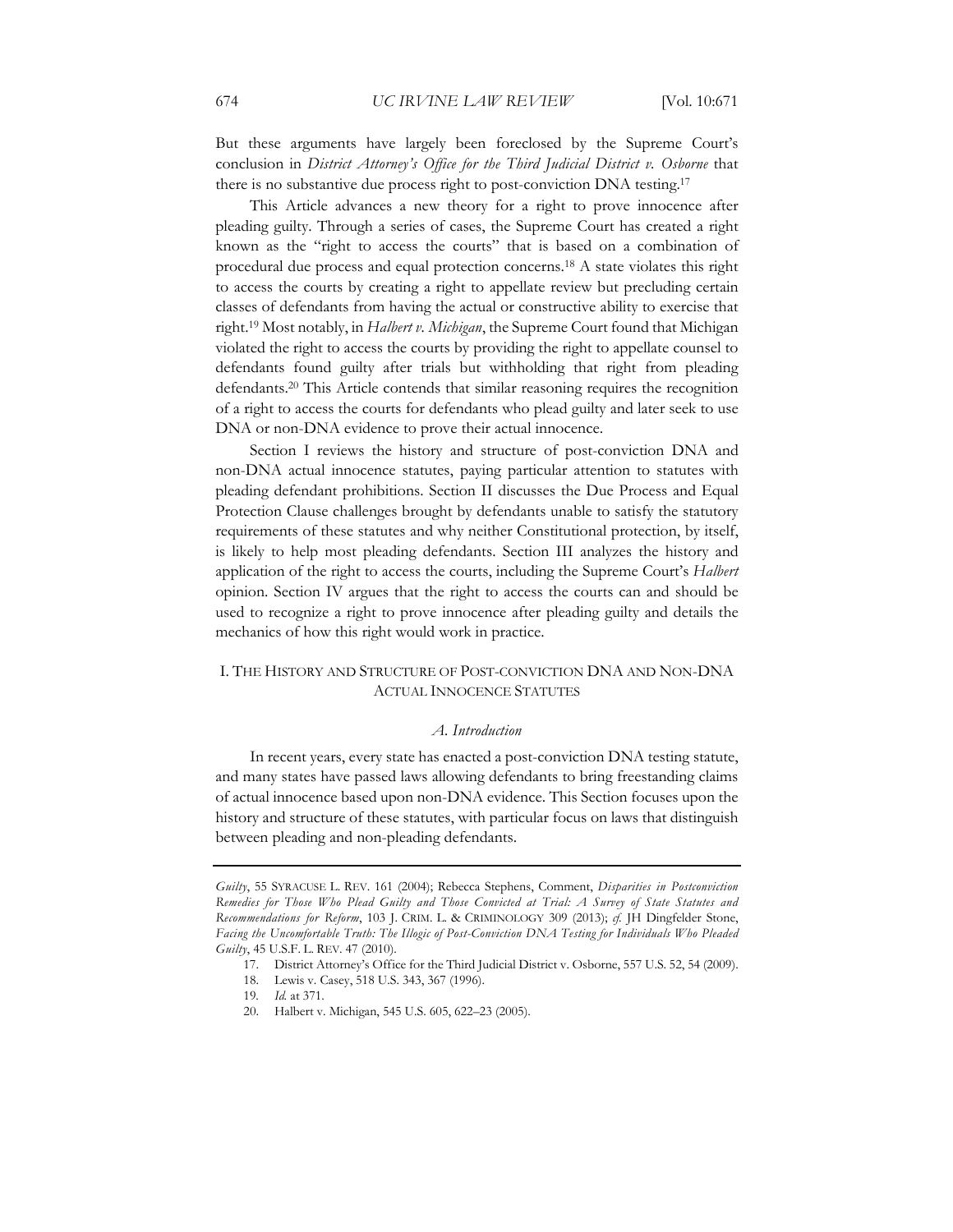But these arguments have largely been foreclosed by the Supreme Court's conclusion in *District Attorney's Office for the Third Judicial District v. Osborne* that there is no substantive due process right to post-conviction DNA testing.[17]

This Article advances a new theory for a right to prove innocence after pleading guilty. Through a series of cases, the Supreme Court has created a right known as the "right to access the courts" that is based on a combination of procedural due process and equal protection concerns.[18] A state violates this right to access the courts by creating a right to appellate review but precluding certain classes of defendants from having the actual or constructive ability to exercise that right.[19] Most notably, in *Halbert v. Michigan*, the Supreme Court found that Michigan violated the right to access the courts by providing the right to appellate counsel to defendants found guilty after trials but withholding that right from pleading defendants.[20] This Article contends that similar reasoning requires the recognition of a right to access the courts for defendants who plead guilty and later seek to use DNA or non-DNA evidence to prove their actual innocence.

Section I reviews the history and structure of post-conviction DNA and non-DNA actual innocence statutes, paying particular attention to statutes with pleading defendant prohibitions. Section II discusses the Due Process and Equal Protection Clause challenges brought by defendants unable to satisfy the statutory requirements of these statutes and why neither Constitutional protection, by itself, is likely to help most pleading defendants. Section III analyzes the history and application of the right to access the courts, including the Supreme Court's *Halbert* opinion. Section IV argues that the right to access the courts can and should be used to recognize a right to prove innocence after pleading guilty and details the mechanics of how this right would work in practice.

## I. THE HISTORY AND STRUCTURE OF POST-CONVICTION DNA AND NON-DNA ACTUAL INNOCENCE STATUTES

### *A. Introduction*

In recent years, every state has enacted a post-conviction DNA testing statute, and many states have passed laws allowing defendants to bring freestanding claims of actual innocence based upon non-DNA evidence. This Section focuses upon the history and structure of these statutes, with particular focus on laws that distinguish between pleading and non-pleading defendants.

---

*Guilty*, 55 SYRACUSE L. REV. 161 (2004); Rebecca Stephens, Comment, *Disparities in Postconviction Remedies for Those Who Plead Guilty and Those Convicted at Trial: A Survey of State Statutes and Recommendations for Reform*, 103 J. CRIM. L. & CRIMINOLOGY 309 (2013); *cf.* JH Dingfelder Stone, *Facing the Uncomfortable Truth: The Illogic of Post-Conviction DNA Testing for Individuals Who Pleaded Guilty*, 45 U.S.F. L. REV. 47 (2010).

17. District Attorney's Office for the Third Judicial District v. Osborne, 557 U.S. 52, 54 (2009).

18. Lewis v. Casey, 518 U.S. 343, 367 (1996).

19. *Id.* at 371.

20. Halbert v. Michigan, 545 U.S. 605, 622–23 (2005).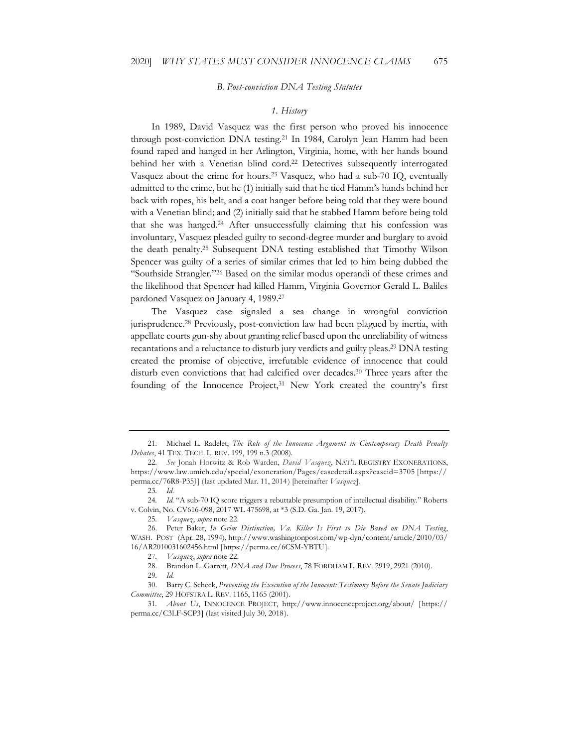### B. Post-conviction DNA Testing Statutes

#### 1. History

In 1989, David Vasquez was the first person who proved his innocence through post-conviction DNA testing.[21] In 1984, Carolyn Jean Hamm had been found raped and hanged in her Arlington, Virginia, home, with her hands bound behind her with a Venetian blind cord.[22] Detectives subsequently interrogated Vasquez about the crime for hours.[23] Vasquez, who had a sub-70 IQ, eventually admitted to the crime, but he (1) initially said that he tied Hamm's hands behind her back with ropes, his belt, and a coat hanger before being told that they were bound with a Venetian blind; and (2) initially said that he stabbed Hamm before being told that she was hanged.[24] After unsuccessfully claiming that his confession was involuntary, Vasquez pleaded guilty to second-degree murder and burglary to avoid the death penalty.[25] Subsequent DNA testing established that Timothy Wilson Spencer was guilty of a series of similar crimes that led to him being dubbed the "Southside Strangler."[26] Based on the similar modus operandi of these crimes and the likelihood that Spencer had killed Hamm, Virginia Governor Gerald L. Baliles pardoned Vasquez on January 4, 1989.[27]

The Vasquez case signaled a sea change in wrongful conviction jurisprudence.[28] Previously, post-conviction law had been plagued by inertia, with appellate courts gun-shy about granting relief based upon the unreliability of witness recantations and a reluctance to disturb jury verdicts and guilty pleas.[29] DNA testing created the promise of objective, irrefutable evidence of innocence that could disturb even convictions that had calcified over decades.[30] Three years after the founding of the Innocence Project,[31] New York created the country's first

---

21. Michael L. Radelet, *The Role of the Innocence Argument in Contemporary Death Penalty Debates*, 41 TEX. TECH. L. REV. 199, 199 n.3 (2008).

22. *See* Jonah Horwitz & Rob Warden, *David Vasquez*, NAT'L REGISTRY EXONERATIONS, https://www.law.umich.edu/special/exoneration/Pages/casedetail.aspx?caseid=3705 [https://perma.cc/76R8-P35J] (last updated Mar. 11, 2014) [hereinafter *Vasquez*].

23. *Id.*

24. *Id.* "A sub-70 IQ score triggers a rebuttable presumption of intellectual disability." Roberts v. Colvin, No. CV616-098, 2017 WL 475698, at *3 (S.D. Ga. Jan. 19, 2017).

25. *Vasquez*, *supra* note 22.

26. Peter Baker, *In Grim Distinction, Va. Killer Is First to Die Based on DNA Testing*, WASH. POST (Apr. 28, 1994), http://www.washingtonpost.com/wp-dyn/content/article/2010/03/16/AR2010031602456.html [https://perma.cc/6CSM-YBTU].

27. *Vasquez*, *supra* note 22.

28. Brandon L. Garrett, *DNA and Due Process*, 78 FORDHAM L. REV. 2919, 2921 (2010).

29. *Id.*

30. Barry C. Scheck, *Preventing the Execution of the Innocent: Testimony Before the Senate Judiciary Committee*, 29 HOFSTRA L. REV. 1165, 1165 (2001).

31. *About Us*, INNOCENCE PROJECT, http://www.innocenceproject.org/about/ [https://perma.cc/C3LF-SCP3] (last visited July 30, 2018).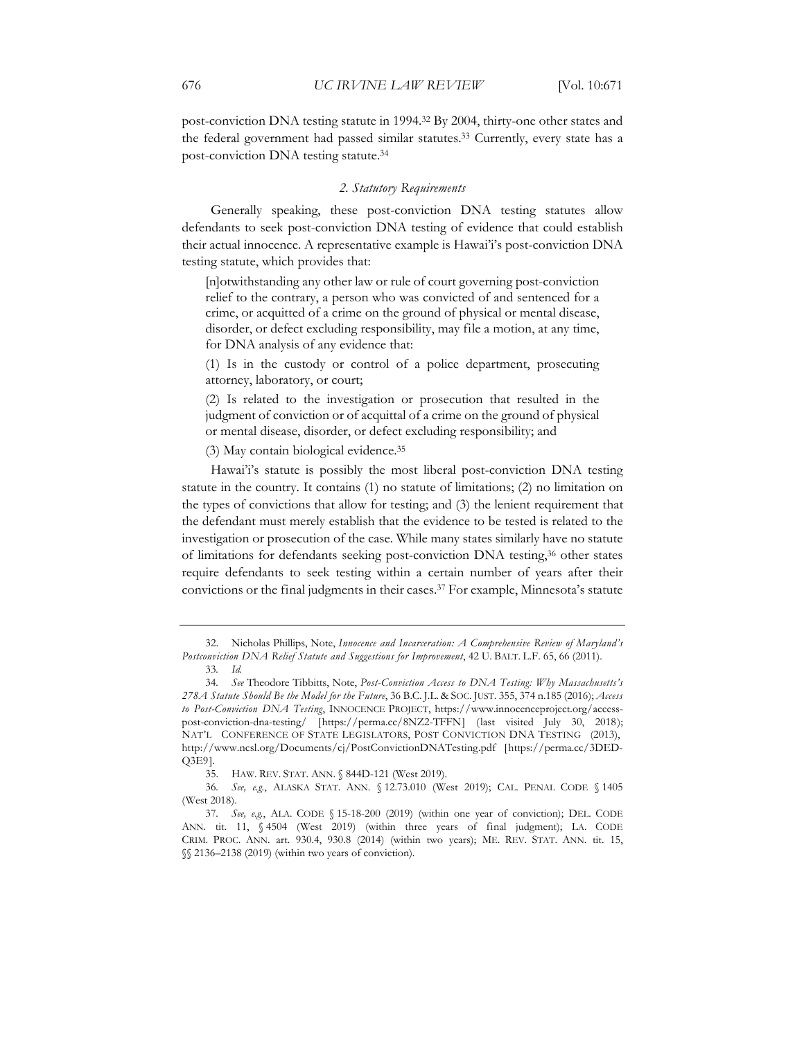post-conviction DNA testing statute in 1994.[32] By 2004, thirty-one other states and the federal government had passed similar statutes.[33] Currently, every state has a post-conviction DNA testing statute.[34]

### *2. Statutory Requirements*

Generally speaking, these post-conviction DNA testing statutes allow defendants to seek post-conviction DNA testing of evidence that could establish their actual innocence. A representative example is Hawai'i's post-conviction DNA testing statute, which provides that:

> [n]otwithstanding any other law or rule of court governing post-conviction relief to the contrary, a person who was convicted of and sentenced for a crime, or acquitted of a crime on the ground of physical or mental disease, disorder, or defect excluding responsibility, may file a motion, at any time, for DNA analysis of any evidence that:
>
> (1) Is in the custody or control of a police department, prosecuting attorney, laboratory, or court;
>
> (2) Is related to the investigation or prosecution that resulted in the judgment of conviction or of acquittal of a crime on the ground of physical or mental disease, disorder, or defect excluding responsibility; and
>
> (3) May contain biological evidence.[35]

Hawai'i's statute is possibly the most liberal post-conviction DNA testing statute in the country. It contains (1) no statute of limitations; (2) no limitation on the types of convictions that allow for testing; and (3) the lenient requirement that the defendant must merely establish that the evidence to be tested is related to the investigation or prosecution of the case. While many states similarly have no statute of limitations for defendants seeking post-conviction DNA testing,[36] other states require defendants to seek testing within a certain number of years after their convictions or the final judgments in their cases.[37] For example, Minnesota's statute

---

32. Nicholas Phillips, Note, *Innocence and Incarceration: A Comprehensive Review of Maryland's Postconviction DNA Relief Statute and Suggestions for Improvement*, 42 U. BALT. L.F. 65, 66 (2011).

33. *Id.*

34. *See* Theodore Tibbitts, Note, *Post-Conviction Access to DNA Testing: Why Massachusetts's 278A Statute Should Be the Model for the Future*, 36 B.C. J.L. & SOC. JUST. 355, 374 n.185 (2016); *Access to Post-Conviction DNA Testing*, INNOCENCE PROJECT, https://www.innocenceproject.org/access-post-conviction-dna-testing/ [https://perma.cc/8NZ2-TFFN] (last visited July 30, 2018); NAT'L CONFERENCE OF STATE LEGISLATORS, POST CONVICTION DNA TESTING (2013), http://www.ncsl.org/Documents/cj/PostConvictionDNATesting.pdf [https://perma.cc/3DED-Q3E9].

35. HAW. REV. STAT. ANN. § 844D-121 (West 2019).

36. *See, e.g.*, ALASKA STAT. ANN. § 12.73.010 (West 2019); CAL. PENAL CODE § 1405 (West 2018).

37. *See, e.g.*, ALA. CODE § 15-18-200 (2019) (within one year of conviction); DEL. CODE ANN. tit. 11, § 4504 (West 2019) (within three years of final judgment); LA. CODE CRIM. PROC. ANN. art. 930.4, 930.8 (2014) (within two years); ME. REV. STAT. ANN. tit. 15, §§ 2136–2138 (2019) (within two years of conviction).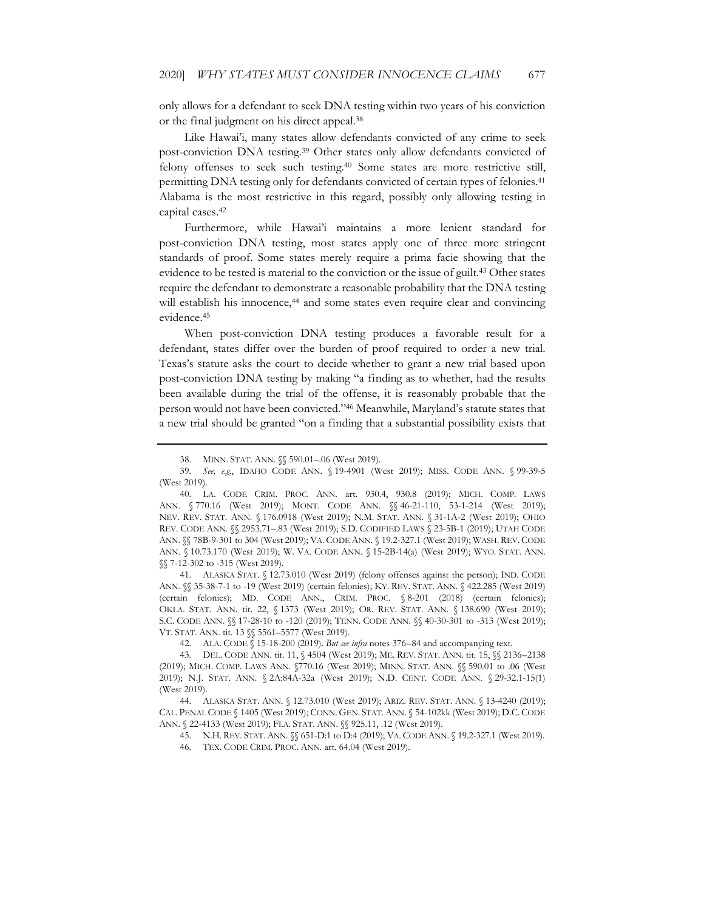only allows for a defendant to seek DNA testing within two years of his conviction or the final judgment on his direct appeal.[38]

Like Hawai'i, many states allow defendants convicted of any crime to seek post-conviction DNA testing.[39] Other states only allow defendants convicted of felony offenses to seek such testing.[40] Some states are more restrictive still, permitting DNA testing only for defendants convicted of certain types of felonies.[41] Alabama is the most restrictive in this regard, possibly only allowing testing in capital cases.[42]

Furthermore, while Hawai'i maintains a more lenient standard for post-conviction DNA testing, most states apply one of three more stringent standards of proof. Some states merely require a prima facie showing that the evidence to be tested is material to the conviction or the issue of guilt.[43] Other states require the defendant to demonstrate a reasonable probability that the DNA testing will establish his innocence,[44] and some states even require clear and convincing evidence.[45]

When post-conviction DNA testing produces a favorable result for a defendant, states differ over the burden of proof required to order a new trial. Texas's statute asks the court to decide whether to grant a new trial based upon post-conviction DNA testing by making "a finding as to whether, had the results been available during the trial of the offense, it is reasonably probable that the person would not have been convicted."[46] Meanwhile, Maryland's statute states that a new trial should be granted "on a finding that a substantial possibility exists that

---

38. MINN. STAT. ANN. §§ 590.01–.06 (West 2019).

39. *See, e.g.*, IDAHO CODE ANN. § 19-4901 (West 2019); MISS. CODE ANN. § 99-39-5 (West 2019).

40. LA. CODE CRIM. PROC. ANN. art. 930.4, 930.8 (2019); MICH. COMP. LAWS ANN. § 770.16 (West 2019); MONT. CODE ANN. §§ 46-21-110, 53-1-214 (West 2019); NEV. REV. STAT. ANN. § 176.0918 (West 2019); N.M. STAT. ANN. § 31-1A-2 (West 2019); OHIO REV. CODE ANN. §§ 2953.71–.83 (West 2019); S.D. CODIFIED LAWS § 23-5B-1 (2019); UTAH CODE ANN. §§ 78B-9-301 to 304 (West 2019); VA. CODE ANN. § 19.2-327.1 (West 2019); WASH. REV. CODE ANN. § 10.73.170 (West 2019); W. VA. CODE ANN. § 15-2B-14(a) (West 2019); WYO. STAT. ANN. §§ 7-12-302 to -315 (West 2019).

41. ALASKA STAT. § 12.73.010 (West 2019) (felony offenses against the person); IND. CODE ANN. §§ 35-38-7-1 to -19 (West 2019) (certain felonies); KY. REV. STAT. ANN. § 422.285 (West 2019) (certain felonies); MD. CODE ANN., CRIM. PROC. § 8-201 (2018) (certain felonies); OKLA. STAT. ANN. tit. 22, § 1373 (West 2019); OR. REV. STAT. ANN. § 138.690 (West 2019); S.C. CODE ANN. §§ 17-28-10 to -120 (2019); TENN. CODE ANN. §§ 40-30-301 to -313 (West 2019); VT. STAT. ANN. tit. 13 §§ 5561–5577 (West 2019).

42. ALA. CODE § 15-18-200 (2019). *But see infra* notes 376–84 and accompanying text.

43. DEL. CODE ANN. tit. 11, § 4504 (West 2019); ME. REV. STAT. ANN. tit. 15, §§ 2136–2138 (2019); MICH. COMP. LAWS ANN. §770.16 (West 2019); MINN. STAT. ANN. §§ 590.01 to .06 (West 2019); N.J. STAT. ANN. § 2A:84A-32a (West 2019); N.D. CENT. CODE ANN. § 29-32.1-15(1) (West 2019).

44. ALASKA STAT. ANN. § 12.73.010 (West 2019); ARIZ. REV. STAT. ANN. § 13-4240 (2019); CAL. PENAL CODE § 1405 (West 2019); CONN. GEN. STAT. ANN. § 54-102kk (West 2019); D.C. CODE ANN. § 22-4133 (West 2019); FLA. STAT. ANN. §§ 925.11, .12 (West 2019).

45. N.H. REV. STAT. ANN. §§ 651-D:1 to D:4 (2019); VA. CODE ANN. § 19.2-327.1 (West 2019).

46. TEX. CODE CRIM. PROC. ANN. art. 64.04 (West 2019).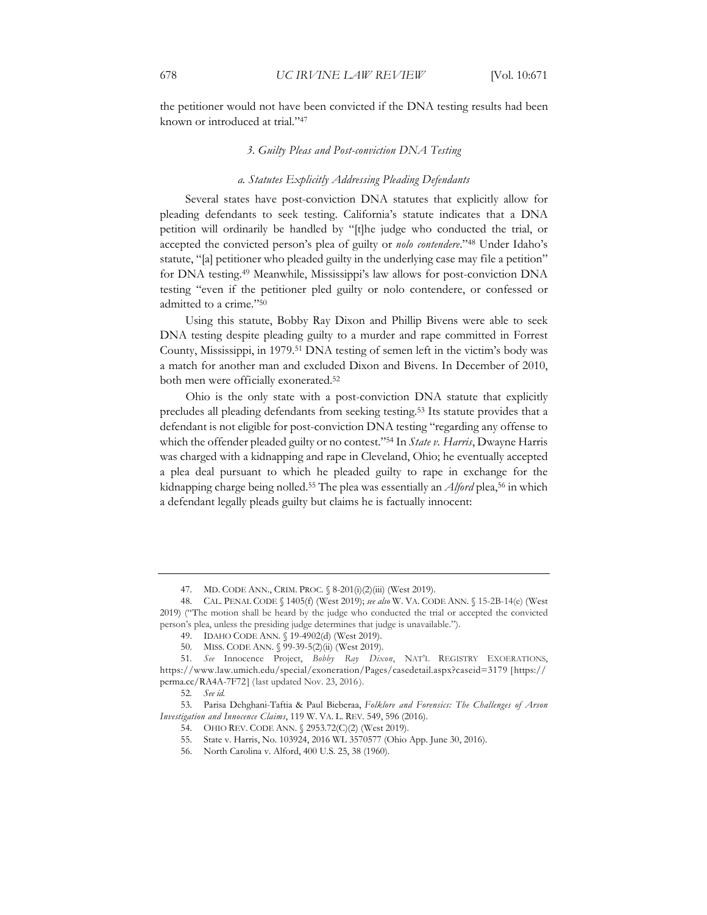the petitioner would not have been convicted if the DNA testing results had been known or introduced at trial."[47]

### 3. Guilty Pleas and Post-conviction DNA Testing

#### a. Statutes Explicitly Addressing Pleading Defendants

Several states have post-conviction DNA statutes that explicitly allow for pleading defendants to seek testing. California's statute indicates that a DNA petition will ordinarily be handled by "[t]he judge who conducted the trial, or accepted the convicted person's plea of guilty or *nolo contendere*."[48] Under Idaho's statute, "[a] petitioner who pleaded guilty in the underlying case may file a petition" for DNA testing.[49] Meanwhile, Mississippi's law allows for post-conviction DNA testing "even if the petitioner pled guilty or nolo contendere, or confessed or admitted to a crime."[50]

Using this statute, Bobby Ray Dixon and Phillip Bivens were able to seek DNA testing despite pleading guilty to a murder and rape committed in Forrest County, Mississippi, in 1979.[51] DNA testing of semen left in the victim's body was a match for another man and excluded Dixon and Bivens. In December of 2010, both men were officially exonerated.[52]

Ohio is the only state with a post-conviction DNA statute that explicitly precludes all pleading defendants from seeking testing.[53] Its statute provides that a defendant is not eligible for post-conviction DNA testing "regarding any offense to which the offender pleaded guilty or no contest."[54] In *State v. Harris*, Dwayne Harris was charged with a kidnapping and rape in Cleveland, Ohio; he eventually accepted a plea deal pursuant to which he pleaded guilty to rape in exchange for the kidnapping charge being nolled.[55] The plea was essentially an *Alford* plea,[56] in which a defendant legally pleads guilty but claims he is factually innocent:

---

47. MD. CODE ANN., CRIM. PROC. § 8-201(i)(2)(iii) (West 2019).

48. CAL. PENAL CODE § 1405(f) (West 2019); *see also* W. VA. CODE ANN. § 15-2B-14(e) (West 2019) ("The motion shall be heard by the judge who conducted the trial or accepted the convicted person's plea, unless the presiding judge determines that judge is unavailable.").

49. IDAHO CODE ANN. § 19-4902(d) (West 2019).

50. MISS. CODE ANN. § 99-39-5(2)(ii) (West 2019).

51. *See* Innocence Project, *Bobby Ray Dixon*, NAT'L REGISTRY EXOERATIONS, https://www.law.umich.edu/special/exoneration/Pages/casedetail.aspx?caseid=3179 [https://perma.cc/RA4A-7F72] (last updated Nov. 23, 2016).

52. *See id.*

53. Parisa Dehghani-Taftia & Paul Bieberaa, *Folklore and Forensics: The Challenges of Arson Investigation and Innocence Claims*, 119 W. VA. L. REV. 549, 596 (2016).

54. OHIO REV. CODE ANN. § 2953.72(C)(2) (West 2019).

55. State v. Harris, No. 103924, 2016 WL 3570577 (Ohio App. June 30, 2016).

56. North Carolina v. Alford, 400 U.S. 25, 38 (1960).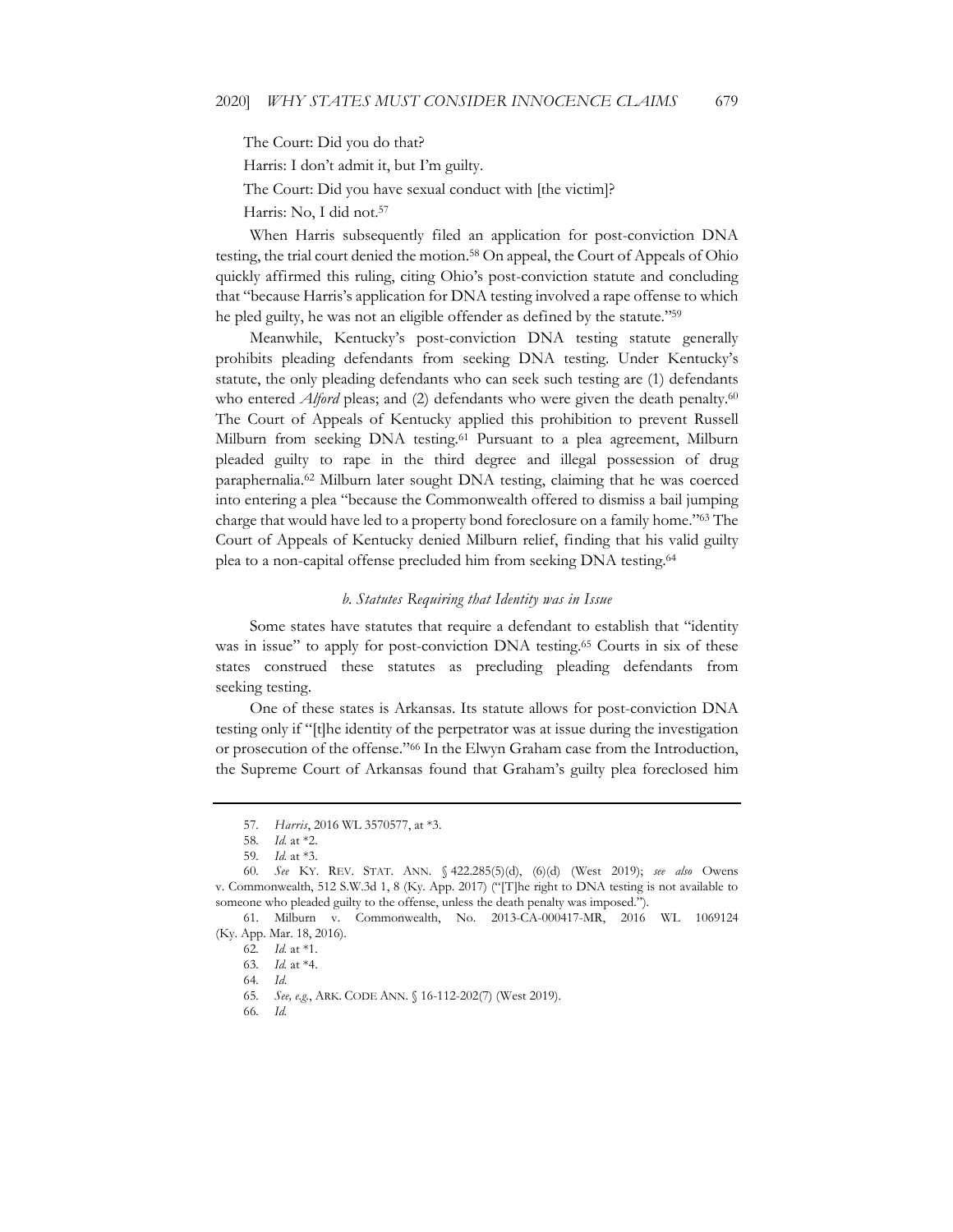The Court: Did you do that?

Harris: I don't admit it, but I'm guilty.

The Court: Did you have sexual conduct with [the victim]?

Harris: No, I did not.[57]

When Harris subsequently filed an application for post-conviction DNA testing, the trial court denied the motion.[58] On appeal, the Court of Appeals of Ohio quickly affirmed this ruling, citing Ohio's post-conviction statute and concluding that "because Harris's application for DNA testing involved a rape offense to which he pled guilty, he was not an eligible offender as defined by the statute."[59]

Meanwhile, Kentucky's post-conviction DNA testing statute generally prohibits pleading defendants from seeking DNA testing. Under Kentucky's statute, the only pleading defendants who can seek such testing are (1) defendants who entered *Alford* pleas; and (2) defendants who were given the death penalty.[60] The Court of Appeals of Kentucky applied this prohibition to prevent Russell Milburn from seeking DNA testing.[61] Pursuant to a plea agreement, Milburn pleaded guilty to rape in the third degree and illegal possession of drug paraphernalia.[62] Milburn later sought DNA testing, claiming that he was coerced into entering a plea "because the Commonwealth offered to dismiss a bail jumping charge that would have led to a property bond foreclosure on a family home."[63] The Court of Appeals of Kentucky denied Milburn relief, finding that his valid guilty plea to a non-capital offense precluded him from seeking DNA testing.[64]

#### *b. Statutes Requiring that Identity was in Issue*

Some states have statutes that require a defendant to establish that "identity was in issue" to apply for post-conviction DNA testing.[65] Courts in six of these states construed these statutes as precluding pleading defendants from seeking testing.

One of these states is Arkansas. Its statute allows for post-conviction DNA testing only if "[t]he identity of the perpetrator was at issue during the investigation or prosecution of the offense."[66] In the Elwyn Graham case from the Introduction, the Supreme Court of Arkansas found that Graham's guilty plea foreclosed him

---

57. *Harris*, 2016 WL 3570577, at *3.

58. *Id.* at *2.

59. *Id.* at *3.

60. *See* KY. REV. STAT. ANN. § 422.285(5)(d), (6)(d) (West 2019); *see also* Owens v. Commonwealth, 512 S.W.3d 1, 8 (Ky. App. 2017) ("[T]he right to DNA testing is not available to someone who pleaded guilty to the offense, unless the death penalty was imposed.").

61. Milburn v. Commonwealth, No. 2013-CA-000417-MR, 2016 WL 1069124 (Ky. App. Mar. 18, 2016).

62. *Id.* at *1.

63. *Id.* at *4.

64. *Id.*

65. *See, e.g.*, ARK. CODE ANN. § 16-112-202(7) (West 2019).

66. *Id.*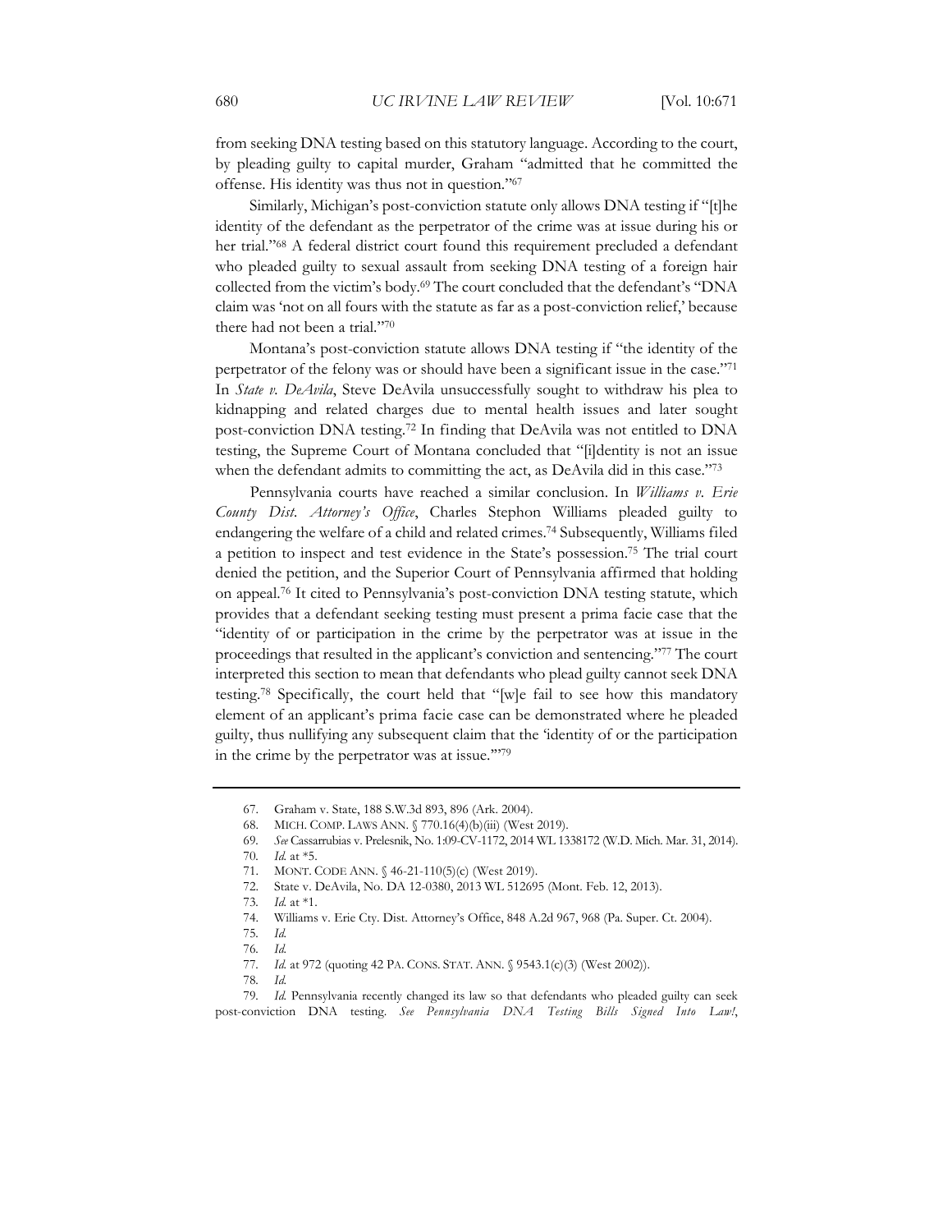from seeking DNA testing based on this statutory language. According to the court, by pleading guilty to capital murder, Graham "admitted that he committed the offense. His identity was thus not in question."[67]

Similarly, Michigan's post-conviction statute only allows DNA testing if "[t]he identity of the defendant as the perpetrator of the crime was at issue during his or her trial."[68] A federal district court found this requirement precluded a defendant who pleaded guilty to sexual assault from seeking DNA testing of a foreign hair collected from the victim's body.[69] The court concluded that the defendant's "DNA claim was 'not on all fours with the statute as far as a post-conviction relief,' because there had not been a trial."[70]

Montana's post-conviction statute allows DNA testing if "the identity of the perpetrator of the felony was or should have been a significant issue in the case."[71] In *State v. DeAvila*, Steve DeAvila unsuccessfully sought to withdraw his plea to kidnapping and related charges due to mental health issues and later sought post-conviction DNA testing.[72] In finding that DeAvila was not entitled to DNA testing, the Supreme Court of Montana concluded that "[i]dentity is not an issue when the defendant admits to committing the act, as DeAvila did in this case."[73]

Pennsylvania courts have reached a similar conclusion. In *Williams v. Erie County Dist. Attorney's Office*, Charles Stephon Williams pleaded guilty to endangering the welfare of a child and related crimes.[74] Subsequently, Williams filed a petition to inspect and test evidence in the State's possession.[75] The trial court denied the petition, and the Superior Court of Pennsylvania affirmed that holding on appeal.[76] It cited to Pennsylvania's post-conviction DNA testing statute, which provides that a defendant seeking testing must present a prima facie case that the "identity of or participation in the crime by the perpetrator was at issue in the proceedings that resulted in the applicant's conviction and sentencing."[77] The court interpreted this section to mean that defendants who plead guilty cannot seek DNA testing.[78] Specifically, the court held that "[w]e fail to see how this mandatory element of an applicant's prima facie case can be demonstrated where he pleaded guilty, thus nullifying any subsequent claim that the 'identity of or the participation in the crime by the perpetrator was at issue.'"[79]

---

67. Graham v. State, 188 S.W.3d 893, 896 (Ark. 2004).
68. MICH. COMP. LAWS ANN. § 770.16(4)(b)(iii) (West 2019).
69. *See* Cassarrubias v. Prelesnik, No. 1:09-CV-1172, 2014 WL 1338172 (W.D. Mich. Mar. 31, 2014).
70. *Id.* at *5.
71. MONT. CODE ANN. § 46-21-110(5)(c) (West 2019).
72. State v. DeAvila, No. DA 12-0380, 2013 WL 512695 (Mont. Feb. 12, 2013).
73. *Id.* at *1.
74. Williams v. Erie Cty. Dist. Attorney's Office, 848 A.2d 967, 968 (Pa. Super. Ct. 2004).
75. *Id.*
76. *Id.*
77. *Id.* at 972 (quoting 42 PA. CONS. STAT. ANN. § 9543.1(c)(3) (West 2002)).
78. *Id.*
79. *Id.* Pennsylvania recently changed its law so that defendants who pleaded guilty can seek post-conviction DNA testing. *See Pennsylvania DNA Testing Bills Signed Into Law!*,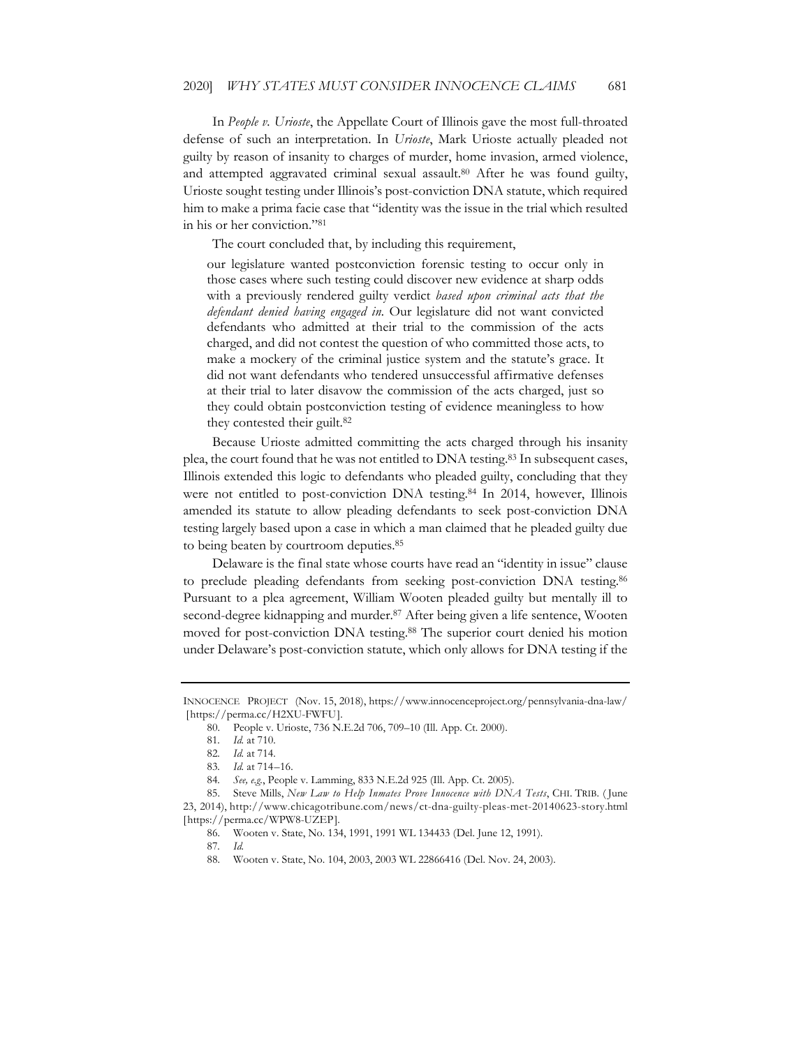In *People v. Urioste*, the Appellate Court of Illinois gave the most full-throated defense of such an interpretation. In *Urioste*, Mark Urioste actually pleaded not guilty by reason of insanity to charges of murder, home invasion, armed violence, and attempted aggravated criminal sexual assault.[80] After he was found guilty, Urioste sought testing under Illinois's post-conviction DNA statute, which required him to make a prima facie case that "identity was the issue in the trial which resulted in his or her conviction."[81]

The court concluded that, by including this requirement,

> our legislature wanted postconviction forensic testing to occur only in those cases where such testing could discover new evidence at sharp odds with a previously rendered guilty verdict *based upon criminal acts that the defendant denied having engaged in*. Our legislature did not want convicted defendants who admitted at their trial to the commission of the acts charged, and did not contest the question of who committed those acts, to make a mockery of the criminal justice system and the statute's grace. It did not want defendants who tendered unsuccessful affirmative defenses at their trial to later disavow the commission of the acts charged, just so they could obtain postconviction testing of evidence meaningless to how they contested their guilt.[82]

Because Urioste admitted committing the acts charged through his insanity plea, the court found that he was not entitled to DNA testing.[83] In subsequent cases, Illinois extended this logic to defendants who pleaded guilty, concluding that they were not entitled to post-conviction DNA testing.[84] In 2014, however, Illinois amended its statute to allow pleading defendants to seek post-conviction DNA testing largely based upon a case in which a man claimed that he pleaded guilty due to being beaten by courtroom deputies.[85]

Delaware is the final state whose courts have read an "identity in issue" clause to preclude pleading defendants from seeking post-conviction DNA testing.[86] Pursuant to a plea agreement, William Wooten pleaded guilty but mentally ill to second-degree kidnapping and murder.[87] After being given a life sentence, Wooten moved for post-conviction DNA testing.[88] The superior court denied his motion under Delaware's post-conviction statute, which only allows for DNA testing if the

---

INNOCENCE PROJECT (Nov. 15, 2018), https://www.innocenceproject.org/pennsylvania-dna-law/ [https://perma.cc/H2XU-FWFU].

80. People v. Urioste, 736 N.E.2d 706, 709–10 (Ill. App. Ct. 2000).

81. *Id.* at 710.

82. *Id.* at 714.

83. *Id.* at 714–16.

84. *See, e.g.*, People v. Lamming, 833 N.E.2d 925 (Ill. App. Ct. 2005).

85. Steve Mills, *New Law to Help Inmates Prove Innocence with DNA Tests*, CHI. TRIB. (June 23, 2014), http://www.chicagotribune.com/news/ct-dna-guilty-pleas-met-20140623-story.html [https://perma.cc/WPW8-UZEP].

86. Wooten v. State, No. 134, 1991, 1991 WL 134433 (Del. June 12, 1991).

87. *Id.*

88. Wooten v. State, No. 104, 2003, 2003 WL 22866416 (Del. Nov. 24, 2003).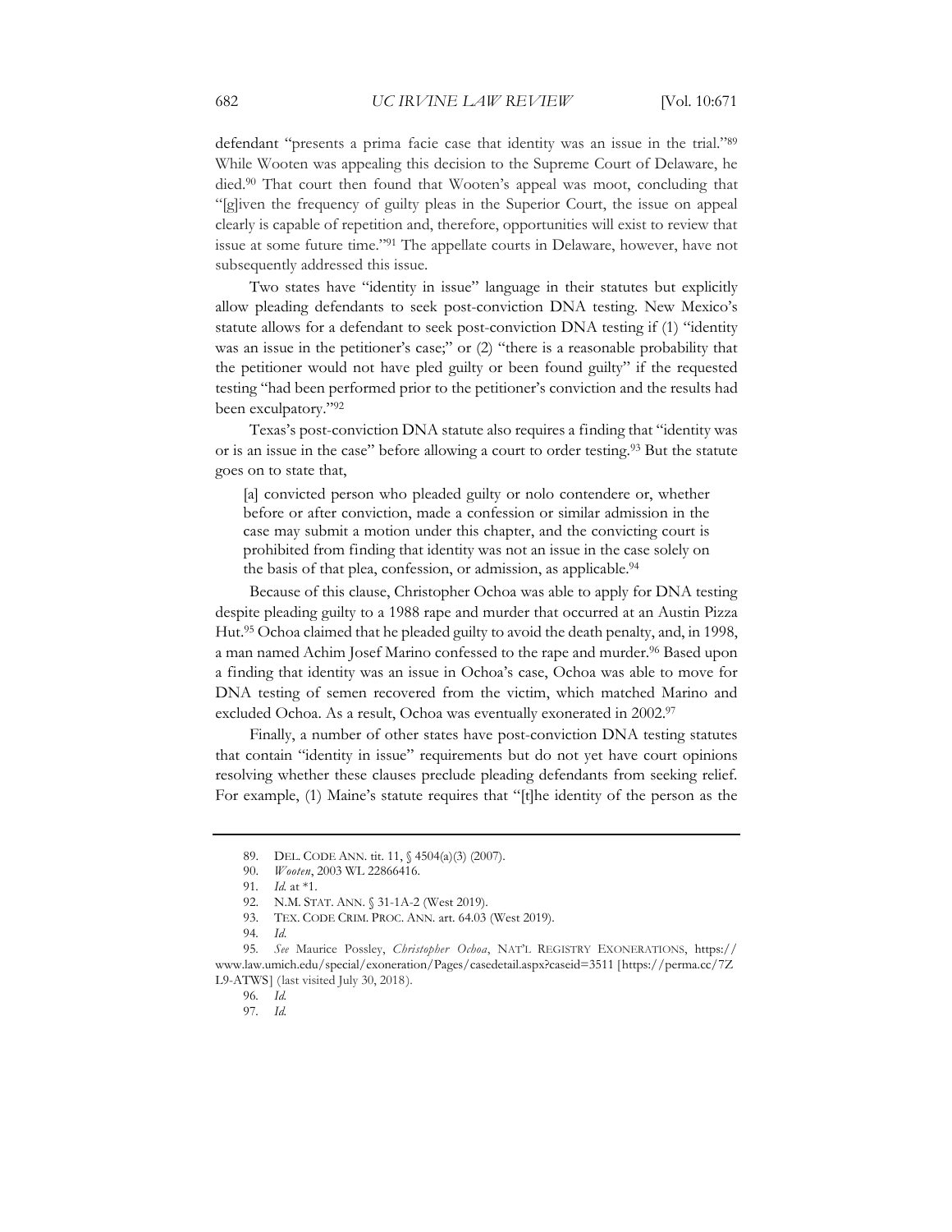defendant "presents a prima facie case that identity was an issue in the trial."[89] While Wooten was appealing this decision to the Supreme Court of Delaware, he died.[90] That court then found that Wooten's appeal was moot, concluding that "[g]iven the frequency of guilty pleas in the Superior Court, the issue on appeal clearly is capable of repetition and, therefore, opportunities will exist to review that issue at some future time."[91] The appellate courts in Delaware, however, have not subsequently addressed this issue.

Two states have "identity in issue" language in their statutes but explicitly allow pleading defendants to seek post-conviction DNA testing. New Mexico's statute allows for a defendant to seek post-conviction DNA testing if (1) "identity was an issue in the petitioner's case;" or (2) "there is a reasonable probability that the petitioner would not have pled guilty or been found guilty" if the requested testing "had been performed prior to the petitioner's conviction and the results had been exculpatory."[92]

Texas's post-conviction DNA statute also requires a finding that "identity was or is an issue in the case" before allowing a court to order testing.[93] But the statute goes on to state that,

> [a] convicted person who pleaded guilty or nolo contendere or, whether before or after conviction, made a confession or similar admission in the case may submit a motion under this chapter, and the convicting court is prohibited from finding that identity was not an issue in the case solely on the basis of that plea, confession, or admission, as applicable.[94]

Because of this clause, Christopher Ochoa was able to apply for DNA testing despite pleading guilty to a 1988 rape and murder that occurred at an Austin Pizza Hut.[95] Ochoa claimed that he pleaded guilty to avoid the death penalty, and, in 1998, a man named Achim Josef Marino confessed to the rape and murder.[96] Based upon a finding that identity was an issue in Ochoa's case, Ochoa was able to move for DNA testing of semen recovered from the victim, which matched Marino and excluded Ochoa. As a result, Ochoa was eventually exonerated in 2002.[97]

Finally, a number of other states have post-conviction DNA testing statutes that contain "identity in issue" requirements but do not yet have court opinions resolving whether these clauses preclude pleading defendants from seeking relief. For example, (1) Maine's statute requires that "[t]he identity of the person as the

---

89. DEL. CODE ANN. tit. 11, § 4504(a)(3) (2007).

90. *Wooten*, 2003 WL 22866416.

91. *Id.* at *1.

92. N.M. STAT. ANN. § 31-1A-2 (West 2019).

93. TEX. CODE CRIM. PROC. ANN. art. 64.03 (West 2019).

94. *Id*.

95. *See* Maurice Possley, *Christopher Ochoa*, NAT'L REGISTRY EXONERATIONS, https://www.law.umich.edu/special/exoneration/Pages/casedetail.aspx?caseid=3511 [https://perma.cc/7ZL9-ATWS] (last visited July 30, 2018).

96. *Id.*

97. *Id.*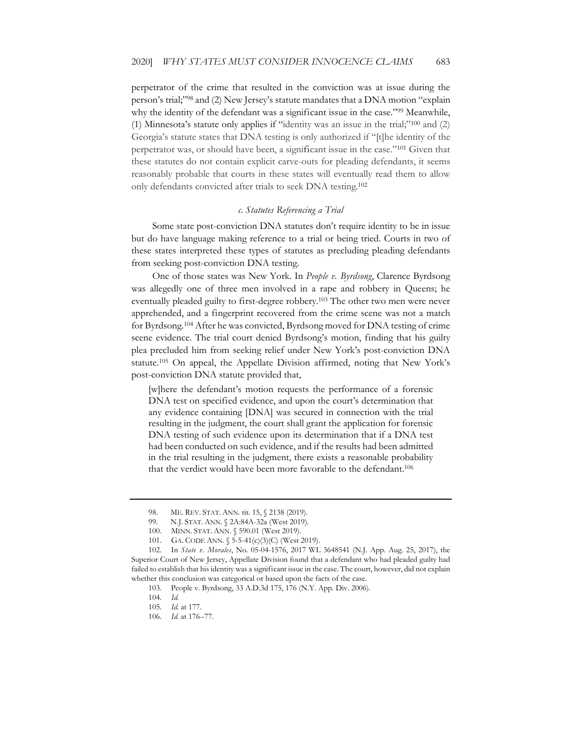perpetrator of the crime that resulted in the conviction was at issue during the person's trial;"[98] and (2) New Jersey's statute mandates that a DNA motion "explain why the identity of the defendant was a significant issue in the case."[99] Meanwhile, (1) Minnesota's statute only applies if "identity was an issue in the trial;"[100] and (2) Georgia's statute states that DNA testing is only authorized if "[t]he identity of the perpetrator was, or should have been, a significant issue in the case."[101] Given that these statutes do not contain explicit carve-outs for pleading defendants, it seems reasonably probable that courts in these states will eventually read them to allow only defendants convicted after trials to seek DNA testing.[102]

### *c. Statutes Referencing a Trial*

Some state post-conviction DNA statutes don't require identity to be in issue but do have language making reference to a trial or being tried. Courts in two of these states interpreted these types of statutes as precluding pleading defendants from seeking post-conviction DNA testing.

One of those states was New York. In *People v. Byrdsong*, Clarence Byrdsong was allegedly one of three men involved in a rape and robbery in Queens; he eventually pleaded guilty to first-degree robbery.[103] The other two men were never apprehended, and a fingerprint recovered from the crime scene was not a match for Byrdsong.[104] After he was convicted, Byrdsong moved for DNA testing of crime scene evidence. The trial court denied Byrdsong's motion, finding that his guilty plea precluded him from seeking relief under New York's post-conviction DNA statute.[105] On appeal, the Appellate Division affirmed, noting that New York's post-conviction DNA statute provided that,

> [w]here the defendant's motion requests the performance of a forensic DNA test on specified evidence, and upon the court's determination that any evidence containing [DNA] was secured in connection with the trial resulting in the judgment, the court shall grant the application for forensic DNA testing of such evidence upon its determination that if a DNA test had been conducted on such evidence, and if the results had been admitted in the trial resulting in the judgment, there exists a reasonable probability that the verdict would have been more favorable to the defendant.[106]

---

98. ME. REV. STAT. ANN. tit. 15, § 2138 (2019).

99. N.J. STAT. ANN. § 2A:84A-32a (West 2019).

100. MINN. STAT. ANN. § 590.01 (West 2019).

101. GA. CODE ANN. § 5-5-41(c)(3)(C) (West 2019).

102. In *State v. Morales*, No. 05-04-1576, 2017 WL 3648541 (N.J. App. Aug. 25, 2017), the Superior Court of New Jersey, Appellate Division found that a defendant who had pleaded guilty had failed to establish that his identity was a significant issue in the case. The court, however, did not explain whether this conclusion was categorical or based upon the facts of the case.

103. People v. Byrdsong, 33 A.D.3d 175, 176 (N.Y. App. Div. 2006).

104. *Id.*

105. *Id.* at 177.

106. *Id.* at 176–77.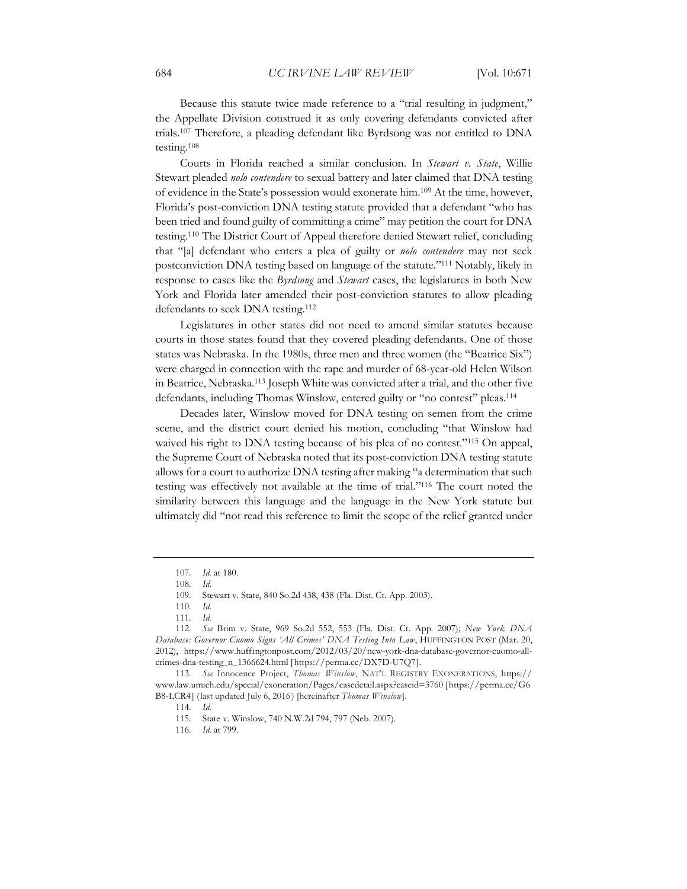Because this statute twice made reference to a "trial resulting in judgment," the Appellate Division construed it as only covering defendants convicted after trials.[107] Therefore, a pleading defendant like Byrdsong was not entitled to DNA testing.[108]

Courts in Florida reached a similar conclusion. In *Stewart v. State*, Willie Stewart pleaded *nolo contendere* to sexual battery and later claimed that DNA testing of evidence in the State's possession would exonerate him.[109] At the time, however, Florida's post-conviction DNA testing statute provided that a defendant "who has been tried and found guilty of committing a crime" may petition the court for DNA testing.[110] The District Court of Appeal therefore denied Stewart relief, concluding that "[a] defendant who enters a plea of guilty or *nolo contendere* may not seek postconviction DNA testing based on language of the statute."[111] Notably, likely in response to cases like the *Byrdsong* and *Stewart* cases, the legislatures in both New York and Florida later amended their post-conviction statutes to allow pleading defendants to seek DNA testing.[112]

Legislatures in other states did not need to amend similar statutes because courts in those states found that they covered pleading defendants. One of those states was Nebraska. In the 1980s, three men and three women (the "Beatrice Six") were charged in connection with the rape and murder of 68-year-old Helen Wilson in Beatrice, Nebraska.[113] Joseph White was convicted after a trial, and the other five defendants, including Thomas Winslow, entered guilty or "no contest" pleas.[114]

Decades later, Winslow moved for DNA testing on semen from the crime scene, and the district court denied his motion, concluding "that Winslow had waived his right to DNA testing because of his plea of no contest."[115] On appeal, the Supreme Court of Nebraska noted that its post-conviction DNA testing statute allows for a court to authorize DNA testing after making "a determination that such testing was effectively not available at the time of trial."[116] The court noted the similarity between this language and the language in the New York statute but ultimately did "not read this reference to limit the scope of the relief granted under

---

107. *Id.* at 180.

108. *Id.*

109. Stewart v. State, 840 So.2d 438, 438 (Fla. Dist. Ct. App. 2003).

110. *Id.*

111. *Id.*

112. *See* Brim v. State, 969 So.2d 552, 553 (Fla. Dist. Ct. App. 2007); *New York DNA Database: Governor Cuomo Signs 'All Crimes' DNA Testing Into Law*, HUFFINGTON POST (Mar. 20, 2012), https://www.huffingtonpost.com/2012/03/20/new-york-dna-database-governor-cuomo-all-crimes-dna-testing_n_1366624.html [https://perma.cc/DX7D-U7Q7].

113. *See* Innocence Project, *Thomas Winslow*, NAT'L REGISTRY EXONERATIONS, https://www.law.umich.edu/special/exoneration/Pages/casedetail.aspx?caseid=3760 [https://perma.cc/G6B8-LCR4] (last updated July 6, 2016) [hereinafter *Thomas Winslow*].

114. *Id.*

115. State v. Winslow, 740 N.W.2d 794, 797 (Neb. 2007).

116. *Id.* at 799.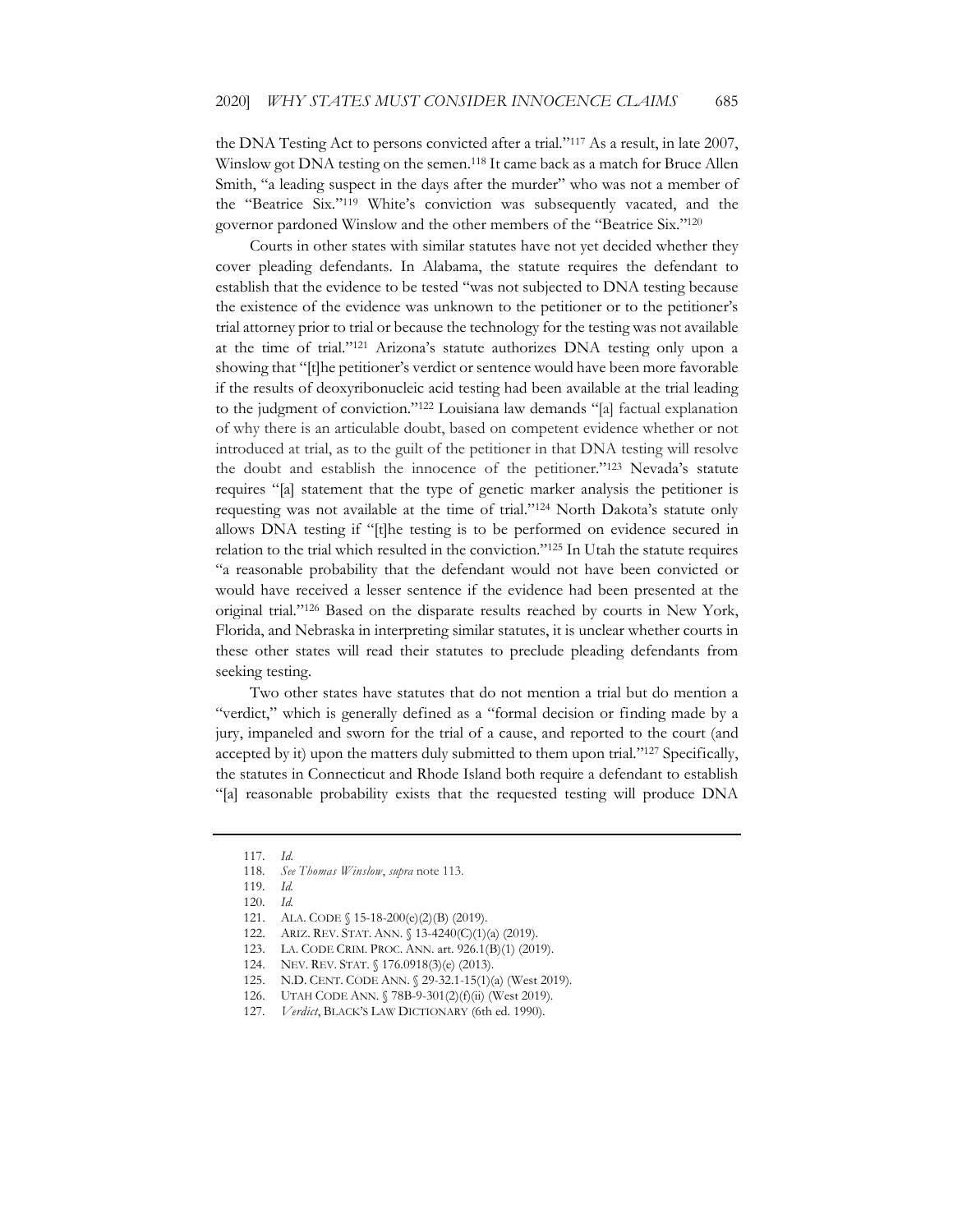the DNA Testing Act to persons convicted after a trial."[117] As a result, in late 2007, Winslow got DNA testing on the semen.[118] It came back as a match for Bruce Allen Smith, "a leading suspect in the days after the murder" who was not a member of the "Beatrice Six."[119] White's conviction was subsequently vacated, and the governor pardoned Winslow and the other members of the "Beatrice Six."[120]

Courts in other states with similar statutes have not yet decided whether they cover pleading defendants. In Alabama, the statute requires the defendant to establish that the evidence to be tested "was not subjected to DNA testing because the existence of the evidence was unknown to the petitioner or to the petitioner's trial attorney prior to trial or because the technology for the testing was not available at the time of trial."[121] Arizona's statute authorizes DNA testing only upon a showing that "[t]he petitioner's verdict or sentence would have been more favorable if the results of deoxyribonucleic acid testing had been available at the trial leading to the judgment of conviction."[122] Louisiana law demands "[a] factual explanation of why there is an articulable doubt, based on competent evidence whether or not introduced at trial, as to the guilt of the petitioner in that DNA testing will resolve the doubt and establish the innocence of the petitioner."[123] Nevada's statute requires "[a] statement that the type of genetic marker analysis the petitioner is requesting was not available at the time of trial."[124] North Dakota's statute only allows DNA testing if "[t]he testing is to be performed on evidence secured in relation to the trial which resulted in the conviction."[125] In Utah the statute requires "a reasonable probability that the defendant would not have been convicted or would have received a lesser sentence if the evidence had been presented at the original trial."[126] Based on the disparate results reached by courts in New York, Florida, and Nebraska in interpreting similar statutes, it is unclear whether courts in these other states will read their statutes to preclude pleading defendants from seeking testing.

Two other states have statutes that do not mention a trial but do mention a "verdict," which is generally defined as a "formal decision or finding made by a jury, impaneled and sworn for the trial of a cause, and reported to the court (and accepted by it) upon the matters duly submitted to them upon trial."[127] Specifically, the statutes in Connecticut and Rhode Island both require a defendant to establish "[a] reasonable probability exists that the requested testing will produce DNA

---

117. *Id.*
118. *See Thomas Winslow*, *supra* note 113.
119. *Id.*
120. *Id.*
121. ALA. CODE § 15-18-200(e)(2)(B) (2019).
122. ARIZ. REV. STAT. ANN. § 13-4240(C)(1)(a) (2019).
123. LA. CODE CRIM. PROC. ANN. art. 926.1(B)(1) (2019).
124. NEV. REV. STAT. § 176.0918(3)(e) (2013).
125. N.D. CENT. CODE ANN. § 29-32.1-15(1)(a) (West 2019).
126. UTAH CODE ANN. § 78B-9-301(2)(f)(ii) (West 2019).
127. *Verdict*, BLACK'S LAW DICTIONARY (6th ed. 1990).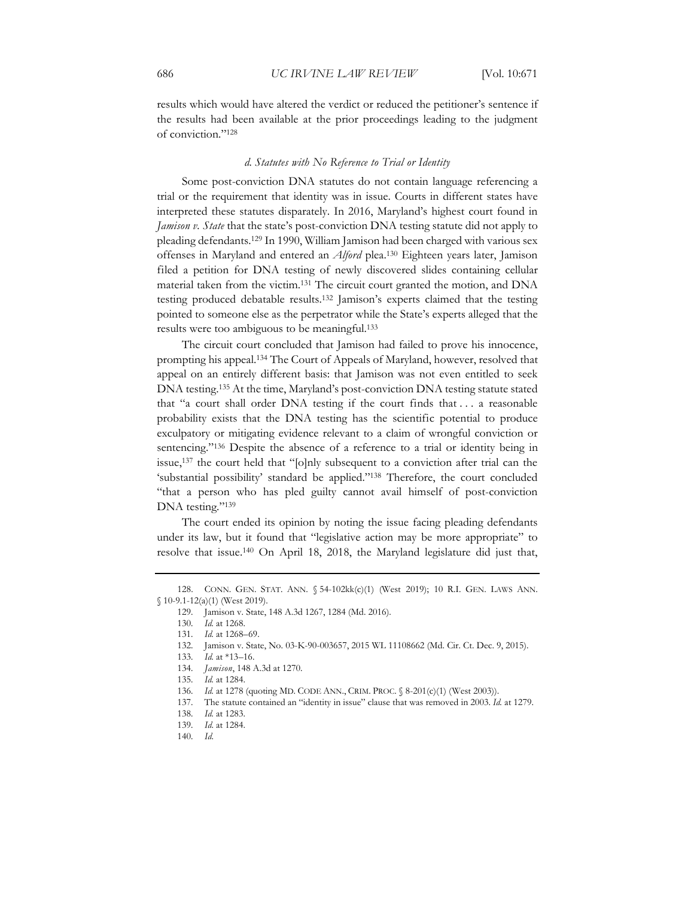results which would have altered the verdict or reduced the petitioner's sentence if the results had been available at the prior proceedings leading to the judgment of conviction."[128]

#### *d. Statutes with No Reference to Trial or Identity*

Some post-conviction DNA statutes do not contain language referencing a trial or the requirement that identity was in issue. Courts in different states have interpreted these statutes disparately. In 2016, Maryland's highest court found in *Jamison v. State* that the state's post-conviction DNA testing statute did not apply to pleading defendants.[129] In 1990, William Jamison had been charged with various sex offenses in Maryland and entered an *Alford* plea.[130] Eighteen years later, Jamison filed a petition for DNA testing of newly discovered slides containing cellular material taken from the victim.[131] The circuit court granted the motion, and DNA testing produced debatable results.[132] Jamison's experts claimed that the testing pointed to someone else as the perpetrator while the State's experts alleged that the results were too ambiguous to be meaningful.[133]

The circuit court concluded that Jamison had failed to prove his innocence, prompting his appeal.[134] The Court of Appeals of Maryland, however, resolved that appeal on an entirely different basis: that Jamison was not even entitled to seek DNA testing.[135] At the time, Maryland's post-conviction DNA testing statute stated that "a court shall order DNA testing if the court finds that . . . a reasonable probability exists that the DNA testing has the scientific potential to produce exculpatory or mitigating evidence relevant to a claim of wrongful conviction or sentencing."[136] Despite the absence of a reference to a trial or identity being in issue,[137] the court held that "[o]nly subsequent to a conviction after trial can the 'substantial possibility' standard be applied."[138] Therefore, the court concluded "that a person who has pled guilty cannot avail himself of post-conviction DNA testing."[139]

The court ended its opinion by noting the issue facing pleading defendants under its law, but it found that "legislative action may be more appropriate" to resolve that issue.[140] On April 18, 2018, the Maryland legislature did just that,

---

128. CONN. GEN. STAT. ANN. § 54-102kk(c)(1) (West 2019); 10 R.I. GEN. LAWS ANN. § 10-9.1-12(a)(1) (West 2019).

129. Jamison v. State, 148 A.3d 1267, 1284 (Md. 2016).

130. *Id.* at 1268.

131. *Id.* at 1268–69.

132. Jamison v. State, No. 03-K-90-003657, 2015 WL 11108662 (Md. Cir. Ct. Dec. 9, 2015).

133. *Id.* at *13–16.

134. *Jamison*, 148 A.3d at 1270.

135. *Id.* at 1284.

136. *Id.* at 1278 (quoting MD. CODE ANN., CRIM. PROC. § 8-201(c)(1) (West 2003)).

137. The statute contained an "identity in issue" clause that was removed in 2003. *Id.* at 1279.

138. *Id.* at 1283.

139. *Id.* at 1284.

140. *Id.*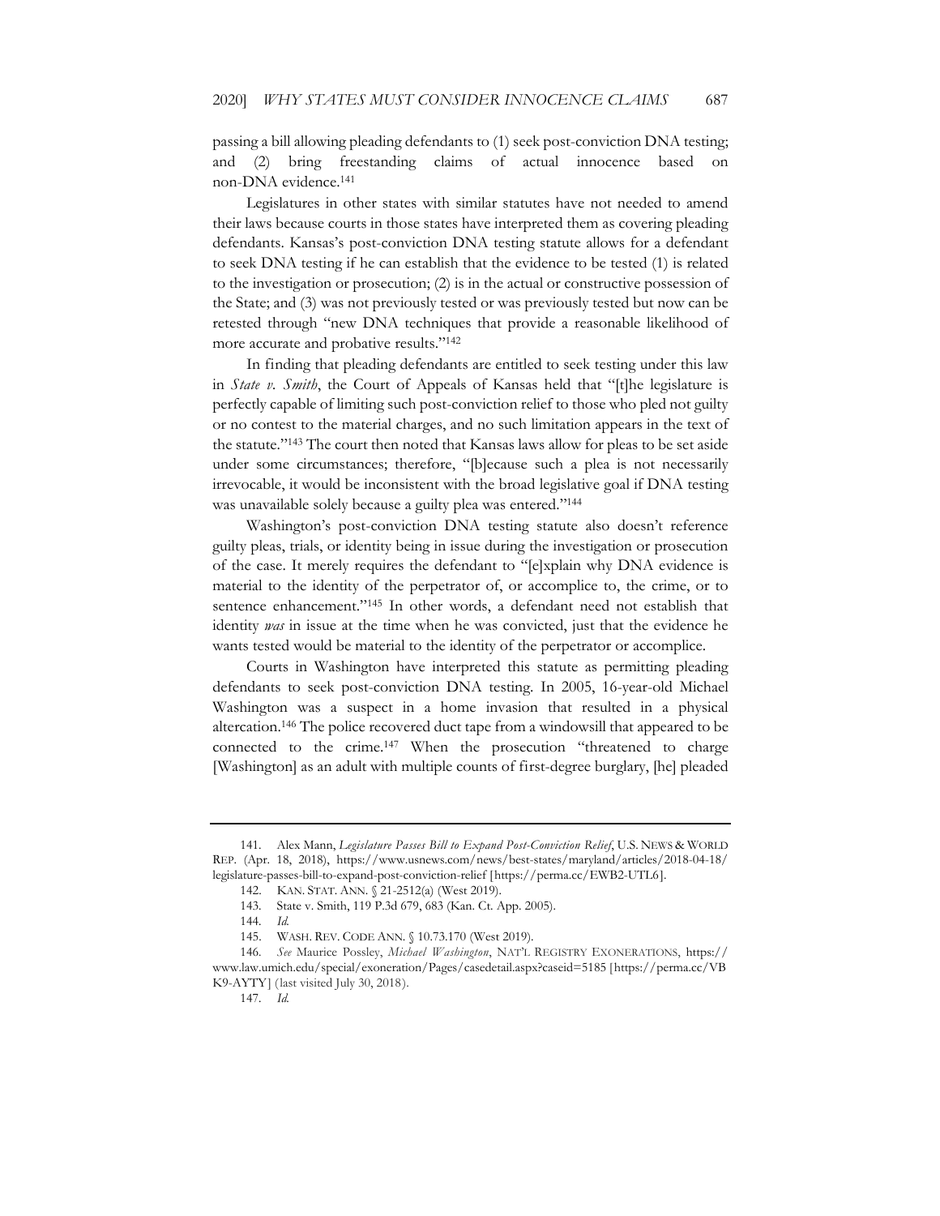passing a bill allowing pleading defendants to (1) seek post-conviction DNA testing; and (2) bring freestanding claims of actual innocence based on non-DNA evidence.[141]

Legislatures in other states with similar statutes have not needed to amend their laws because courts in those states have interpreted them as covering pleading defendants. Kansas's post-conviction DNA testing statute allows for a defendant to seek DNA testing if he can establish that the evidence to be tested (1) is related to the investigation or prosecution; (2) is in the actual or constructive possession of the State; and (3) was not previously tested or was previously tested but now can be retested through "new DNA techniques that provide a reasonable likelihood of more accurate and probative results."[142]

In finding that pleading defendants are entitled to seek testing under this law in *State v. Smith*, the Court of Appeals of Kansas held that "[t]he legislature is perfectly capable of limiting such post-conviction relief to those who pled not guilty or no contest to the material charges, and no such limitation appears in the text of the statute."[143] The court then noted that Kansas laws allow for pleas to be set aside under some circumstances; therefore, "[b]ecause such a plea is not necessarily irrevocable, it would be inconsistent with the broad legislative goal if DNA testing was unavailable solely because a guilty plea was entered."[144]

Washington's post-conviction DNA testing statute also doesn't reference guilty pleas, trials, or identity being in issue during the investigation or prosecution of the case. It merely requires the defendant to "[e]xplain why DNA evidence is material to the identity of the perpetrator of, or accomplice to, the crime, or to sentence enhancement."[145] In other words, a defendant need not establish that identity *was* in issue at the time when he was convicted, just that the evidence he wants tested would be material to the identity of the perpetrator or accomplice.

Courts in Washington have interpreted this statute as permitting pleading defendants to seek post-conviction DNA testing. In 2005, 16-year-old Michael Washington was a suspect in a home invasion that resulted in a physical altercation.[146] The police recovered duct tape from a windowsill that appeared to be connected to the crime.[147] When the prosecution "threatened to charge [Washington] as an adult with multiple counts of first-degree burglary, [he] pleaded

---

141. Alex Mann, *Legislature Passes Bill to Expand Post-Conviction Relief*, U.S. NEWS & WORLD REP. (Apr. 18, 2018), https://www.usnews.com/news/best-states/maryland/articles/2018-04-18/legislature-passes-bill-to-expand-post-conviction-relief [https://perma.cc/EWB2-UTL6].

142. KAN. STAT. ANN. § 21-2512(a) (West 2019).

143. State v. Smith, 119 P.3d 679, 683 (Kan. Ct. App. 2005).

144. *Id.*

145. WASH. REV. CODE ANN. § 10.73.170 (West 2019).

146. *See* Maurice Possley, *Michael Washington*, NAT'L REGISTRY EXONERATIONS, https://www.law.umich.edu/special/exoneration/Pages/casedetail.aspx?caseid=5185 [https://perma.cc/VBK9-AYTY] (last visited July 30, 2018).

147. *Id.*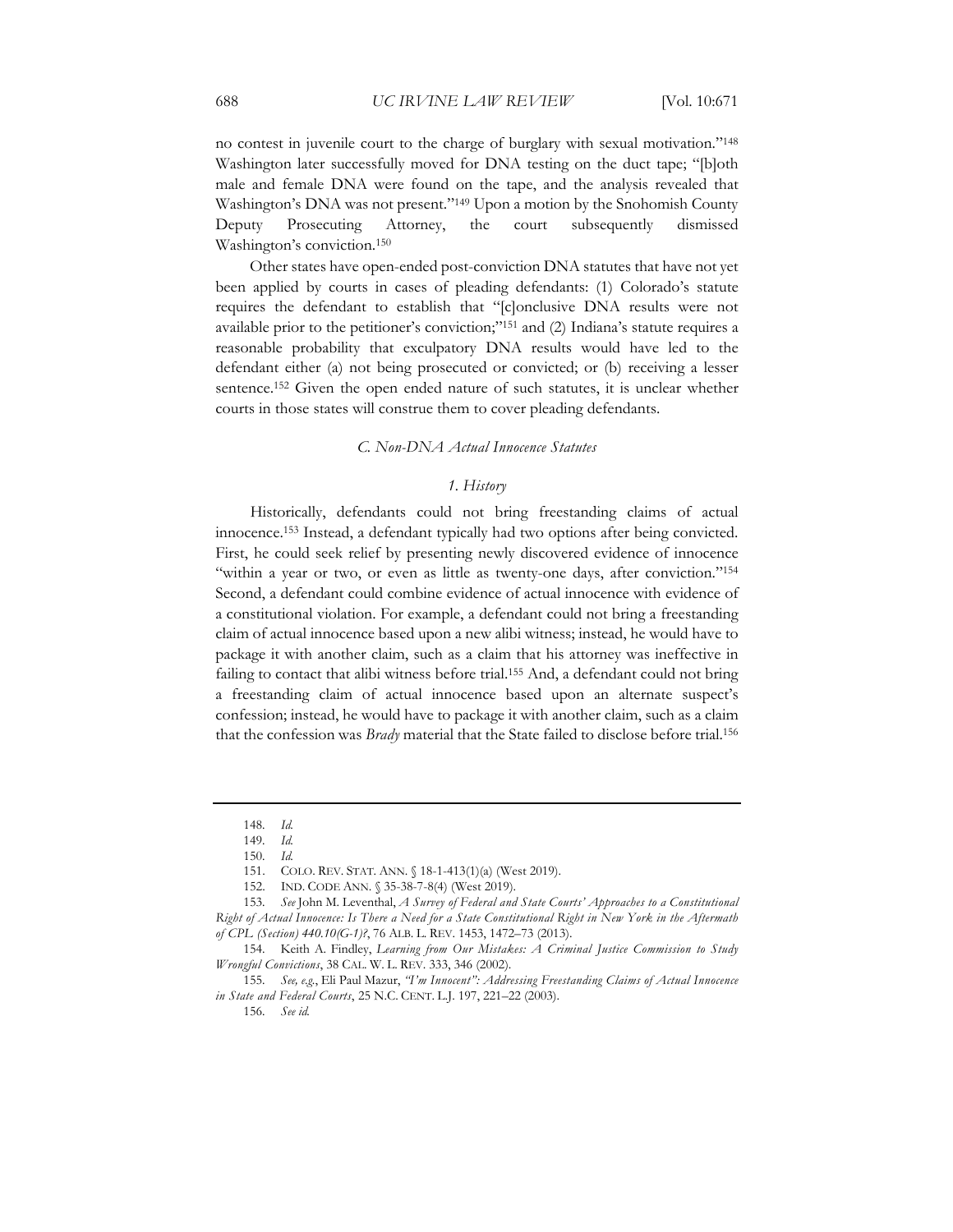no contest in juvenile court to the charge of burglary with sexual motivation."[148] Washington later successfully moved for DNA testing on the duct tape; "[b]oth male and female DNA were found on the tape, and the analysis revealed that Washington's DNA was not present."[149] Upon a motion by the Snohomish County Deputy Prosecuting Attorney, the court subsequently dismissed Washington's conviction.[150]

Other states have open-ended post-conviction DNA statutes that have not yet been applied by courts in cases of pleading defendants: (1) Colorado's statute requires the defendant to establish that "[c]onclusive DNA results were not available prior to the petitioner's conviction;"[151] and (2) Indiana's statute requires a reasonable probability that exculpatory DNA results would have led to the defendant either (a) not being prosecuted or convicted; or (b) receiving a lesser sentence.[152] Given the open ended nature of such statutes, it is unclear whether courts in those states will construe them to cover pleading defendants.

### *C. Non-DNA Actual Innocence Statutes*

#### *1. History*

Historically, defendants could not bring freestanding claims of actual innocence.[153] Instead, a defendant typically had two options after being convicted. First, he could seek relief by presenting newly discovered evidence of innocence "within a year or two, or even as little as twenty-one days, after conviction."[154] Second, a defendant could combine evidence of actual innocence with evidence of a constitutional violation. For example, a defendant could not bring a freestanding claim of actual innocence based upon a new alibi witness; instead, he would have to package it with another claim, such as a claim that his attorney was ineffective in failing to contact that alibi witness before trial.[155] And, a defendant could not bring a freestanding claim of actual innocence based upon an alternate suspect's confession; instead, he would have to package it with another claim, such as a claim that the confession was *Brady* material that the State failed to disclose before trial.[156]

---

148. *Id.*

149. *Id.*

150. *Id.*

151. COLO. REV. STAT. ANN. § 18-1-413(1)(a) (West 2019).

152. IND. CODE ANN. § 35-38-7-8(4) (West 2019).

153. *See* John M. Leventhal, *A Survey of Federal and State Courts' Approaches to a Constitutional Right of Actual Innocence: Is There a Need for a State Constitutional Right in New York in the Aftermath of CPL (Section) 440.10(G-1)?*, 76 ALB. L. REV. 1453, 1472–73 (2013).

154. Keith A. Findley, *Learning from Our Mistakes: A Criminal Justice Commission to Study Wrongful Convictions*, 38 CAL. W. L. REV. 333, 346 (2002).

155. *See, e.g.*, Eli Paul Mazur, *"I'm Innocent": Addressing Freestanding Claims of Actual Innocence in State and Federal Courts*, 25 N.C. CENT. L.J. 197, 221–22 (2003).

156. *See id.*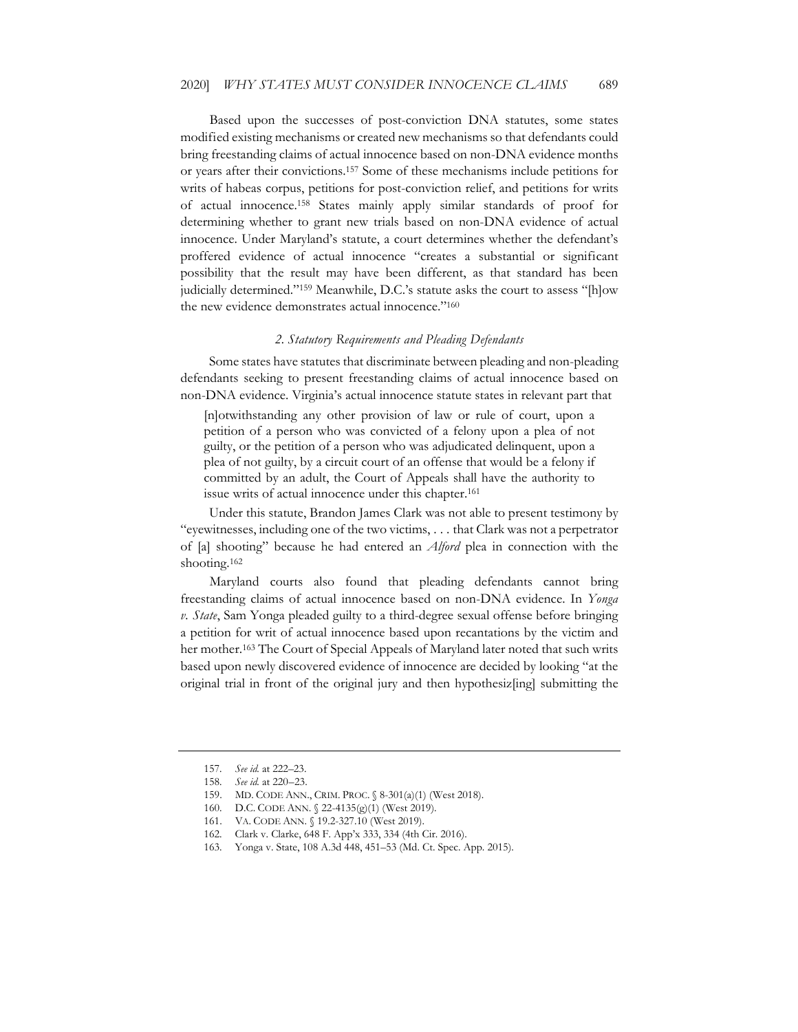Based upon the successes of post-conviction DNA statutes, some states modified existing mechanisms or created new mechanisms so that defendants could bring freestanding claims of actual innocence based on non-DNA evidence months or years after their convictions.[157] Some of these mechanisms include petitions for writs of habeas corpus, petitions for post-conviction relief, and petitions for writs of actual innocence.[158] States mainly apply similar standards of proof for determining whether to grant new trials based on non-DNA evidence of actual innocence. Under Maryland's statute, a court determines whether the defendant's proffered evidence of actual innocence "creates a substantial or significant possibility that the result may have been different, as that standard has been judicially determined."[159] Meanwhile, D.C.'s statute asks the court to assess "[h]ow the new evidence demonstrates actual innocence."[160]

### *2. Statutory Requirements and Pleading Defendants*

Some states have statutes that discriminate between pleading and non-pleading defendants seeking to present freestanding claims of actual innocence based on non-DNA evidence. Virginia's actual innocence statute states in relevant part that

> [n]otwithstanding any other provision of law or rule of court, upon a petition of a person who was convicted of a felony upon a plea of not guilty, or the petition of a person who was adjudicated delinquent, upon a plea of not guilty, by a circuit court of an offense that would be a felony if committed by an adult, the Court of Appeals shall have the authority to issue writs of actual innocence under this chapter.[161]

Under this statute, Brandon James Clark was not able to present testimony by "eyewitnesses, including one of the two victims, . . . that Clark was not a perpetrator of [a] shooting" because he had entered an *Alford* plea in connection with the shooting.[162]

Maryland courts also found that pleading defendants cannot bring freestanding claims of actual innocence based on non-DNA evidence. In *Yonga v. State*, Sam Yonga pleaded guilty to a third-degree sexual offense before bringing a petition for writ of actual innocence based upon recantations by the victim and her mother.[163] The Court of Special Appeals of Maryland later noted that such writs based upon newly discovered evidence of innocence are decided by looking "at the original trial in front of the original jury and then hypothesiz[ing] submitting the

---

157. *See id.* at 222–23.

158. *See id.* at 220–23.

159. MD. CODE ANN., CRIM. PROC. § 8-301(a)(1) (West 2018).

160. D.C. CODE ANN. § 22-4135(g)(1) (West 2019).

161. VA. CODE ANN. § 19.2-327.10 (West 2019).

162. Clark v. Clarke, 648 F. App'x 333, 334 (4th Cir. 2016).

163. Yonga v. State, 108 A.3d 448, 451–53 (Md. Ct. Spec. App. 2015).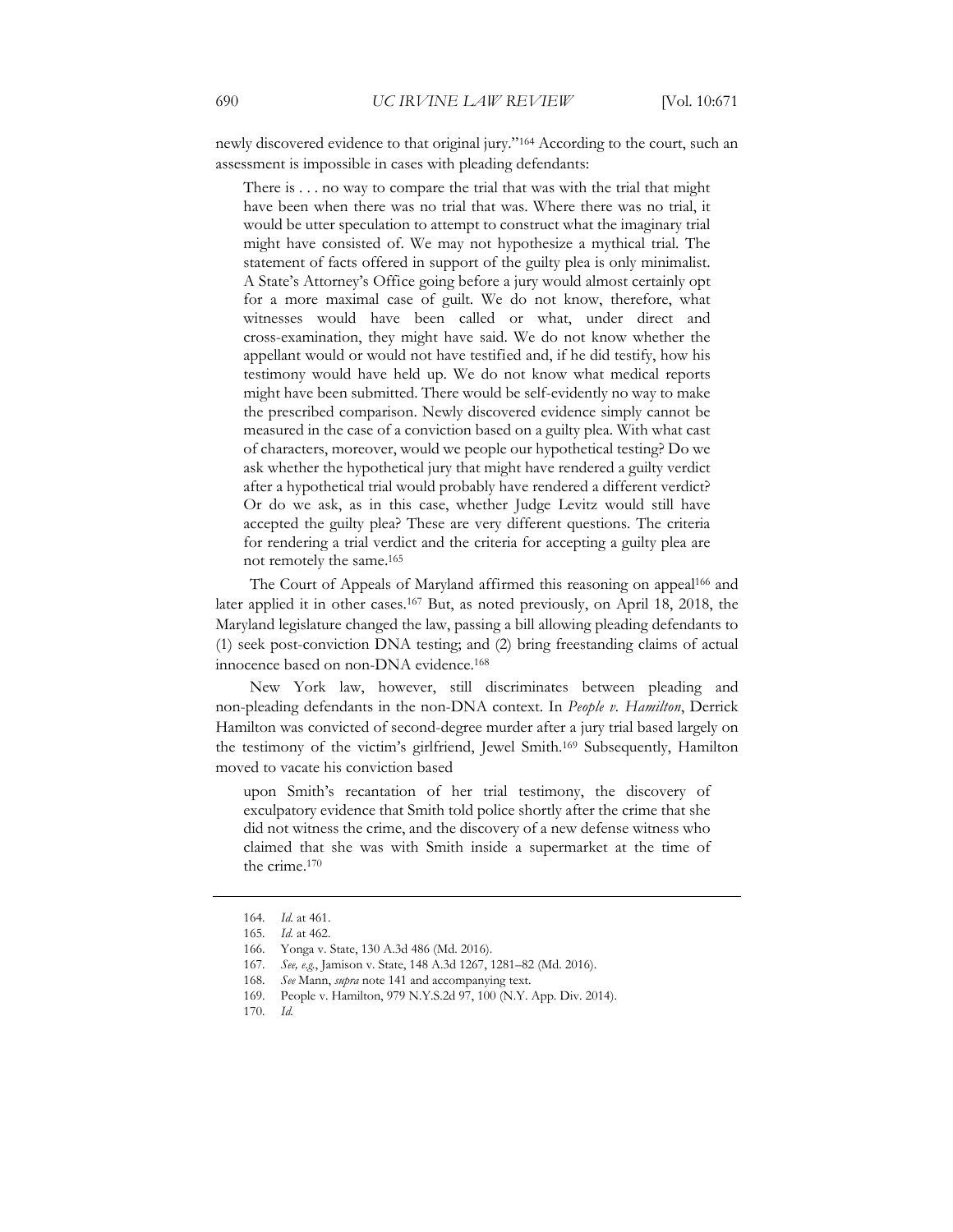newly discovered evidence to that original jury."[164] According to the court, such an assessment is impossible in cases with pleading defendants:

> There is . . . no way to compare the trial that was with the trial that might have been when there was no trial that was. Where there was no trial, it would be utter speculation to attempt to construct what the imaginary trial might have consisted of. We may not hypothesize a mythical trial. The statement of facts offered in support of the guilty plea is only minimalist. A State's Attorney's Office going before a jury would almost certainly opt for a more maximal case of guilt. We do not know, therefore, what witnesses would have been called or what, under direct and cross-examination, they might have said. We do not know whether the appellant would or would not have testified and, if he did testify, how his testimony would have held up. We do not know what medical reports might have been submitted. There would be self-evidently no way to make the prescribed comparison. Newly discovered evidence simply cannot be measured in the case of a conviction based on a guilty plea. With what cast of characters, moreover, would we people our hypothetical testing? Do we ask whether the hypothetical jury that might have rendered a guilty verdict after a hypothetical trial would probably have rendered a different verdict? Or do we ask, as in this case, whether Judge Levitz would still have accepted the guilty plea? These are very different questions. The criteria for rendering a trial verdict and the criteria for accepting a guilty plea are not remotely the same.[165]

The Court of Appeals of Maryland affirmed this reasoning on appeal[166] and later applied it in other cases.[167] But, as noted previously, on April 18, 2018, the Maryland legislature changed the law, passing a bill allowing pleading defendants to (1) seek post-conviction DNA testing; and (2) bring freestanding claims of actual innocence based on non-DNA evidence.[168]

New York law, however, still discriminates between pleading and non-pleading defendants in the non-DNA context. In *People v. Hamilton*, Derrick Hamilton was convicted of second-degree murder after a jury trial based largely on the testimony of the victim's girlfriend, Jewel Smith.[169] Subsequently, Hamilton moved to vacate his conviction based

> upon Smith's recantation of her trial testimony, the discovery of exculpatory evidence that Smith told police shortly after the crime that she did not witness the crime, and the discovery of a new defense witness who claimed that she was with Smith inside a supermarket at the time of the crime.[170]

---

164. *Id.* at 461.

165. *Id.* at 462.

166. Yonga v. State, 130 A.3d 486 (Md. 2016).

167. *See, e.g.*, Jamison v. State, 148 A.3d 1267, 1281–82 (Md. 2016).

168. *See* Mann, *supra* note 141 and accompanying text.

169. People v. Hamilton, 979 N.Y.S.2d 97, 100 (N.Y. App. Div. 2014).

170. *Id.*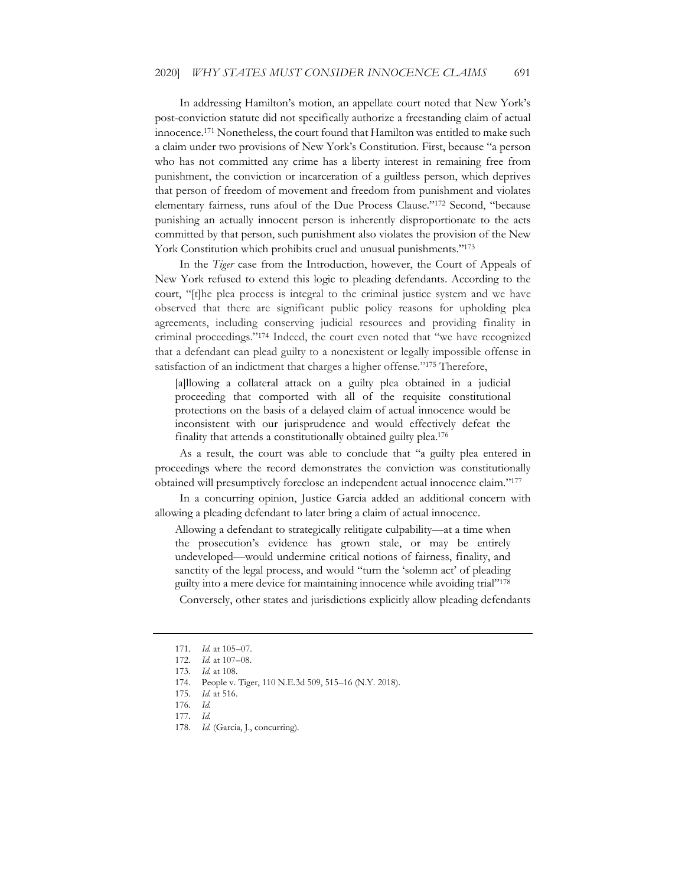In addressing Hamilton's motion, an appellate court noted that New York's post-conviction statute did not specifically authorize a freestanding claim of actual innocence.[171] Nonetheless, the court found that Hamilton was entitled to make such a claim under two provisions of New York's Constitution. First, because "a person who has not committed any crime has a liberty interest in remaining free from punishment, the conviction or incarceration of a guiltless person, which deprives that person of freedom of movement and freedom from punishment and violates elementary fairness, runs afoul of the Due Process Clause."[172] Second, "because punishing an actually innocent person is inherently disproportionate to the acts committed by that person, such punishment also violates the provision of the New York Constitution which prohibits cruel and unusual punishments."[173]

In the *Tiger* case from the Introduction, however, the Court of Appeals of New York refused to extend this logic to pleading defendants. According to the court, "[t]he plea process is integral to the criminal justice system and we have observed that there are significant public policy reasons for upholding plea agreements, including conserving judicial resources and providing finality in criminal proceedings."[174] Indeed, the court even noted that "we have recognized that a defendant can plead guilty to a nonexistent or legally impossible offense in satisfaction of an indictment that charges a higher offense."[175] Therefore,

> [a]llowing a collateral attack on a guilty plea obtained in a judicial proceeding that comported with all of the requisite constitutional protections on the basis of a delayed claim of actual innocence would be inconsistent with our jurisprudence and would effectively defeat the finality that attends a constitutionally obtained guilty plea.[176]

As a result, the court was able to conclude that "a guilty plea entered in proceedings where the record demonstrates the conviction was constitutionally obtained will presumptively foreclose an independent actual innocence claim."[177]

In a concurring opinion, Justice Garcia added an additional concern with allowing a pleading defendant to later bring a claim of actual innocence.

> Allowing a defendant to strategically relitigate culpability—at a time when the prosecution's evidence has grown stale, or may be entirely undeveloped—would undermine critical notions of fairness, finality, and sanctity of the legal process, and would "turn the 'solemn act' of pleading guilty into a mere device for maintaining innocence while avoiding trial"[178]

Conversely, other states and jurisdictions explicitly allow pleading defendants

---

171. *Id.* at 105–07.

172. *Id.* at 107–08.

173. *Id.* at 108.

174. People v. Tiger, 110 N.E.3d 509, 515–16 (N.Y. 2018).

175. *Id.* at 516.

176. *Id.*

177. *Id.*

178. *Id.* (Garcia, J., concurring).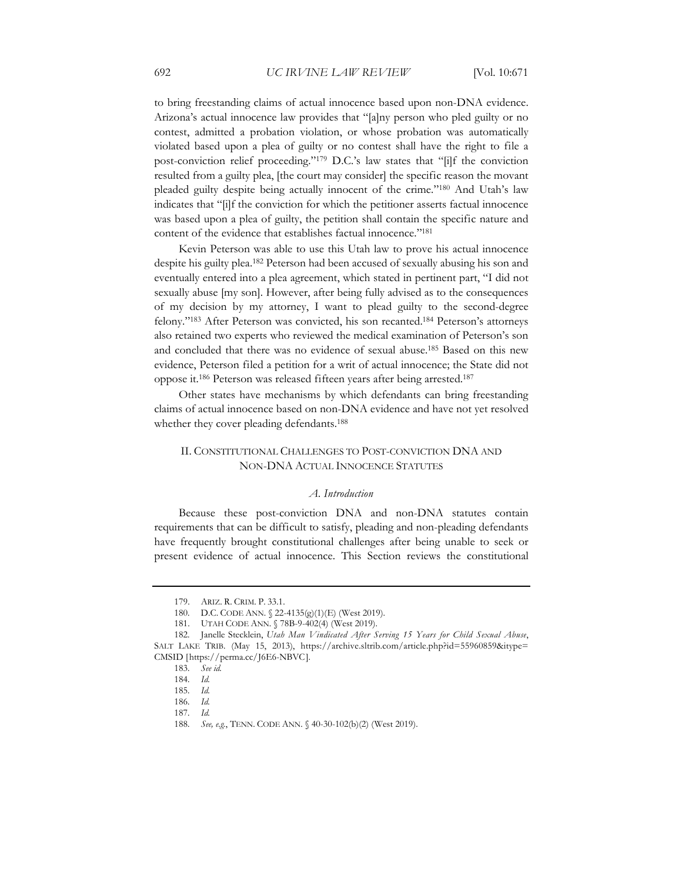to bring freestanding claims of actual innocence based upon non-DNA evidence. Arizona's actual innocence law provides that "[a]ny person who pled guilty or no contest, admitted a probation violation, or whose probation was automatically violated based upon a plea of guilty or no contest shall have the right to file a post-conviction relief proceeding."[179] D.C.'s law states that "[i]f the conviction resulted from a guilty plea, [the court may consider] the specific reason the movant pleaded guilty despite being actually innocent of the crime."[180] And Utah's law indicates that "[i]f the conviction for which the petitioner asserts factual innocence was based upon a plea of guilty, the petition shall contain the specific nature and content of the evidence that establishes factual innocence."[181]

Kevin Peterson was able to use this Utah law to prove his actual innocence despite his guilty plea.[182] Peterson had been accused of sexually abusing his son and eventually entered into a plea agreement, which stated in pertinent part, "I did not sexually abuse [my son]. However, after being fully advised as to the consequences of my decision by my attorney, I want to plead guilty to the second-degree felony."[183] After Peterson was convicted, his son recanted.[184] Peterson's attorneys also retained two experts who reviewed the medical examination of Peterson's son and concluded that there was no evidence of sexual abuse.[185] Based on this new evidence, Peterson filed a petition for a writ of actual innocence; the State did not oppose it.[186] Peterson was released fifteen years after being arrested.[187]

Other states have mechanisms by which defendants can bring freestanding claims of actual innocence based on non-DNA evidence and have not yet resolved whether they cover pleading defendants.[188]

## II. Constitutional Challenges to Post-conviction DNA and Non-DNA Actual Innocence Statutes

### *A. Introduction*

Because these post-conviction DNA and non-DNA statutes contain requirements that can be difficult to satisfy, pleading and non-pleading defendants have frequently brought constitutional challenges after being unable to seek or present evidence of actual innocence. This Section reviews the constitutional

---

179. Ariz. R. Crim. P. 33.1.

180. D.C. Code Ann. § 22-4135(g)(1)(E) (West 2019).

181. Utah Code Ann. § 78B-9-402(4) (West 2019).

182. Janelle Stecklein, *Utah Man Vindicated After Serving 15 Years for Child Sexual Abuse*, Salt Lake Trib. (May 15, 2013), https://archive.sltrib.com/article.php?id=55960859&itype=CMSID [https://perma.cc/J6E6-NBVC].

183. *See id.*

184. *Id.*

185. *Id.*

186. *Id.*

187. *Id.*

188. *See, e.g.*, Tenn. Code Ann. § 40-30-102(b)(2) (West 2019).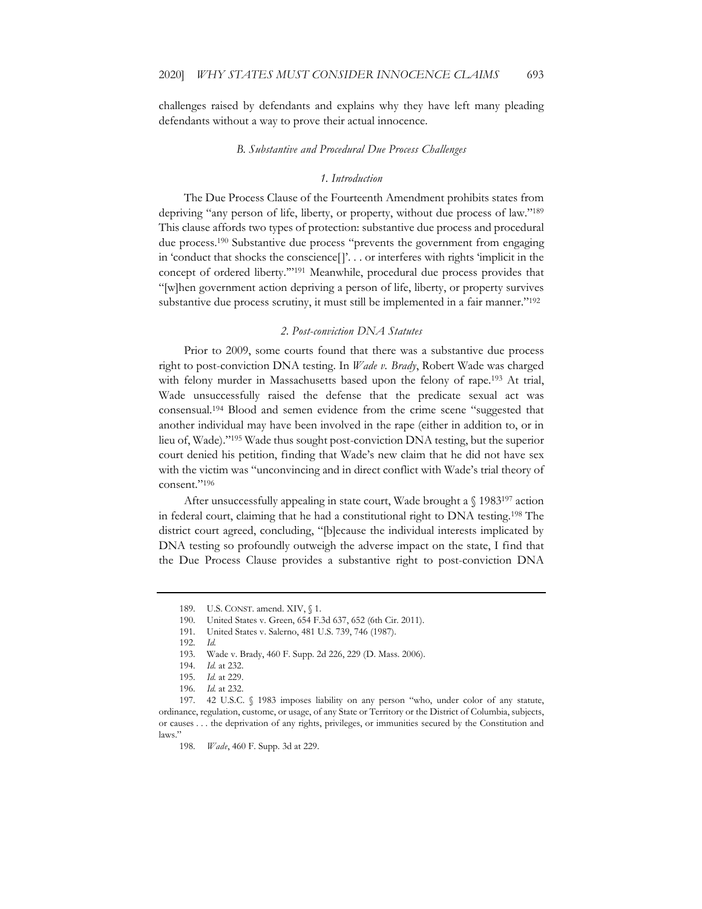challenges raised by defendants and explains why they have left many pleading defendants without a way to prove their actual innocence.

### *B. Substantive and Procedural Due Process Challenges*

#### *1. Introduction*

The Due Process Clause of the Fourteenth Amendment prohibits states from depriving "any person of life, liberty, or property, without due process of law."[189] This clause affords two types of protection: substantive due process and procedural due process.[190] Substantive due process "prevents the government from engaging in 'conduct that shocks the conscience[]'. . . or interferes with rights 'implicit in the concept of ordered liberty.'"[191] Meanwhile, procedural due process provides that "[w]hen government action depriving a person of life, liberty, or property survives substantive due process scrutiny, it must still be implemented in a fair manner."[192]

#### *2. Post-conviction DNA Statutes*

Prior to 2009, some courts found that there was a substantive due process right to post-conviction DNA testing. In *Wade v. Brady*, Robert Wade was charged with felony murder in Massachusetts based upon the felony of rape.[193] At trial, Wade unsuccessfully raised the defense that the predicate sexual act was consensual.[194] Blood and semen evidence from the crime scene "suggested that another individual may have been involved in the rape (either in addition to, or in lieu of, Wade)."[195] Wade thus sought post-conviction DNA testing, but the superior court denied his petition, finding that Wade's new claim that he did not have sex with the victim was "unconvincing and in direct conflict with Wade's trial theory of consent."[196]

After unsuccessfully appealing in state court, Wade brought a § 1983[197] action in federal court, claiming that he had a constitutional right to DNA testing.[198] The district court agreed, concluding, "[b]ecause the individual interests implicated by DNA testing so profoundly outweigh the adverse impact on the state, I find that the Due Process Clause provides a substantive right to post-conviction DNA

---

189. U.S. CONST. amend. XIV, § 1.

190. United States v. Green, 654 F.3d 637, 652 (6th Cir. 2011).

191. United States v. Salerno, 481 U.S. 739, 746 (1987).

192. *Id.*

193. Wade v. Brady, 460 F. Supp. 2d 226, 229 (D. Mass. 2006).

194. *Id.* at 232.

195. *Id.* at 229.

196. *Id.* at 232.

197. 42 U.S.C. § 1983 imposes liability on any person "who, under color of any statute, ordinance, regulation, custome, or usage, of any State or Territory or the District of Columbia, subjects, or causes . . . the deprivation of any rights, privileges, or immunities secured by the Constitution and laws."

198. *Wade*, 460 F. Supp. 3d at 229.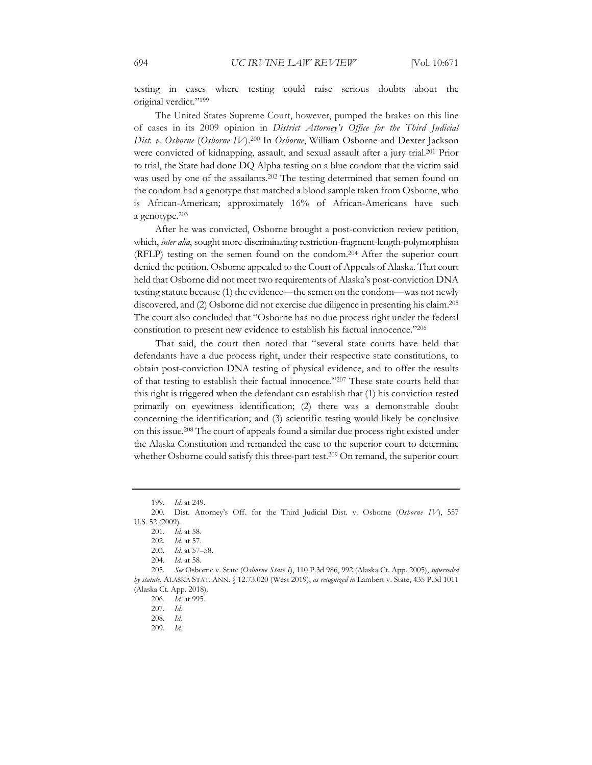testing in cases where testing could raise serious doubts about the original verdict."[199]

The United States Supreme Court, however, pumped the brakes on this line of cases in its 2009 opinion in *District Attorney's Office for the Third Judicial Dist. v. Osborne* (*Osborne IV*).[200] In *Osborne*, William Osborne and Dexter Jackson were convicted of kidnapping, assault, and sexual assault after a jury trial.[201] Prior to trial, the State had done DQ Alpha testing on a blue condom that the victim said was used by one of the assailants.[202] The testing determined that semen found on the condom had a genotype that matched a blood sample taken from Osborne, who is African-American; approximately 16% of African-Americans have such a genotype.[203]

After he was convicted, Osborne brought a post-conviction review petition, which, *inter alia*, sought more discriminating restriction-fragment-length-polymorphism (RFLP) testing on the semen found on the condom.[204] After the superior court denied the petition, Osborne appealed to the Court of Appeals of Alaska. That court held that Osborne did not meet two requirements of Alaska's post-conviction DNA testing statute because (1) the evidence—the semen on the condom—was not newly discovered, and (2) Osborne did not exercise due diligence in presenting his claim.[205] The court also concluded that "Osborne has no due process right under the federal constitution to present new evidence to establish his factual innocence."[206]

That said, the court then noted that "several state courts have held that defendants have a due process right, under their respective state constitutions, to obtain post-conviction DNA testing of physical evidence, and to offer the results of that testing to establish their factual innocence."[207] These state courts held that this right is triggered when the defendant can establish that (1) his conviction rested primarily on eyewitness identification; (2) there was a demonstrable doubt concerning the identification; and (3) scientific testing would likely be conclusive on this issue.[208] The court of appeals found a similar due process right existed under the Alaska Constitution and remanded the case to the superior court to determine whether Osborne could satisfy this three-part test.[209] On remand, the superior court

---

199. *Id.* at 249.

200. Dist. Attorney's Off. for the Third Judicial Dist. v. Osborne (*Osborne IV*), 557 U.S. 52 (2009).

201. *Id.* at 58.

202. *Id.* at 57.

203. *Id.* at 57–58.

204. *Id.* at 58.

205. *See* Osborne v. State (*Osborne State I*), 110 P.3d 986, 992 (Alaska Ct. App. 2005), *superseded by statute*, ALASKA STAT. ANN. § 12.73.020 (West 2019), *as recognized in* Lambert v. State, 435 P.3d 1011 (Alaska Ct. App. 2018).

206. *Id.* at 995.

207. *Id.*

208. *Id.*

209. *Id.*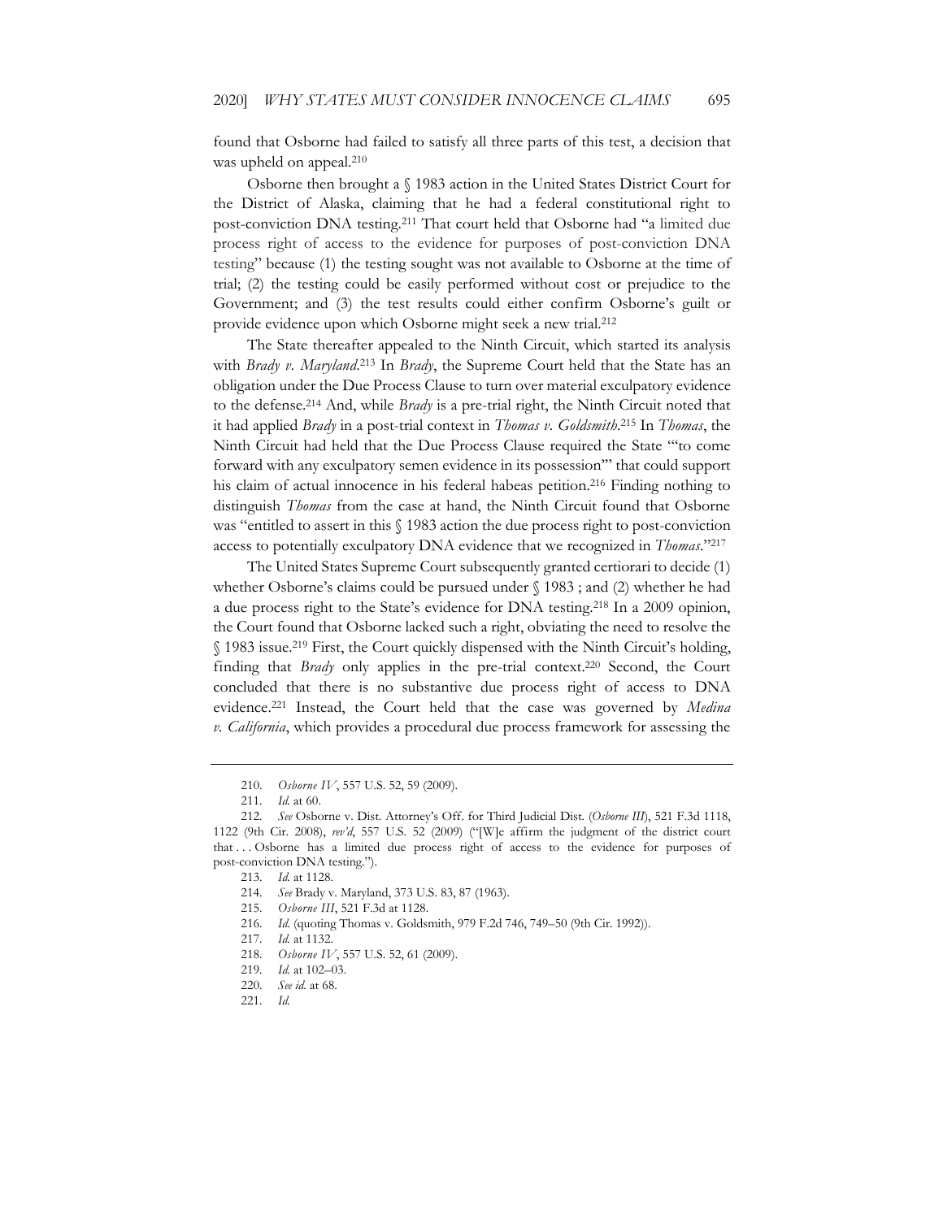found that Osborne had failed to satisfy all three parts of this test, a decision that was upheld on appeal.[210]

Osborne then brought a § 1983 action in the United States District Court for the District of Alaska, claiming that he had a federal constitutional right to post-conviction DNA testing.[211] That court held that Osborne had "a limited due process right of access to the evidence for purposes of post-conviction DNA testing" because (1) the testing sought was not available to Osborne at the time of trial; (2) the testing could be easily performed without cost or prejudice to the Government; and (3) the test results could either confirm Osborne's guilt or provide evidence upon which Osborne might seek a new trial.[212]

The State thereafter appealed to the Ninth Circuit, which started its analysis with *Brady v. Maryland*.[213] In *Brady*, the Supreme Court held that the State has an obligation under the Due Process Clause to turn over material exculpatory evidence to the defense.[214] And, while *Brady* is a pre-trial right, the Ninth Circuit noted that it had applied *Brady* in a post-trial context in *Thomas v. Goldsmith*.[215] In *Thomas*, the Ninth Circuit had held that the Due Process Clause required the State "'to come forward with any exculpatory semen evidence in its possession'" that could support his claim of actual innocence in his federal habeas petition.[216] Finding nothing to distinguish *Thomas* from the case at hand, the Ninth Circuit found that Osborne was "entitled to assert in this § 1983 action the due process right to post-conviction access to potentially exculpatory DNA evidence that we recognized in *Thomas*."[217]

The United States Supreme Court subsequently granted certiorari to decide (1) whether Osborne's claims could be pursued under § 1983 ; and (2) whether he had a due process right to the State's evidence for DNA testing.[218] In a 2009 opinion, the Court found that Osborne lacked such a right, obviating the need to resolve the § 1983 issue.[219] First, the Court quickly dispensed with the Ninth Circuit's holding, finding that *Brady* only applies in the pre-trial context.[220] Second, the Court concluded that there is no substantive due process right of access to DNA evidence.[221] Instead, the Court held that the case was governed by *Medina v. California*, which provides a procedural due process framework for assessing the

---

210. *Osborne IV*, 557 U.S. 52, 59 (2009).

211. *Id.* at 60.

212. *See* Osborne v. Dist. Attorney's Off. for Third Judicial Dist. (*Osborne III*), 521 F.3d 1118, 1122 (9th Cir. 2008), *rev'd*, 557 U.S. 52 (2009) ("[W]e affirm the judgment of the district court that . . . Osborne has a limited due process right of access to the evidence for purposes of post-conviction DNA testing.").

213. *Id.* at 1128.

214. *See* Brady v. Maryland, 373 U.S. 83, 87 (1963).

215. *Osborne III*, 521 F.3d at 1128.

216. *Id.* (quoting Thomas v. Goldsmith, 979 F.2d 746, 749–50 (9th Cir. 1992)).

217. *Id.* at 1132.

218. *Osborne IV*, 557 U.S. 52, 61 (2009).

219. *Id.* at 102–03.

220. *See id.* at 68.

221. *Id.*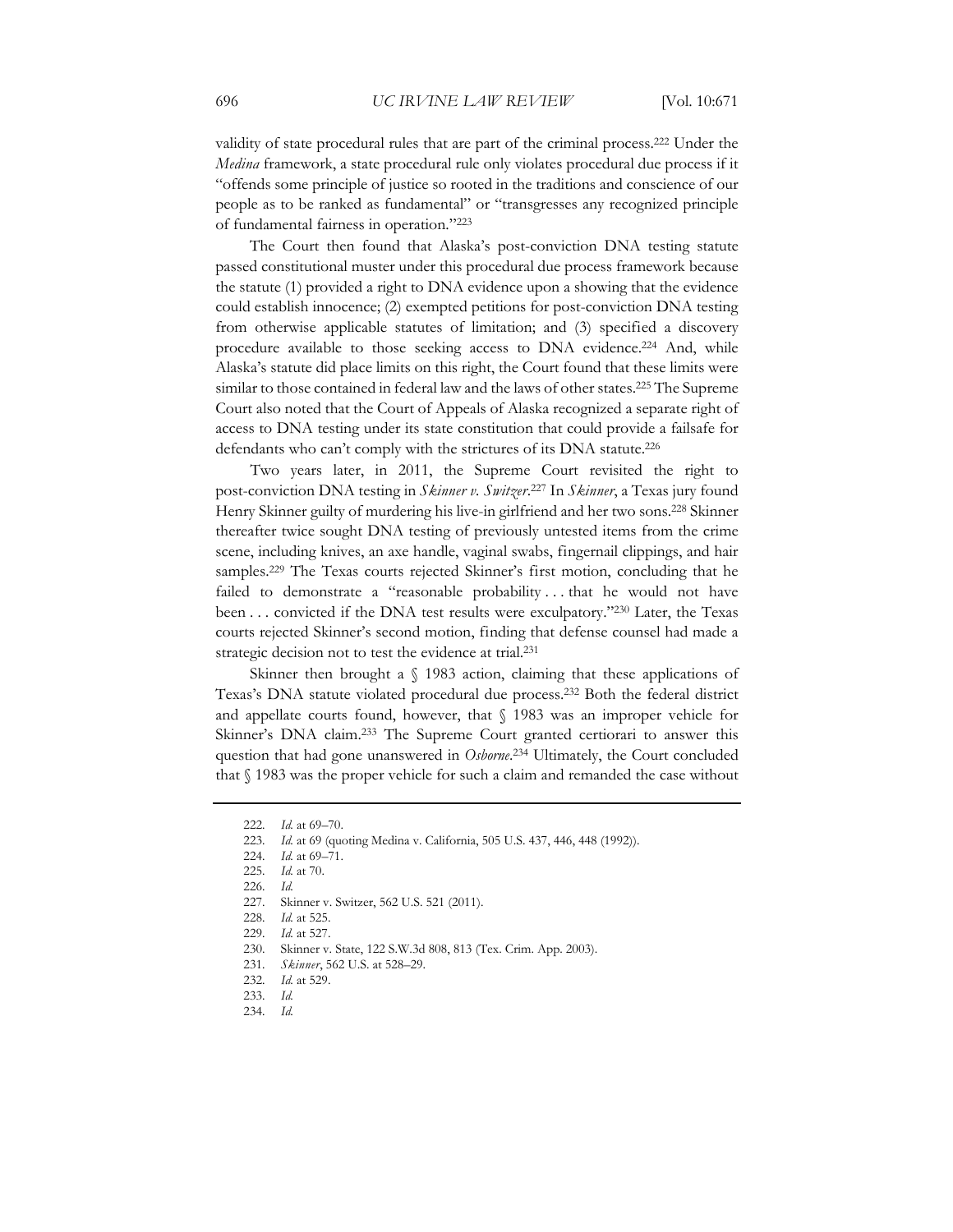validity of state procedural rules that are part of the criminal process.[222] Under the *Medina* framework, a state procedural rule only violates procedural due process if it "offends some principle of justice so rooted in the traditions and conscience of our people as to be ranked as fundamental" or "transgresses any recognized principle of fundamental fairness in operation."[223]

The Court then found that Alaska's post-conviction DNA testing statute passed constitutional muster under this procedural due process framework because the statute (1) provided a right to DNA evidence upon a showing that the evidence could establish innocence; (2) exempted petitions for post-conviction DNA testing from otherwise applicable statutes of limitation; and (3) specified a discovery procedure available to those seeking access to DNA evidence.[224] And, while Alaska's statute did place limits on this right, the Court found that these limits were similar to those contained in federal law and the laws of other states.[225] The Supreme Court also noted that the Court of Appeals of Alaska recognized a separate right of access to DNA testing under its state constitution that could provide a failsafe for defendants who can't comply with the strictures of its DNA statute.[226]

Two years later, in 2011, the Supreme Court revisited the right to post-conviction DNA testing in *Skinner v. Switzer*.[227] In *Skinner*, a Texas jury found Henry Skinner guilty of murdering his live-in girlfriend and her two sons.[228] Skinner thereafter twice sought DNA testing of previously untested items from the crime scene, including knives, an axe handle, vaginal swabs, fingernail clippings, and hair samples.[229] The Texas courts rejected Skinner's first motion, concluding that he failed to demonstrate a "reasonable probability . . . that he would not have been . . . convicted if the DNA test results were exculpatory."[230] Later, the Texas courts rejected Skinner's second motion, finding that defense counsel had made a strategic decision not to test the evidence at trial.[231]

Skinner then brought a § 1983 action, claiming that these applications of Texas's DNA statute violated procedural due process.[232] Both the federal district and appellate courts found, however, that § 1983 was an improper vehicle for Skinner's DNA claim.[233] The Supreme Court granted certiorari to answer this question that had gone unanswered in *Osborne*.[234] Ultimately, the Court concluded that § 1983 was the proper vehicle for such a claim and remanded the case without

222. *Id.* at 69–70.
223. *Id.* at 69 (quoting Medina v. California, 505 U.S. 437, 446, 448 (1992)).
224. *Id.* at 69–71.
225. *Id.* at 70.
226. *Id.*
227. Skinner v. Switzer, 562 U.S. 521 (2011).
228. *Id.* at 525.
229. *Id.* at 527.
230. Skinner v. State, 122 S.W.3d 808, 813 (Tex. Crim. App. 2003).
231. *Skinner*, 562 U.S. at 528–29.
232. *Id.* at 529.
233. *Id.*
234. *Id.*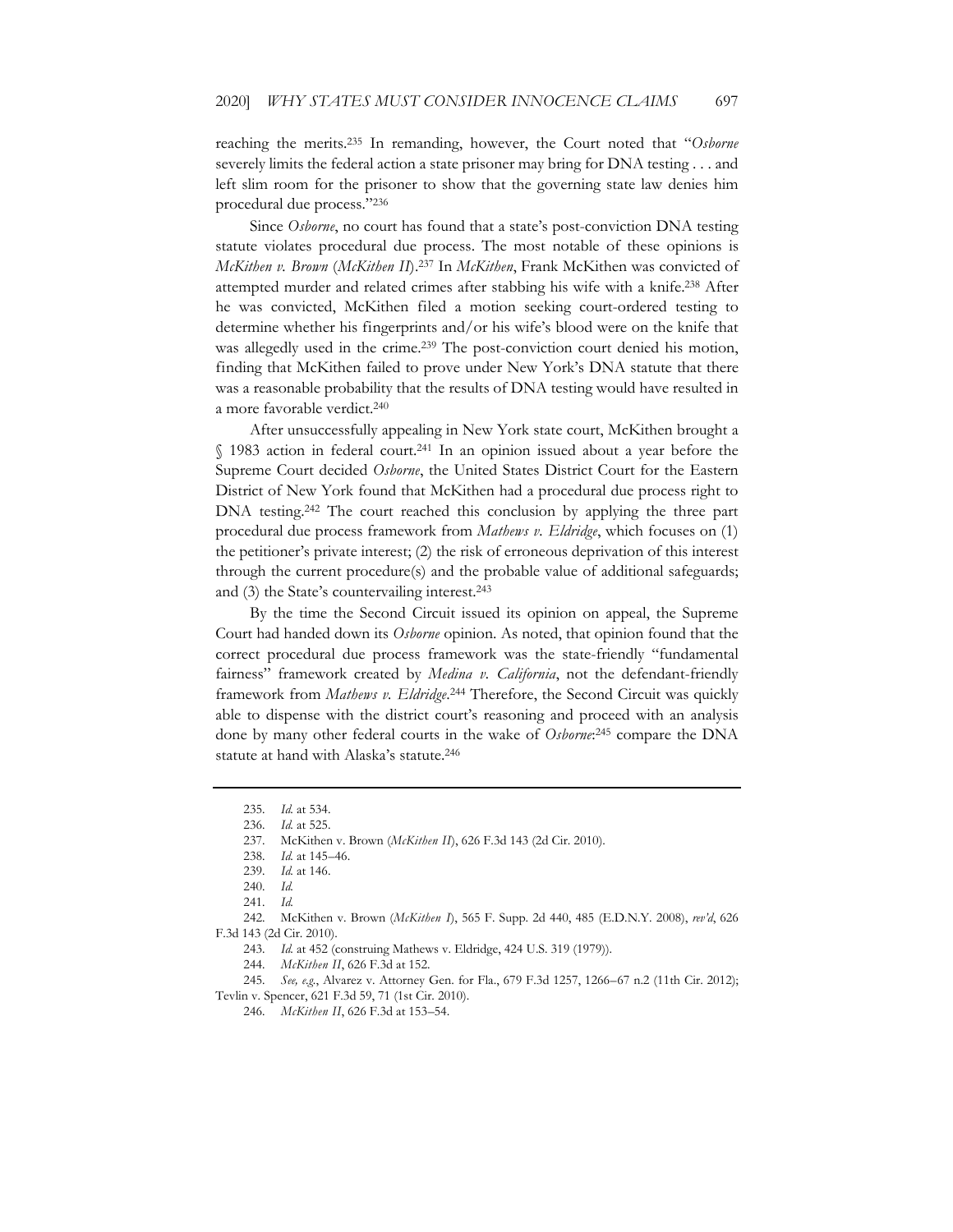reaching the merits.[235] In remanding, however, the Court noted that "*Osborne* severely limits the federal action a state prisoner may bring for DNA testing . . . and left slim room for the prisoner to show that the governing state law denies him procedural due process."[236]

Since *Osborne*, no court has found that a state's post-conviction DNA testing statute violates procedural due process. The most notable of these opinions is *McKithen v. Brown* (*McKithen II*).[237] In *McKithen*, Frank McKithen was convicted of attempted murder and related crimes after stabbing his wife with a knife.[238] After he was convicted, McKithen filed a motion seeking court-ordered testing to determine whether his fingerprints and/or his wife's blood were on the knife that was allegedly used in the crime.[239] The post-conviction court denied his motion, finding that McKithen failed to prove under New York's DNA statute that there was a reasonable probability that the results of DNA testing would have resulted in a more favorable verdict.[240]

After unsuccessfully appealing in New York state court, McKithen brought a § 1983 action in federal court.[241] In an opinion issued about a year before the Supreme Court decided *Osborne*, the United States District Court for the Eastern District of New York found that McKithen had a procedural due process right to DNA testing.[242] The court reached this conclusion by applying the three part procedural due process framework from *Mathews v. Eldridge*, which focuses on (1) the petitioner's private interest; (2) the risk of erroneous deprivation of this interest through the current procedure(s) and the probable value of additional safeguards; and (3) the State's countervailing interest.[243]

By the time the Second Circuit issued its opinion on appeal, the Supreme Court had handed down its *Osborne* opinion. As noted, that opinion found that the correct procedural due process framework was the state-friendly "fundamental fairness" framework created by *Medina v. California*, not the defendant-friendly framework from *Mathews v. Eldridge*.[244] Therefore, the Second Circuit was quickly able to dispense with the district court's reasoning and proceed with an analysis done by many other federal courts in the wake of *Osborne*:[245] compare the DNA statute at hand with Alaska's statute.[246]

---

235. *Id.* at 534.

236. *Id.* at 525.

237. McKithen v. Brown (*McKithen II*), 626 F.3d 143 (2d Cir. 2010).

238. *Id.* at 145–46.

239. *Id.* at 146.

240. *Id.*

241. *Id.*

242. McKithen v. Brown (*McKithen I*), 565 F. Supp. 2d 440, 485 (E.D.N.Y. 2008), *rev'd*, 626 F.3d 143 (2d Cir. 2010).

243. *Id.* at 452 (construing Mathews v. Eldridge, 424 U.S. 319 (1979)).

244. *McKithen II*, 626 F.3d at 152.

245. *See, e.g.*, Alvarez v. Attorney Gen. for Fla., 679 F.3d 1257, 1266–67 n.2 (11th Cir. 2012); Tevlin v. Spencer, 621 F.3d 59, 71 (1st Cir. 2010).

246. *McKithen II*, 626 F.3d at 153–54.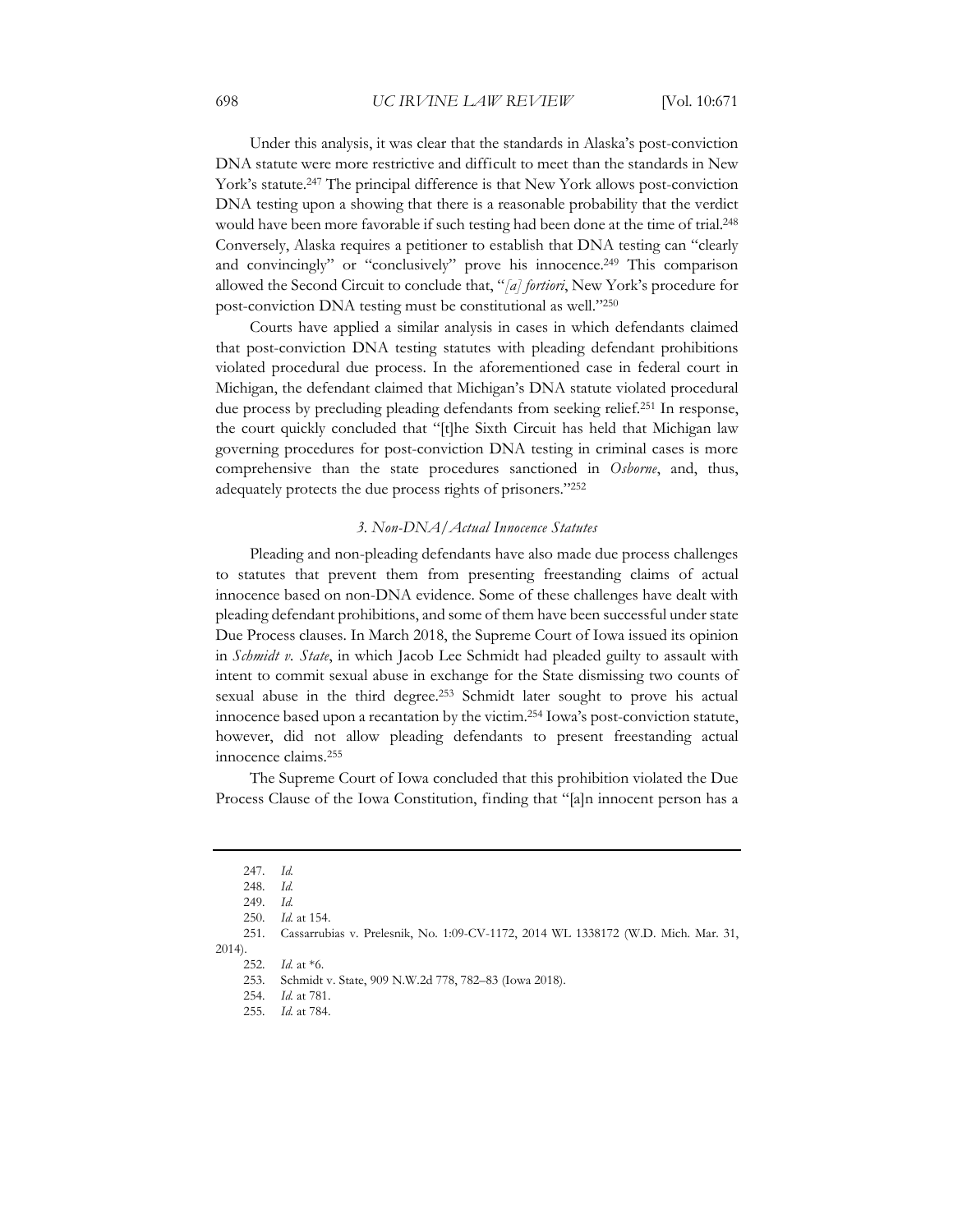Under this analysis, it was clear that the standards in Alaska's post-conviction DNA statute were more restrictive and difficult to meet than the standards in New York's statute.[247] The principal difference is that New York allows post-conviction DNA testing upon a showing that there is a reasonable probability that the verdict would have been more favorable if such testing had been done at the time of trial.[248] Conversely, Alaska requires a petitioner to establish that DNA testing can "clearly and convincingly" or "conclusively" prove his innocence.[249] This comparison allowed the Second Circuit to conclude that, "*[a] fortiori*, New York's procedure for post-conviction DNA testing must be constitutional as well."[250]

Courts have applied a similar analysis in cases in which defendants claimed that post-conviction DNA testing statutes with pleading defendant prohibitions violated procedural due process. In the aforementioned case in federal court in Michigan, the defendant claimed that Michigan's DNA statute violated procedural due process by precluding pleading defendants from seeking relief.[251] In response, the court quickly concluded that "[t]he Sixth Circuit has held that Michigan law governing procedures for post-conviction DNA testing in criminal cases is more comprehensive than the state procedures sanctioned in *Osborne*, and, thus, adequately protects the due process rights of prisoners."[252]

### *3. Non-DNA/Actual Innocence Statutes*

Pleading and non-pleading defendants have also made due process challenges to statutes that prevent them from presenting freestanding claims of actual innocence based on non-DNA evidence. Some of these challenges have dealt with pleading defendant prohibitions, and some of them have been successful under state Due Process clauses. In March 2018, the Supreme Court of Iowa issued its opinion in *Schmidt v. State*, in which Jacob Lee Schmidt had pleaded guilty to assault with intent to commit sexual abuse in exchange for the State dismissing two counts of sexual abuse in the third degree.[253] Schmidt later sought to prove his actual innocence based upon a recantation by the victim.[254] Iowa's post-conviction statute, however, did not allow pleading defendants to present freestanding actual innocence claims.[255]

The Supreme Court of Iowa concluded that this prohibition violated the Due Process Clause of the Iowa Constitution, finding that "[a]n innocent person has a

---

247. *Id.*

248. *Id.*

249. *Id.*

250. *Id.* at 154.

251. Cassarrubias v. Prelesnik, No. 1:09-CV-1172, 2014 WL 1338172 (W.D. Mich. Mar. 31, 2014).

252. *Id.* at *6.

253. Schmidt v. State, 909 N.W.2d 778, 782–83 (Iowa 2018).

254. *Id.* at 781.

255. *Id.* at 784.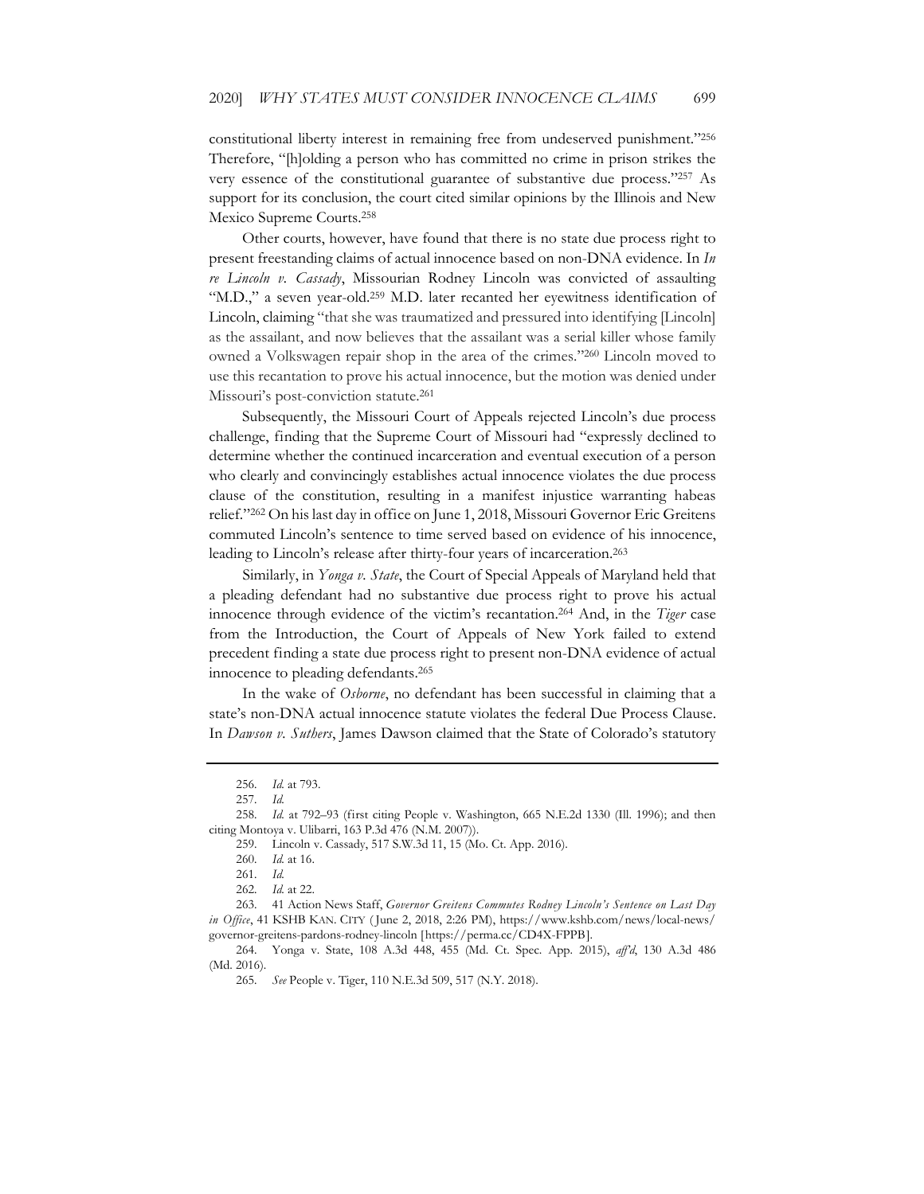constitutional liberty interest in remaining free from undeserved punishment."[256] Therefore, "[h]olding a person who has committed no crime in prison strikes the very essence of the constitutional guarantee of substantive due process."[257] As support for its conclusion, the court cited similar opinions by the Illinois and New Mexico Supreme Courts.[258]

Other courts, however, have found that there is no state due process right to present freestanding claims of actual innocence based on non-DNA evidence. In *In re Lincoln v. Cassady*, Missourian Rodney Lincoln was convicted of assaulting "M.D.," a seven year-old.[259] M.D. later recanted her eyewitness identification of Lincoln, claiming "that she was traumatized and pressured into identifying [Lincoln] as the assailant, and now believes that the assailant was a serial killer whose family owned a Volkswagen repair shop in the area of the crimes."[260] Lincoln moved to use this recantation to prove his actual innocence, but the motion was denied under Missouri's post-conviction statute.[261]

Subsequently, the Missouri Court of Appeals rejected Lincoln's due process challenge, finding that the Supreme Court of Missouri had "expressly declined to determine whether the continued incarceration and eventual execution of a person who clearly and convincingly establishes actual innocence violates the due process clause of the constitution, resulting in a manifest injustice warranting habeas relief."[262] On his last day in office on June 1, 2018, Missouri Governor Eric Greitens commuted Lincoln's sentence to time served based on evidence of his innocence, leading to Lincoln's release after thirty-four years of incarceration.[263]

Similarly, in *Yonga v. State*, the Court of Special Appeals of Maryland held that a pleading defendant had no substantive due process right to prove his actual innocence through evidence of the victim's recantation.[264] And, in the *Tiger* case from the Introduction, the Court of Appeals of New York failed to extend precedent finding a state due process right to present non-DNA evidence of actual innocence to pleading defendants.[265]

In the wake of *Osborne*, no defendant has been successful in claiming that a state's non-DNA actual innocence statute violates the federal Due Process Clause. In *Dawson v. Suthers*, James Dawson claimed that the State of Colorado's statutory

---

256. *Id.* at 793.

257. *Id.*

258. *Id.* at 792–93 (first citing People v. Washington, 665 N.E.2d 1330 (Ill. 1996); and then citing Montoya v. Ulibarri, 163 P.3d 476 (N.M. 2007)).

259. Lincoln v. Cassady, 517 S.W.3d 11, 15 (Mo. Ct. App. 2016).

260. *Id.* at 16.

261. *Id.*

262. *Id.* at 22.

263. 41 Action News Staff, *Governor Greitens Commutes Rodney Lincoln's Sentence on Last Day in Office*, 41 KSHB KAN. CITY (June 2, 2018, 2:26 PM), https://www.kshb.com/news/local-news/governor-greitens-pardons-rodney-lincoln [https://perma.cc/CD4X-FPPB].

264. Yonga v. State, 108 A.3d 448, 455 (Md. Ct. Spec. App. 2015), *aff'd*, 130 A.3d 486 (Md. 2016).

265. *See* People v. Tiger, 110 N.E.3d 509, 517 (N.Y. 2018).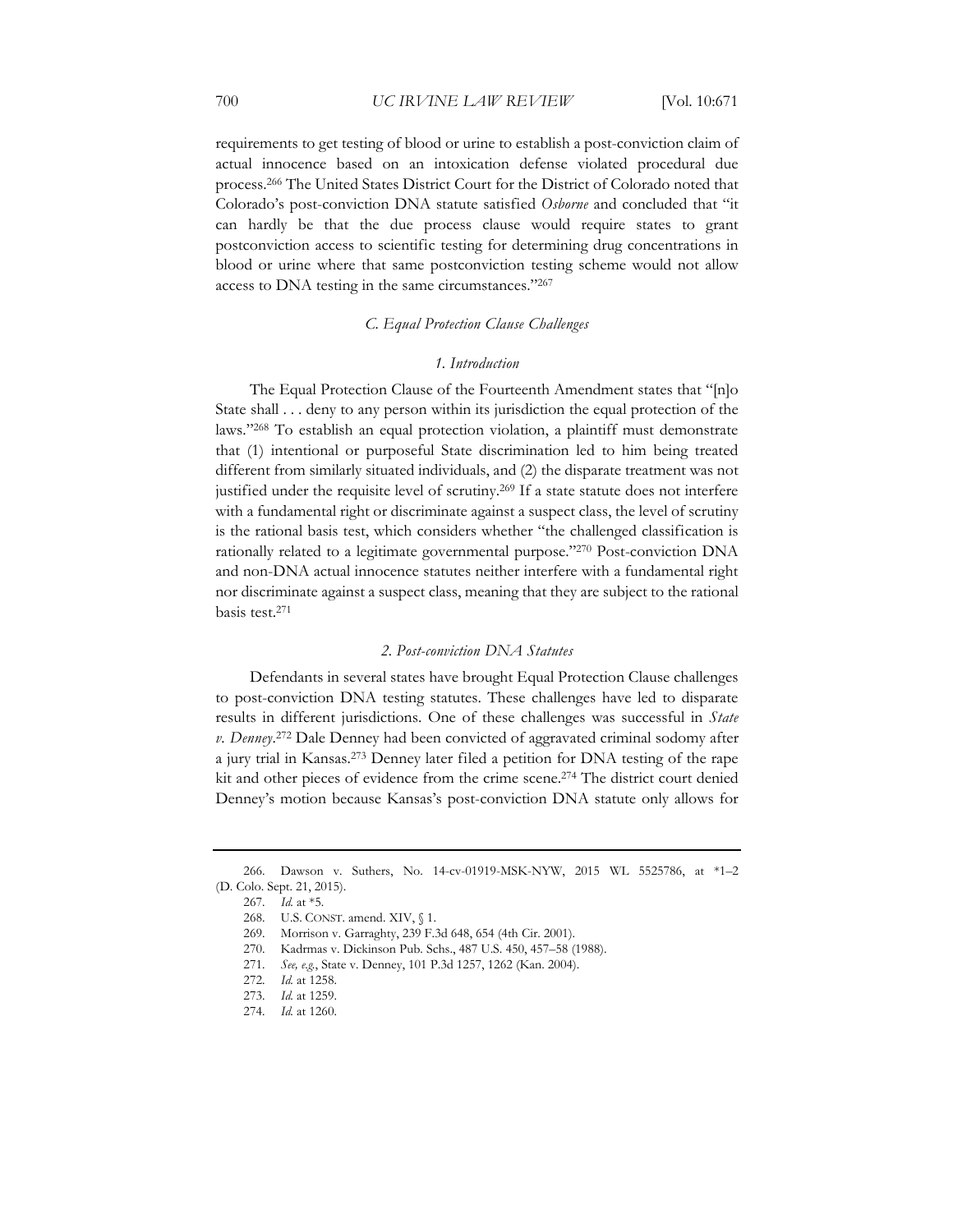requirements to get testing of blood or urine to establish a post-conviction claim of actual innocence based on an intoxication defense violated procedural due process.[266] The United States District Court for the District of Colorado noted that Colorado's post-conviction DNA statute satisfied *Osborne* and concluded that "it can hardly be that the due process clause would require states to grant postconviction access to scientific testing for determining drug concentrations in blood or urine where that same postconviction testing scheme would not allow access to DNA testing in the same circumstances."[267]

### *C. Equal Protection Clause Challenges*

#### *1. Introduction*

The Equal Protection Clause of the Fourteenth Amendment states that "[n]o State shall . . . deny to any person within its jurisdiction the equal protection of the laws."[268] To establish an equal protection violation, a plaintiff must demonstrate that (1) intentional or purposeful State discrimination led to him being treated different from similarly situated individuals, and (2) the disparate treatment was not justified under the requisite level of scrutiny.[269] If a state statute does not interfere with a fundamental right or discriminate against a suspect class, the level of scrutiny is the rational basis test, which considers whether "the challenged classification is rationally related to a legitimate governmental purpose."[270] Post-conviction DNA and non-DNA actual innocence statutes neither interfere with a fundamental right nor discriminate against a suspect class, meaning that they are subject to the rational basis test.[271]

#### *2. Post-conviction DNA Statutes*

Defendants in several states have brought Equal Protection Clause challenges to post-conviction DNA testing statutes. These challenges have led to disparate results in different jurisdictions. One of these challenges was successful in *State v. Denney*.[272] Dale Denney had been convicted of aggravated criminal sodomy after a jury trial in Kansas.[273] Denney later filed a petition for DNA testing of the rape kit and other pieces of evidence from the crime scene.[274] The district court denied Denney's motion because Kansas's post-conviction DNA statute only allows for

---

266. Dawson v. Suthers, No. 14-cv-01919-MSK-NYW, 2015 WL 5525786, at *1–2 (D. Colo. Sept. 21, 2015).

267. *Id.* at *5.

268. U.S. CONST. amend. XIV, § 1.

269. Morrison v. Garraghty, 239 F.3d 648, 654 (4th Cir. 2001).

270. Kadrmas v. Dickinson Pub. Schs., 487 U.S. 450, 457–58 (1988).

271. *See, e.g.*, State v. Denney, 101 P.3d 1257, 1262 (Kan. 2004).

272. *Id.* at 1258.

273. *Id.* at 1259.

274. *Id.* at 1260.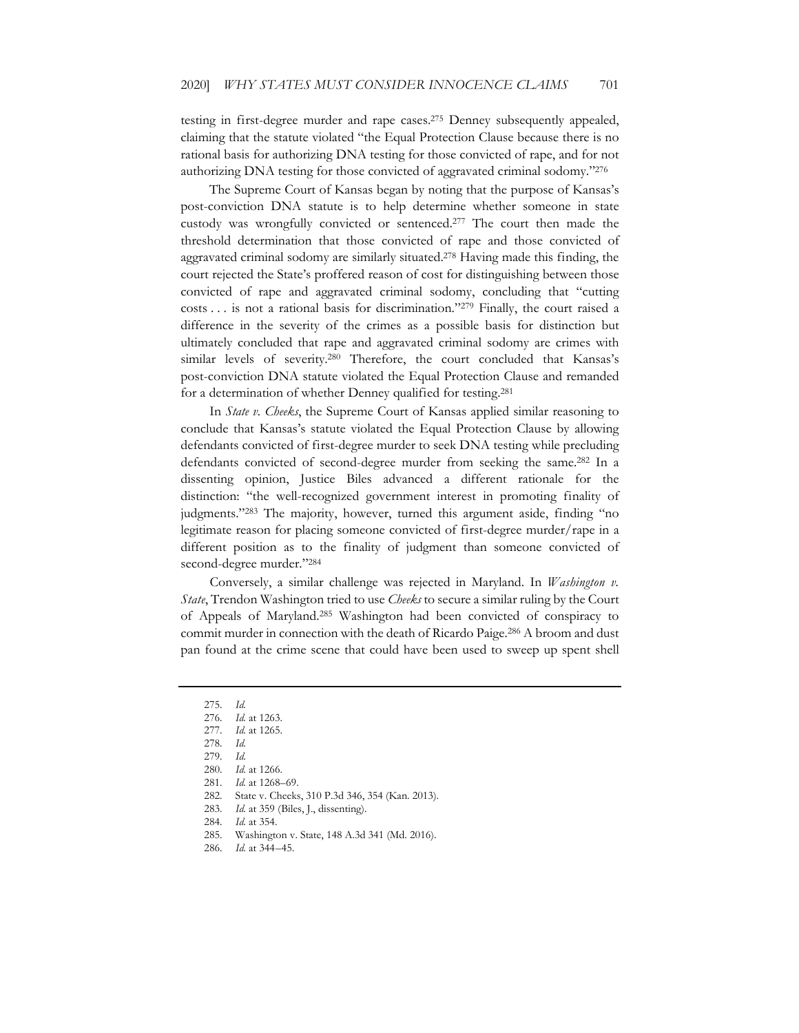testing in first-degree murder and rape cases.[275] Denney subsequently appealed, claiming that the statute violated "the Equal Protection Clause because there is no rational basis for authorizing DNA testing for those convicted of rape, and for not authorizing DNA testing for those convicted of aggravated criminal sodomy."[276]

The Supreme Court of Kansas began by noting that the purpose of Kansas's post-conviction DNA statute is to help determine whether someone in state custody was wrongfully convicted or sentenced.[277] The court then made the threshold determination that those convicted of rape and those convicted of aggravated criminal sodomy are similarly situated.[278] Having made this finding, the court rejected the State's proffered reason of cost for distinguishing between those convicted of rape and aggravated criminal sodomy, concluding that "cutting costs . . . is not a rational basis for discrimination."[279] Finally, the court raised a difference in the severity of the crimes as a possible basis for distinction but ultimately concluded that rape and aggravated criminal sodomy are crimes with similar levels of severity.[280] Therefore, the court concluded that Kansas's post-conviction DNA statute violated the Equal Protection Clause and remanded for a determination of whether Denney qualified for testing.[281]

In *State v. Cheeks*, the Supreme Court of Kansas applied similar reasoning to conclude that Kansas's statute violated the Equal Protection Clause by allowing defendants convicted of first-degree murder to seek DNA testing while precluding defendants convicted of second-degree murder from seeking the same.[282] In a dissenting opinion, Justice Biles advanced a different rationale for the distinction: "the well-recognized government interest in promoting finality of judgments."[283] The majority, however, turned this argument aside, finding "no legitimate reason for placing someone convicted of first-degree murder/rape in a different position as to the finality of judgment than someone convicted of second-degree murder."[284]

Conversely, a similar challenge was rejected in Maryland. In *Washington v. State*, Trendon Washington tried to use *Cheeks* to secure a similar ruling by the Court of Appeals of Maryland.[285] Washington had been convicted of conspiracy to commit murder in connection with the death of Ricardo Paige.[286] A broom and dust pan found at the crime scene that could have been used to sweep up spent shell

---

275. *Id.*
276. *Id.* at 1263.
277. *Id.* at 1265.
278. *Id.*
279. *Id.*
280. *Id.* at 1266.
281. *Id.* at 1268–69.
282. State v. Cheeks, 310 P.3d 346, 354 (Kan. 2013).
283. *Id.* at 359 (Biles, J., dissenting).
284. *Id.* at 354.
285. Washington v. State, 148 A.3d 341 (Md. 2016).
286. *Id.* at 344–45.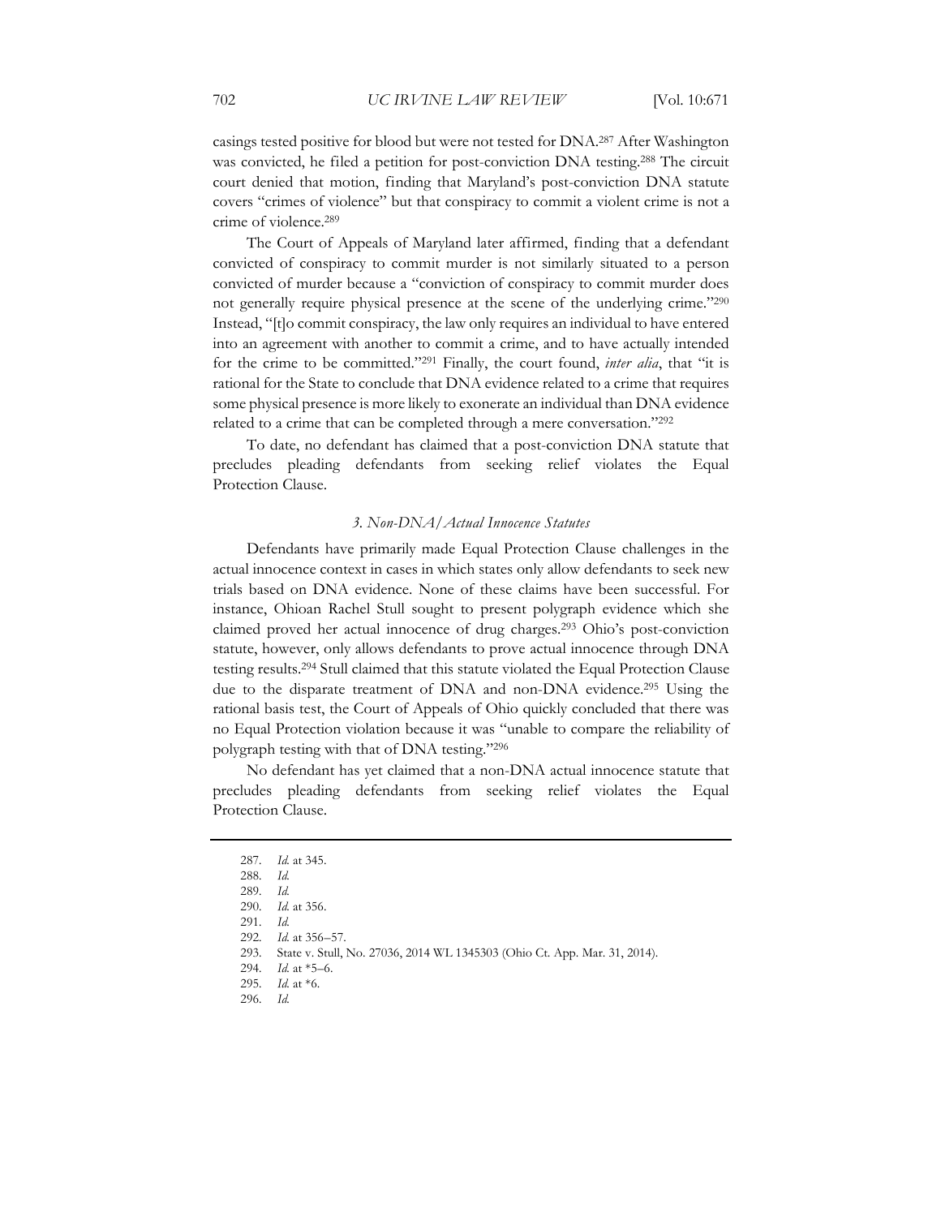casings tested positive for blood but were not tested for DNA.[287] After Washington was convicted, he filed a petition for post-conviction DNA testing.[288] The circuit court denied that motion, finding that Maryland's post-conviction DNA statute covers "crimes of violence" but that conspiracy to commit a violent crime is not a crime of violence.[289]

The Court of Appeals of Maryland later affirmed, finding that a defendant convicted of conspiracy to commit murder is not similarly situated to a person convicted of murder because a "conviction of conspiracy to commit murder does not generally require physical presence at the scene of the underlying crime."[290] Instead, "[t]o commit conspiracy, the law only requires an individual to have entered into an agreement with another to commit a crime, and to have actually intended for the crime to be committed."[291] Finally, the court found, *inter alia*, that "it is rational for the State to conclude that DNA evidence related to a crime that requires some physical presence is more likely to exonerate an individual than DNA evidence related to a crime that can be completed through a mere conversation."[292]

To date, no defendant has claimed that a post-conviction DNA statute that precludes pleading defendants from seeking relief violates the Equal Protection Clause.

### *3. Non-DNA/Actual Innocence Statutes*

Defendants have primarily made Equal Protection Clause challenges in the actual innocence context in cases in which states only allow defendants to seek new trials based on DNA evidence. None of these claims have been successful. For instance, Ohioan Rachel Stull sought to present polygraph evidence which she claimed proved her actual innocence of drug charges.[293] Ohio's post-conviction statute, however, only allows defendants to prove actual innocence through DNA testing results.[294] Stull claimed that this statute violated the Equal Protection Clause due to the disparate treatment of DNA and non-DNA evidence.[295] Using the rational basis test, the Court of Appeals of Ohio quickly concluded that there was no Equal Protection violation because it was "unable to compare the reliability of polygraph testing with that of DNA testing."[296]

No defendant has yet claimed that a non-DNA actual innocence statute that precludes pleading defendants from seeking relief violates the Equal Protection Clause.

---

287. *Id.* at 345.
288. *Id.*
289. *Id.*
290. *Id.* at 356.
291. *Id.*
292. *Id.* at 356–57.
293. State v. Stull, No. 27036, 2014 WL 1345303 (Ohio Ct. App. Mar. 31, 2014).
294. *Id.* at *5–6.
295. *Id.* at *6.
296. *Id.*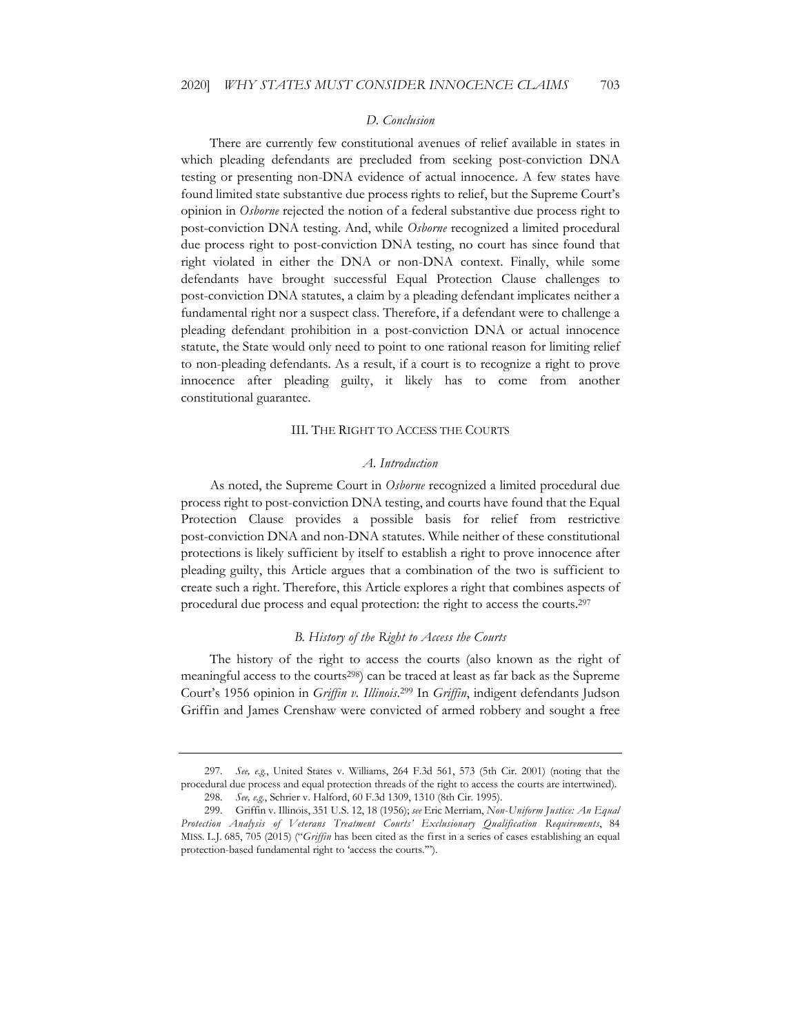### *D. Conclusion*

There are currently few constitutional avenues of relief available in states in which pleading defendants are precluded from seeking post-conviction DNA testing or presenting non-DNA evidence of actual innocence. A few states have found limited state substantive due process rights to relief, but the Supreme Court's opinion in *Osborne* rejected the notion of a federal substantive due process right to post-conviction DNA testing. And, while *Osborne* recognized a limited procedural due process right to post-conviction DNA testing, no court has since found that right violated in either the DNA or non-DNA context. Finally, while some defendants have brought successful Equal Protection Clause challenges to post-conviction DNA statutes, a claim by a pleading defendant implicates neither a fundamental right nor a suspect class. Therefore, if a defendant were to challenge a pleading defendant prohibition in a post-conviction DNA or actual innocence statute, the State would only need to point to one rational reason for limiting relief to non-pleading defendants. As a result, if a court is to recognize a right to prove innocence after pleading guilty, it likely has to come from another constitutional guarantee.

## III. THE RIGHT TO ACCESS THE COURTS

### *A. Introduction*

As noted, the Supreme Court in *Osborne* recognized a limited procedural due process right to post-conviction DNA testing, and courts have found that the Equal Protection Clause provides a possible basis for relief from restrictive post-conviction DNA and non-DNA statutes. While neither of these constitutional protections is likely sufficient by itself to establish a right to prove innocence after pleading guilty, this Article argues that a combination of the two is sufficient to create such a right. Therefore, this Article explores a right that combines aspects of procedural due process and equal protection: the right to access the courts.[297]

### *B. History of the Right to Access the Courts*

The history of the right to access the courts (also known as the right of meaningful access to the courts[298]) can be traced at least as far back as the Supreme Court's 1956 opinion in *Griffin v. Illinois*.[299] In *Griffin*, indigent defendants Judson Griffin and James Crenshaw were convicted of armed robbery and sought a free

---

297. *See, e.g.*, United States v. Williams, 264 F.3d 561, 573 (5th Cir. 2001) (noting that the procedural due process and equal protection threads of the right to access the courts are intertwined).

298. *See, e.g.*, Schrier v. Halford, 60 F.3d 1309, 1310 (8th Cir. 1995).

299. Griffin v. Illinois, 351 U.S. 12, 18 (1956); *see* Eric Merriam, *Non-Uniform Justice: An Equal Protection Analysis of Veterans Treatment Courts' Exclusionary Qualification Requirements*, 84 MISS. L.J. 685, 705 (2015) ("*Griffin* has been cited as the first in a series of cases establishing an equal protection-based fundamental right to 'access the courts.'").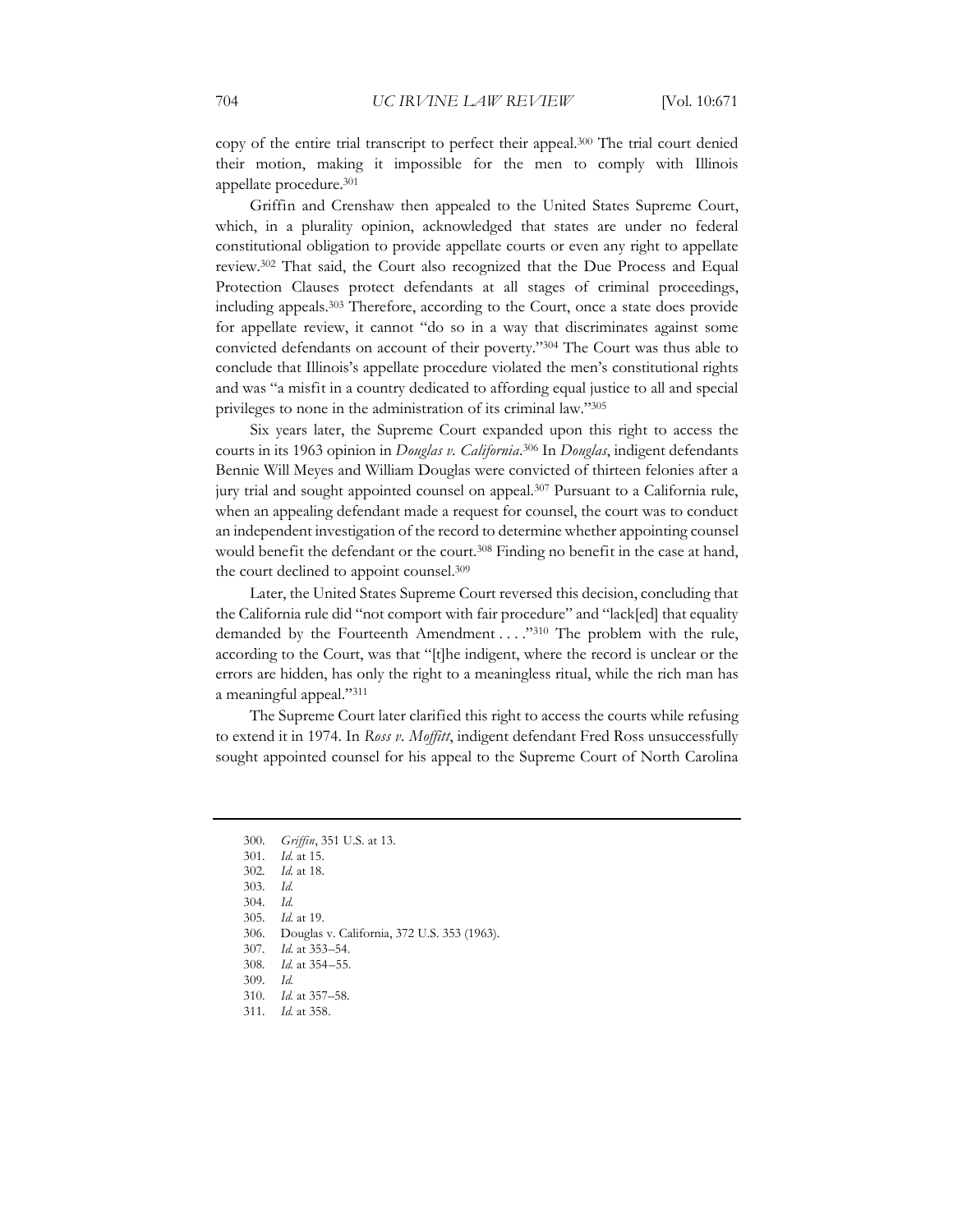copy of the entire trial transcript to perfect their appeal.[300] The trial court denied their motion, making it impossible for the men to comply with Illinois appellate procedure.[301]

Griffin and Crenshaw then appealed to the United States Supreme Court, which, in a plurality opinion, acknowledged that states are under no federal constitutional obligation to provide appellate courts or even any right to appellate review.[302] That said, the Court also recognized that the Due Process and Equal Protection Clauses protect defendants at all stages of criminal proceedings, including appeals.[303] Therefore, according to the Court, once a state does provide for appellate review, it cannot "do so in a way that discriminates against some convicted defendants on account of their poverty."[304] The Court was thus able to conclude that Illinois's appellate procedure violated the men's constitutional rights and was "a misfit in a country dedicated to affording equal justice to all and special privileges to none in the administration of its criminal law."[305]

Six years later, the Supreme Court expanded upon this right to access the courts in its 1963 opinion in *Douglas v. California*.[306] In *Douglas*, indigent defendants Bennie Will Meyes and William Douglas were convicted of thirteen felonies after a jury trial and sought appointed counsel on appeal.[307] Pursuant to a California rule, when an appealing defendant made a request for counsel, the court was to conduct an independent investigation of the record to determine whether appointing counsel would benefit the defendant or the court.[308] Finding no benefit in the case at hand, the court declined to appoint counsel.[309]

Later, the United States Supreme Court reversed this decision, concluding that the California rule did "not comport with fair procedure" and "lack[ed] that equality demanded by the Fourteenth Amendment . . . ."[310] The problem with the rule, according to the Court, was that "[t]he indigent, where the record is unclear or the errors are hidden, has only the right to a meaningless ritual, while the rich man has a meaningful appeal."[311]

The Supreme Court later clarified this right to access the courts while refusing to extend it in 1974. In *Ross v. Moffitt*, indigent defendant Fred Ross unsuccessfully sought appointed counsel for his appeal to the Supreme Court of North Carolina

---

300. *Griffin*, 351 U.S. at 13.
301. *Id.* at 15.
302. *Id.* at 18.
303. *Id.*
304. *Id.*
305. *Id.* at 19.
306. Douglas v. California, 372 U.S. 353 (1963).
307. *Id.* at 353–54.
308. *Id.* at 354–55.
309. *Id.*
310. *Id.* at 357–58.
311. *Id.* at 358.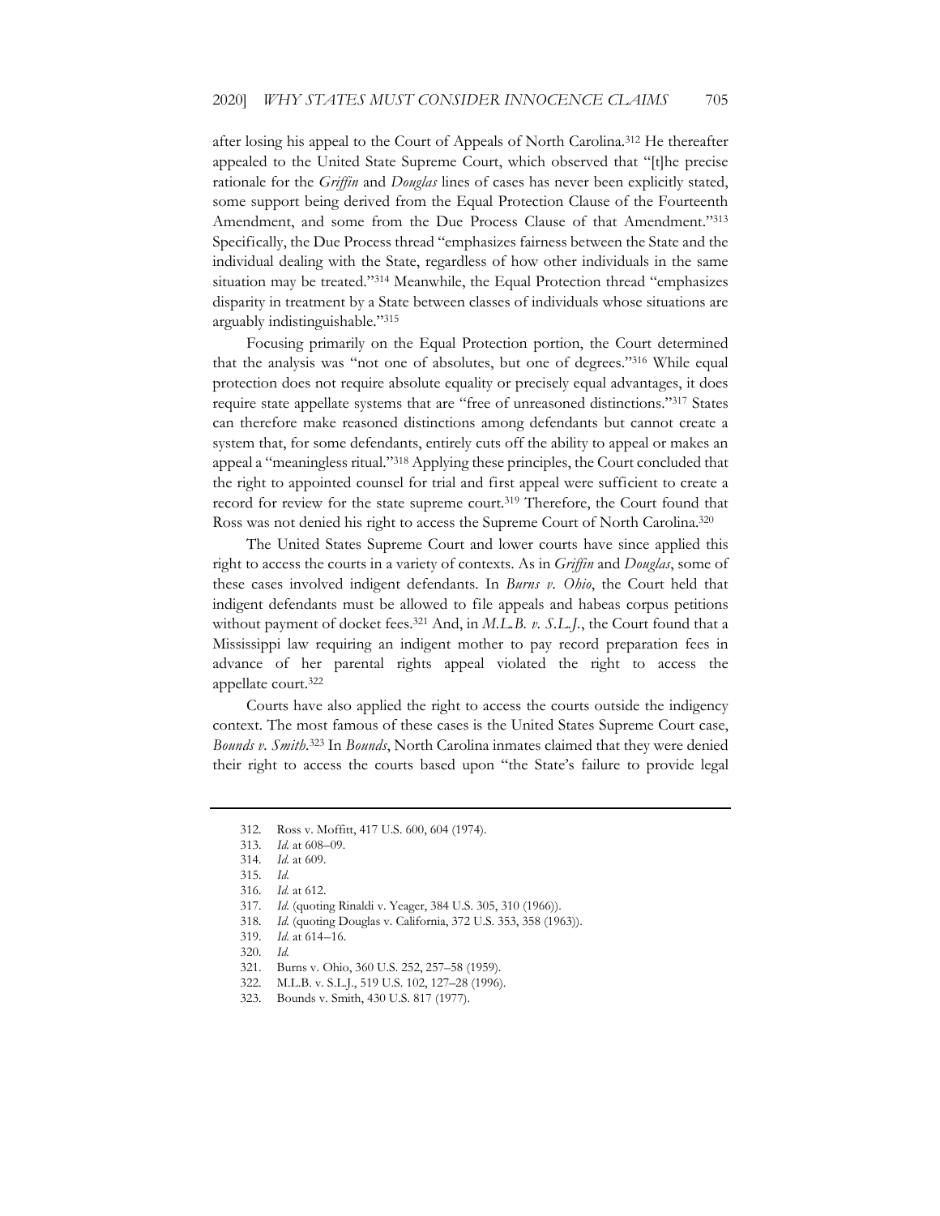after losing his appeal to the Court of Appeals of North Carolina.[312] He thereafter appealed to the United State Supreme Court, which observed that "[t]he precise rationale for the *Griffin* and *Douglas* lines of cases has never been explicitly stated, some support being derived from the Equal Protection Clause of the Fourteenth Amendment, and some from the Due Process Clause of that Amendment."[313] Specifically, the Due Process thread "emphasizes fairness between the State and the individual dealing with the State, regardless of how other individuals in the same situation may be treated."[314] Meanwhile, the Equal Protection thread "emphasizes disparity in treatment by a State between classes of individuals whose situations are arguably indistinguishable."[315]

Focusing primarily on the Equal Protection portion, the Court determined that the analysis was "not one of absolutes, but one of degrees."[316] While equal protection does not require absolute equality or precisely equal advantages, it does require state appellate systems that are "free of unreasoned distinctions."[317] States can therefore make reasoned distinctions among defendants but cannot create a system that, for some defendants, entirely cuts off the ability to appeal or makes an appeal a "meaningless ritual."[318] Applying these principles, the Court concluded that the right to appointed counsel for trial and first appeal were sufficient to create a record for review for the state supreme court.[319] Therefore, the Court found that Ross was not denied his right to access the Supreme Court of North Carolina.[320]

The United States Supreme Court and lower courts have since applied this right to access the courts in a variety of contexts. As in *Griffin* and *Douglas*, some of these cases involved indigent defendants. In *Burns v. Ohio*, the Court held that indigent defendants must be allowed to file appeals and habeas corpus petitions without payment of docket fees.[321] And, in *M.L.B. v. S.L.J.*, the Court found that a Mississippi law requiring an indigent mother to pay record preparation fees in advance of her parental rights appeal violated the right to access the appellate court.[322]

Courts have also applied the right to access the courts outside the indigency context. The most famous of these cases is the United States Supreme Court case, *Bounds v. Smith*.[323] In *Bounds*, North Carolina inmates claimed that they were denied their right to access the courts based upon "the State's failure to provide legal

---

312. Ross v. Moffitt, 417 U.S. 600, 604 (1974).
313. *Id.* at 608–09.
314. *Id.* at 609.
315. *Id.*
316. *Id.* at 612.
317. *Id.* (quoting Rinaldi v. Yeager, 384 U.S. 305, 310 (1966)).
318. *Id.* (quoting Douglas v. California, 372 U.S. 353, 358 (1963)).
319. *Id.* at 614–16.
320. *Id.*
321. Burns v. Ohio, 360 U.S. 252, 257–58 (1959).
322. M.L.B. v. S.L.J., 519 U.S. 102, 127–28 (1996).
323. Bounds v. Smith, 430 U.S. 817 (1977).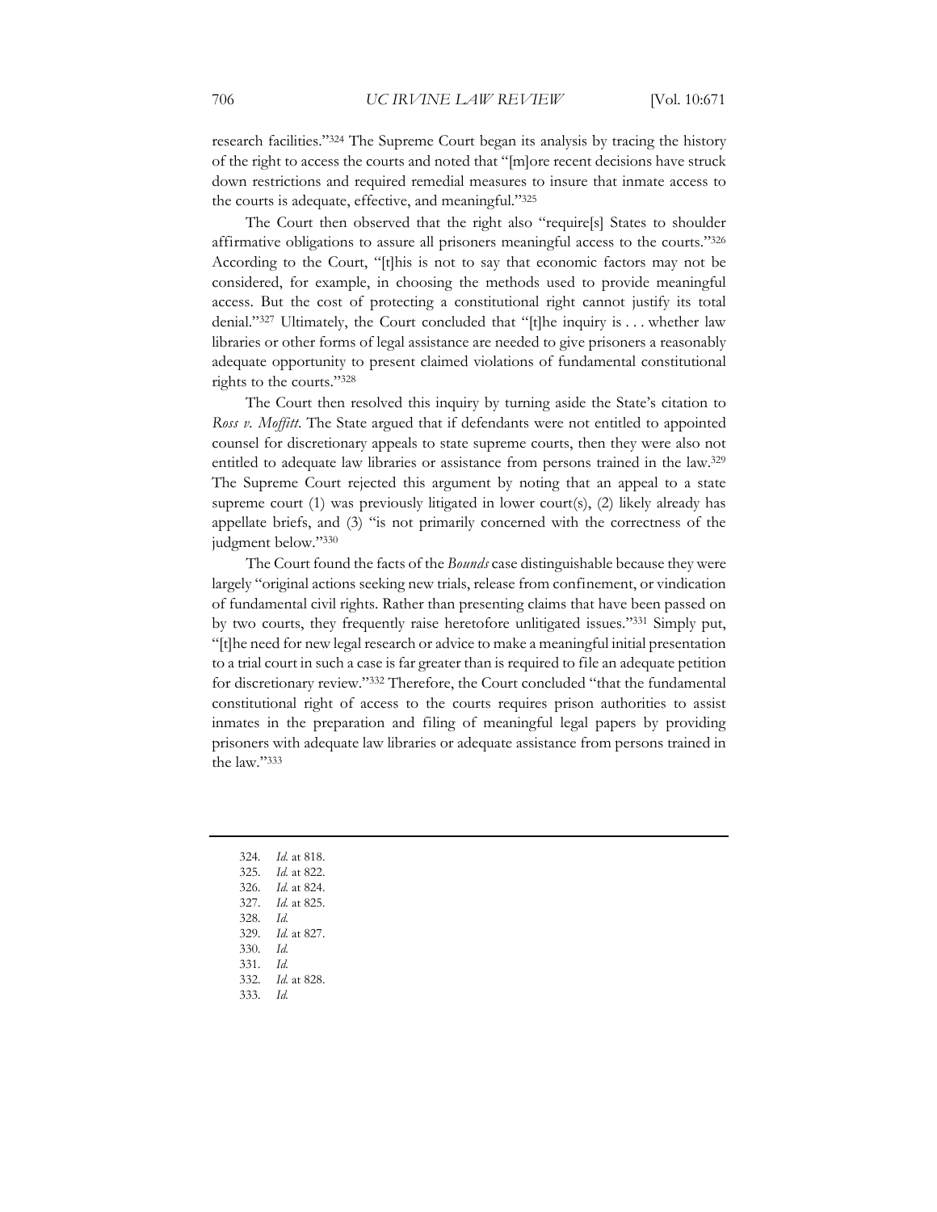research facilities."[324] The Supreme Court began its analysis by tracing the history of the right to access the courts and noted that "[m]ore recent decisions have struck down restrictions and required remedial measures to insure that inmate access to the courts is adequate, effective, and meaningful."[325]

The Court then observed that the right also "require[s] States to shoulder affirmative obligations to assure all prisoners meaningful access to the courts."[326] According to the Court, "[t]his is not to say that economic factors may not be considered, for example, in choosing the methods used to provide meaningful access. But the cost of protecting a constitutional right cannot justify its total denial."[327] Ultimately, the Court concluded that "[t]he inquiry is . . . whether law libraries or other forms of legal assistance are needed to give prisoners a reasonably adequate opportunity to present claimed violations of fundamental constitutional rights to the courts."[328]

The Court then resolved this inquiry by turning aside the State's citation to *Ross v. Moffitt*. The State argued that if defendants were not entitled to appointed counsel for discretionary appeals to state supreme courts, then they were also not entitled to adequate law libraries or assistance from persons trained in the law.[329] The Supreme Court rejected this argument by noting that an appeal to a state supreme court (1) was previously litigated in lower court(s), (2) likely already has appellate briefs, and (3) "is not primarily concerned with the correctness of the judgment below."[330]

The Court found the facts of the *Bounds* case distinguishable because they were largely "original actions seeking new trials, release from confinement, or vindication of fundamental civil rights. Rather than presenting claims that have been passed on by two courts, they frequently raise heretofore unlitigated issues."[331] Simply put, "[t]he need for new legal research or advice to make a meaningful initial presentation to a trial court in such a case is far greater than is required to file an adequate petition for discretionary review."[332] Therefore, the Court concluded "that the fundamental constitutional right of access to the courts requires prison authorities to assist inmates in the preparation and filing of meaningful legal papers by providing prisoners with adequate law libraries or adequate assistance from persons trained in the law."[333]

---

324. *Id.* at 818.
325. *Id.* at 822.
326. *Id.* at 824.
327. *Id.* at 825.
328. *Id.*
329. *Id.* at 827.
330. *Id.*
331. *Id.*
332. *Id.* at 828.
333. *Id.*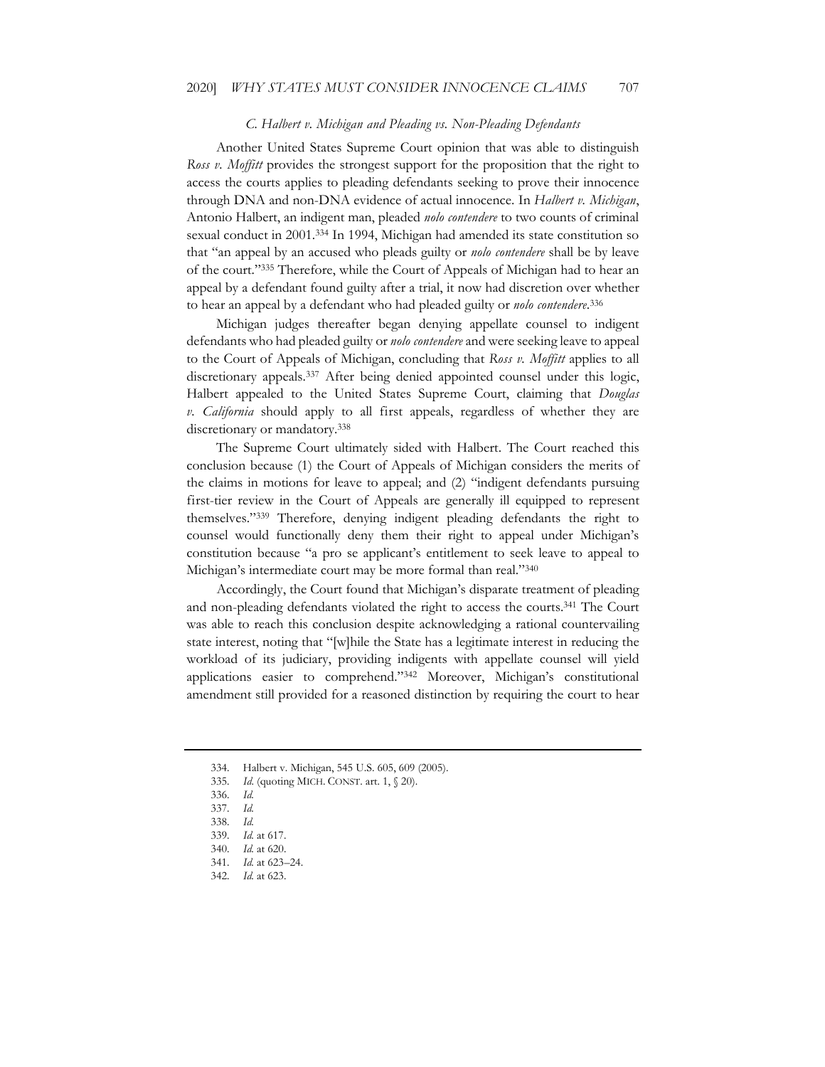### *C. Halbert v. Michigan and Pleading vs. Non-Pleading Defendants*

Another United States Supreme Court opinion that was able to distinguish *Ross v. Moffitt* provides the strongest support for the proposition that the right to access the courts applies to pleading defendants seeking to prove their innocence through DNA and non-DNA evidence of actual innocence. In *Halbert v. Michigan*, Antonio Halbert, an indigent man, pleaded *nolo contendere* to two counts of criminal sexual conduct in 2001.[334] In 1994, Michigan had amended its state constitution so that "an appeal by an accused who pleads guilty or *nolo contendere* shall be by leave of the court."[335] Therefore, while the Court of Appeals of Michigan had to hear an appeal by a defendant found guilty after a trial, it now had discretion over whether to hear an appeal by a defendant who had pleaded guilty or *nolo contendere*.[336]

Michigan judges thereafter began denying appellate counsel to indigent defendants who had pleaded guilty or *nolo contendere* and were seeking leave to appeal to the Court of Appeals of Michigan, concluding that *Ross v. Moffitt* applies to all discretionary appeals.[337] After being denied appointed counsel under this logic, Halbert appealed to the United States Supreme Court, claiming that *Douglas v. California* should apply to all first appeals, regardless of whether they are discretionary or mandatory.[338]

The Supreme Court ultimately sided with Halbert. The Court reached this conclusion because (1) the Court of Appeals of Michigan considers the merits of the claims in motions for leave to appeal; and (2) "indigent defendants pursuing first-tier review in the Court of Appeals are generally ill equipped to represent themselves."[339] Therefore, denying indigent pleading defendants the right to counsel would functionally deny them their right to appeal under Michigan's constitution because "a pro se applicant's entitlement to seek leave to appeal to Michigan's intermediate court may be more formal than real."[340]

Accordingly, the Court found that Michigan's disparate treatment of pleading and non-pleading defendants violated the right to access the courts.[341] The Court was able to reach this conclusion despite acknowledging a rational countervailing state interest, noting that "[w]hile the State has a legitimate interest in reducing the workload of its judiciary, providing indigents with appellate counsel will yield applications easier to comprehend."[342] Moreover, Michigan's constitutional amendment still provided for a reasoned distinction by requiring the court to hear

---

334. Halbert v. Michigan, 545 U.S. 605, 609 (2005).

335. *Id.* (quoting MICH. CONST. art. 1, § 20).

336. *Id.*

337. *Id.*

338. *Id.*

339. *Id.* at 617.

340. *Id.* at 620.

341. *Id.* at 623–24.

342. *Id.* at 623.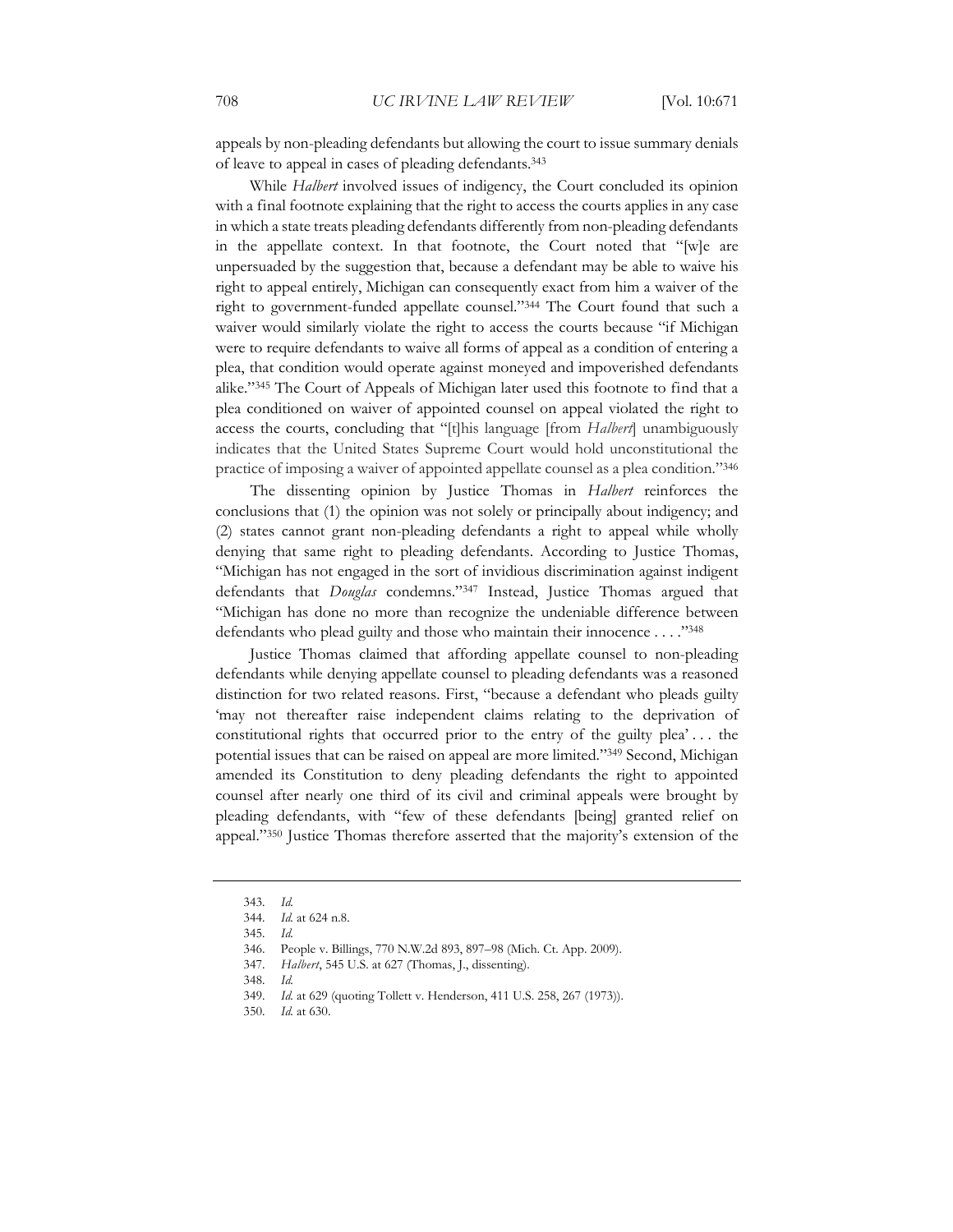appeals by non-pleading defendants but allowing the court to issue summary denials of leave to appeal in cases of pleading defendants.[343]

While *Halbert* involved issues of indigency, the Court concluded its opinion with a final footnote explaining that the right to access the courts applies in any case in which a state treats pleading defendants differently from non-pleading defendants in the appellate context. In that footnote, the Court noted that "[w]e are unpersuaded by the suggestion that, because a defendant may be able to waive his right to appeal entirely, Michigan can consequently exact from him a waiver of the right to government-funded appellate counsel."[344] The Court found that such a waiver would similarly violate the right to access the courts because "if Michigan were to require defendants to waive all forms of appeal as a condition of entering a plea, that condition would operate against moneyed and impoverished defendants alike."[345] The Court of Appeals of Michigan later used this footnote to find that a plea conditioned on waiver of appointed counsel on appeal violated the right to access the courts, concluding that "[t]his language [from *Halbert*] unambiguously indicates that the United States Supreme Court would hold unconstitutional the practice of imposing a waiver of appointed appellate counsel as a plea condition."[346]

The dissenting opinion by Justice Thomas in *Halbert* reinforces the conclusions that (1) the opinion was not solely or principally about indigency; and (2) states cannot grant non-pleading defendants a right to appeal while wholly denying that same right to pleading defendants. According to Justice Thomas, "Michigan has not engaged in the sort of invidious discrimination against indigent defendants that *Douglas* condemns."[347] Instead, Justice Thomas argued that "Michigan has done no more than recognize the undeniable difference between defendants who plead guilty and those who maintain their innocence . . . ."[348]

Justice Thomas claimed that affording appellate counsel to non-pleading defendants while denying appellate counsel to pleading defendants was a reasoned distinction for two related reasons. First, "because a defendant who pleads guilty 'may not thereafter raise independent claims relating to the deprivation of constitutional rights that occurred prior to the entry of the guilty plea' . . . the potential issues that can be raised on appeal are more limited."[349] Second, Michigan amended its Constitution to deny pleading defendants the right to appointed counsel after nearly one third of its civil and criminal appeals were brought by pleading defendants, with "few of these defendants [being] granted relief on appeal."[350] Justice Thomas therefore asserted that the majority's extension of the

---

343. *Id.*
344. *Id.* at 624 n.8.
345. *Id.*
346. People v. Billings, 770 N.W.2d 893, 897–98 (Mich. Ct. App. 2009).
347. *Halbert*, 545 U.S. at 627 (Thomas, J., dissenting).
348. *Id.*
349. *Id.* at 629 (quoting Tollett v. Henderson, 411 U.S. 258, 267 (1973)).
350. *Id.* at 630.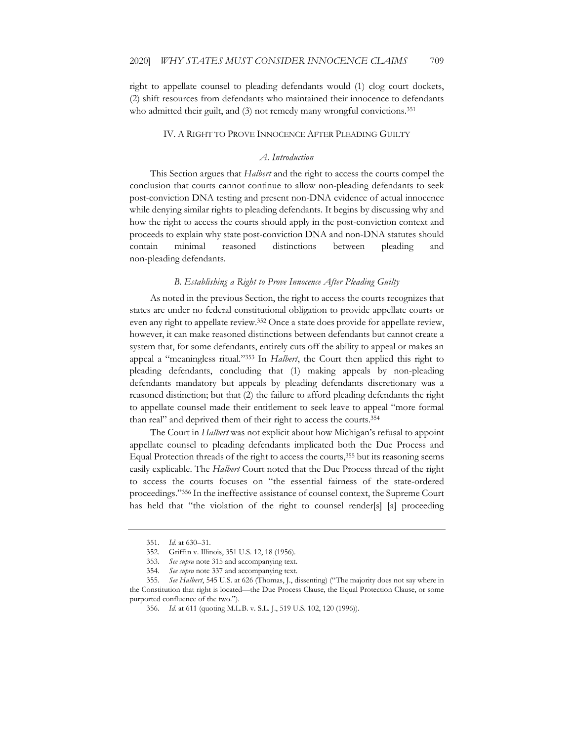right to appellate counsel to pleading defendants would (1) clog court dockets, (2) shift resources from defendants who maintained their innocence to defendants who admitted their guilt, and (3) not remedy many wrongful convictions.[351]

## IV. A RIGHT TO PROVE INNOCENCE AFTER PLEADING GUILTY

### *A. Introduction*

This Section argues that *Halbert* and the right to access the courts compel the conclusion that courts cannot continue to allow non-pleading defendants to seek post-conviction DNA testing and present non-DNA evidence of actual innocence while denying similar rights to pleading defendants. It begins by discussing why and how the right to access the courts should apply in the post-conviction context and proceeds to explain why state post-conviction DNA and non-DNA statutes should contain minimal reasoned distinctions between pleading and non-pleading defendants.

### *B. Establishing a Right to Prove Innocence After Pleading Guilty*

As noted in the previous Section, the right to access the courts recognizes that states are under no federal constitutional obligation to provide appellate courts or even any right to appellate review.[352] Once a state does provide for appellate review, however, it can make reasoned distinctions between defendants but cannot create a system that, for some defendants, entirely cuts off the ability to appeal or makes an appeal a "meaningless ritual."[353] In *Halbert*, the Court then applied this right to pleading defendants, concluding that (1) making appeals by non-pleading defendants mandatory but appeals by pleading defendants discretionary was a reasoned distinction; but that (2) the failure to afford pleading defendants the right to appellate counsel made their entitlement to seek leave to appeal "more formal than real" and deprived them of their right to access the courts.[354]

The Court in *Halbert* was not explicit about how Michigan's refusal to appoint appellate counsel to pleading defendants implicated both the Due Process and Equal Protection threads of the right to access the courts,[355] but its reasoning seems easily explicable. The *Halbert* Court noted that the Due Process thread of the right to access the courts focuses on "the essential fairness of the state-ordered proceedings."[356] In the ineffective assistance of counsel context, the Supreme Court has held that "the violation of the right to counsel render[s] [a] proceeding

---

351. *Id.* at 630–31.

352. Griffin v. Illinois, 351 U.S. 12, 18 (1956).

353. *See supra* note 315 and accompanying text.

354. *See supra* note 337 and accompanying text.

355. *See Halbert*, 545 U.S. at 626 (Thomas, J., dissenting) ("The majority does not say where in the Constitution that right is located—the Due Process Clause, the Equal Protection Clause, or some purported confluence of the two.").

356. *Id.* at 611 (quoting M.L.B. v. S.L. J., 519 U.S. 102, 120 (1996)).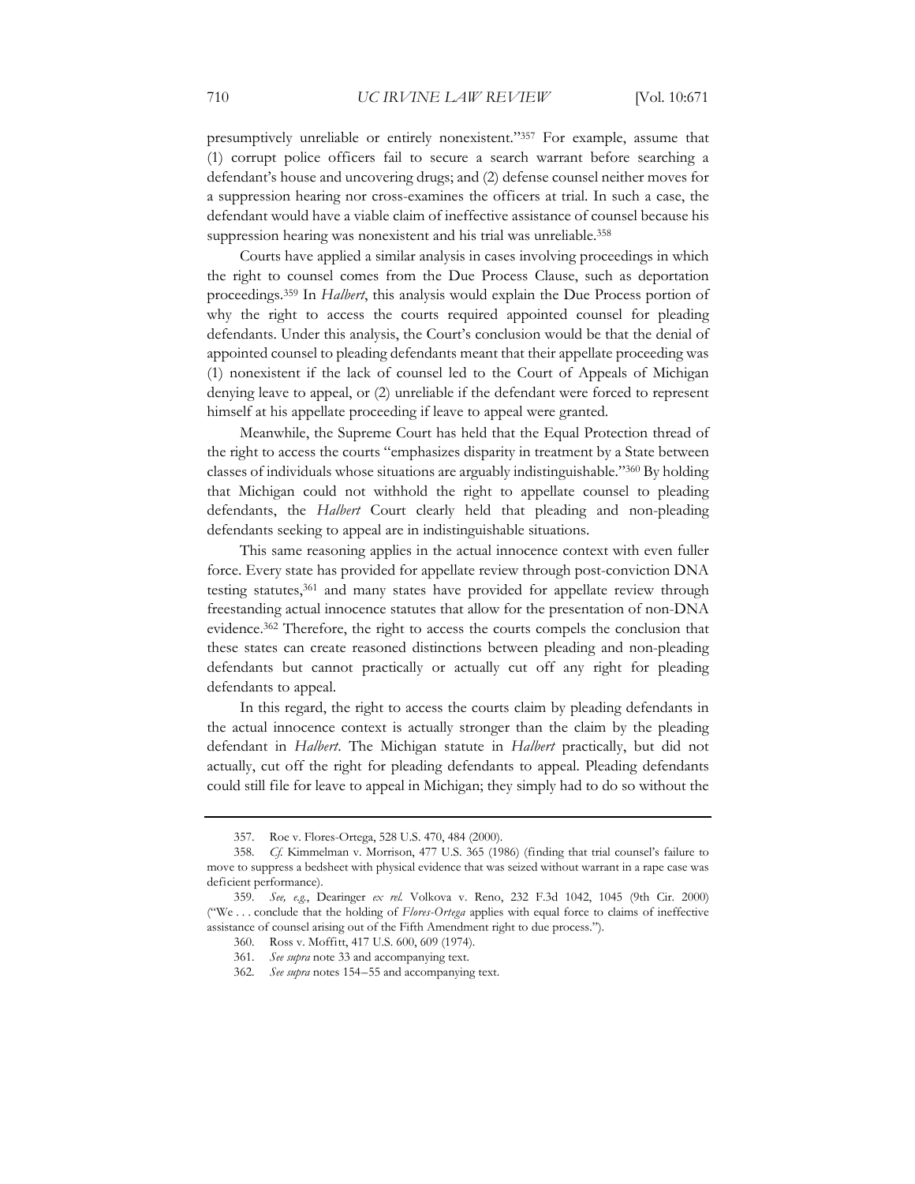presumptively unreliable or entirely nonexistent."[357] For example, assume that (1) corrupt police officers fail to secure a search warrant before searching a defendant's house and uncovering drugs; and (2) defense counsel neither moves for a suppression hearing nor cross-examines the officers at trial. In such a case, the defendant would have a viable claim of ineffective assistance of counsel because his suppression hearing was nonexistent and his trial was unreliable.[358]

Courts have applied a similar analysis in cases involving proceedings in which the right to counsel comes from the Due Process Clause, such as deportation proceedings.[359] In *Halbert*, this analysis would explain the Due Process portion of why the right to access the courts required appointed counsel for pleading defendants. Under this analysis, the Court's conclusion would be that the denial of appointed counsel to pleading defendants meant that their appellate proceeding was (1) nonexistent if the lack of counsel led to the Court of Appeals of Michigan denying leave to appeal, or (2) unreliable if the defendant were forced to represent himself at his appellate proceeding if leave to appeal were granted.

Meanwhile, the Supreme Court has held that the Equal Protection thread of the right to access the courts "emphasizes disparity in treatment by a State between classes of individuals whose situations are arguably indistinguishable."[360] By holding that Michigan could not withhold the right to appellate counsel to pleading defendants, the *Halbert* Court clearly held that pleading and non-pleading defendants seeking to appeal are in indistinguishable situations.

This same reasoning applies in the actual innocence context with even fuller force. Every state has provided for appellate review through post-conviction DNA testing statutes,[361] and many states have provided for appellate review through freestanding actual innocence statutes that allow for the presentation of non-DNA evidence.[362] Therefore, the right to access the courts compels the conclusion that these states can create reasoned distinctions between pleading and non-pleading defendants but cannot practically or actually cut off any right for pleading defendants to appeal.

In this regard, the right to access the courts claim by pleading defendants in the actual innocence context is actually stronger than the claim by the pleading defendant in *Halbert*. The Michigan statute in *Halbert* practically, but did not actually, cut off the right for pleading defendants to appeal. Pleading defendants could still file for leave to appeal in Michigan; they simply had to do so without the

---

357. Roe v. Flores-Ortega, 528 U.S. 470, 484 (2000).

358. *Cf.* Kimmelman v. Morrison, 477 U.S. 365 (1986) (finding that trial counsel's failure to move to suppress a bedsheet with physical evidence that was seized without warrant in a rape case was deficient performance).

359. *See, e.g.*, Dearinger *ex rel.* Volkova v. Reno, 232 F.3d 1042, 1045 (9th Cir. 2000) ("We . . . conclude that the holding of *Flores-Ortega* applies with equal force to claims of ineffective assistance of counsel arising out of the Fifth Amendment right to due process.").

360. Ross v. Moffitt, 417 U.S. 600, 609 (1974).

361. *See supra* note 33 and accompanying text.

362. *See supra* notes 154–55 and accompanying text.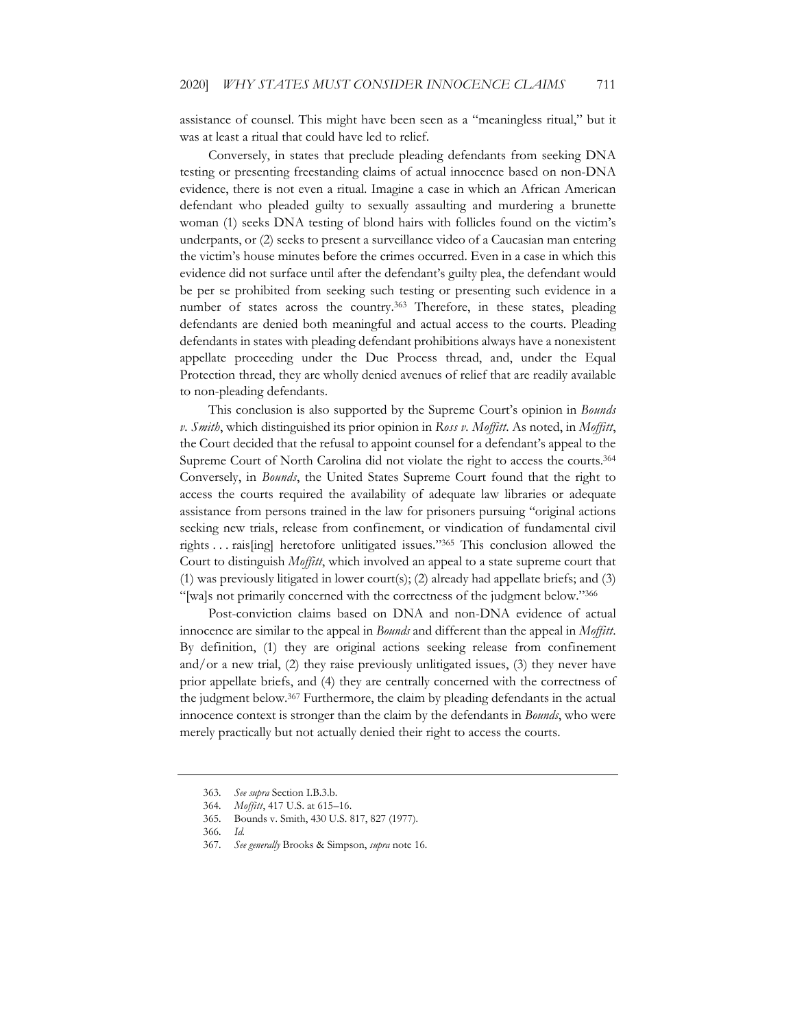assistance of counsel. This might have been seen as a "meaningless ritual," but it was at least a ritual that could have led to relief.

Conversely, in states that preclude pleading defendants from seeking DNA testing or presenting freestanding claims of actual innocence based on non-DNA evidence, there is not even a ritual. Imagine a case in which an African American defendant who pleaded guilty to sexually assaulting and murdering a brunette woman (1) seeks DNA testing of blond hairs with follicles found on the victim's underpants, or (2) seeks to present a surveillance video of a Caucasian man entering the victim's house minutes before the crimes occurred. Even in a case in which this evidence did not surface until after the defendant's guilty plea, the defendant would be per se prohibited from seeking such testing or presenting such evidence in a number of states across the country.[363] Therefore, in these states, pleading defendants are denied both meaningful and actual access to the courts. Pleading defendants in states with pleading defendant prohibitions always have a nonexistent appellate proceeding under the Due Process thread, and, under the Equal Protection thread, they are wholly denied avenues of relief that are readily available to non-pleading defendants.

This conclusion is also supported by the Supreme Court's opinion in *Bounds v. Smith*, which distinguished its prior opinion in *Ross v. Moffitt*. As noted, in *Moffitt*, the Court decided that the refusal to appoint counsel for a defendant's appeal to the Supreme Court of North Carolina did not violate the right to access the courts.[364] Conversely, in *Bounds*, the United States Supreme Court found that the right to access the courts required the availability of adequate law libraries or adequate assistance from persons trained in the law for prisoners pursuing "original actions seeking new trials, release from confinement, or vindication of fundamental civil rights . . . rais[ing] heretofore unlitigated issues."[365] This conclusion allowed the Court to distinguish *Moffitt*, which involved an appeal to a state supreme court that (1) was previously litigated in lower court(s); (2) already had appellate briefs; and (3) "[wa]s not primarily concerned with the correctness of the judgment below."[366]

Post-conviction claims based on DNA and non-DNA evidence of actual innocence are similar to the appeal in *Bounds* and different than the appeal in *Moffitt*. By definition, (1) they are original actions seeking release from confinement and/or a new trial, (2) they raise previously unlitigated issues, (3) they never have prior appellate briefs, and (4) they are centrally concerned with the correctness of the judgment below.[367] Furthermore, the claim by pleading defendants in the actual innocence context is stronger than the claim by the defendants in *Bounds*, who were merely practically but not actually denied their right to access the courts.

---

363. *See supra* Section I.B.3.b.

364. *Moffitt*, 417 U.S. at 615–16.

365. Bounds v. Smith, 430 U.S. 817, 827 (1977).

366. *Id.*

367. *See generally* Brooks & Simpson, *supra* note 16.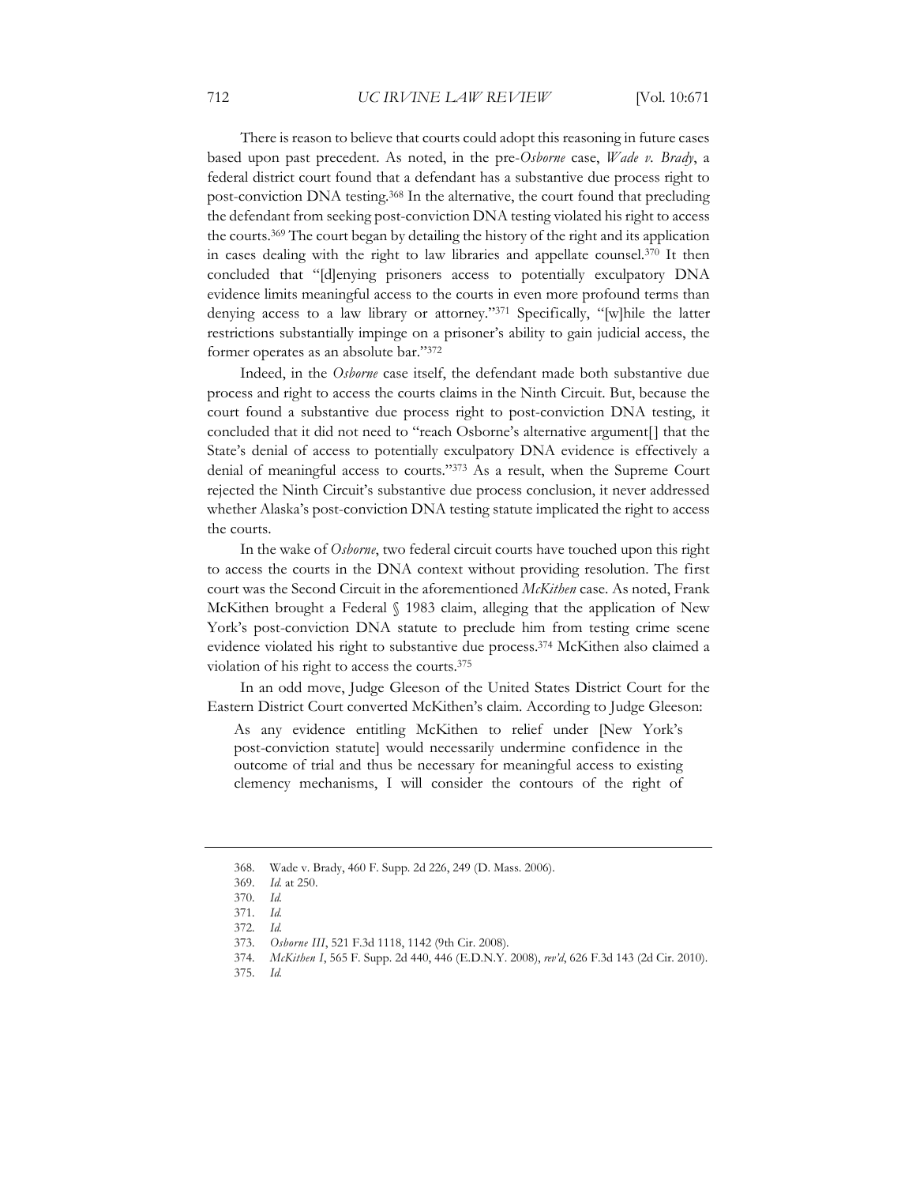There is reason to believe that courts could adopt this reasoning in future cases based upon past precedent. As noted, in the pre-*Osborne* case, *Wade v. Brady*, a federal district court found that a defendant has a substantive due process right to post-conviction DNA testing.[368] In the alternative, the court found that precluding the defendant from seeking post-conviction DNA testing violated his right to access the courts.[369] The court began by detailing the history of the right and its application in cases dealing with the right to law libraries and appellate counsel.[370] It then concluded that "[d]enying prisoners access to potentially exculpatory DNA evidence limits meaningful access to the courts in even more profound terms than denying access to a law library or attorney."[371] Specifically, "[w]hile the latter restrictions substantially impinge on a prisoner's ability to gain judicial access, the former operates as an absolute bar."[372]

Indeed, in the *Osborne* case itself, the defendant made both substantive due process and right to access the courts claims in the Ninth Circuit. But, because the court found a substantive due process right to post-conviction DNA testing, it concluded that it did not need to "reach Osborne's alternative argument[] that the State's denial of access to potentially exculpatory DNA evidence is effectively a denial of meaningful access to courts."[373] As a result, when the Supreme Court rejected the Ninth Circuit's substantive due process conclusion, it never addressed whether Alaska's post-conviction DNA testing statute implicated the right to access the courts.

In the wake of *Osborne*, two federal circuit courts have touched upon this right to access the courts in the DNA context without providing resolution. The first court was the Second Circuit in the aforementioned *McKithen* case. As noted, Frank McKithen brought a Federal § 1983 claim, alleging that the application of New York's post-conviction DNA statute to preclude him from testing crime scene evidence violated his right to substantive due process.[374] McKithen also claimed a violation of his right to access the courts.[375]

In an odd move, Judge Gleeson of the United States District Court for the Eastern District Court converted McKithen's claim. According to Judge Gleeson:

> As any evidence entitling McKithen to relief under [New York's post-conviction statute] would necessarily undermine confidence in the outcome of trial and thus be necessary for meaningful access to existing clemency mechanisms, I will consider the contours of the right of

---

368. Wade v. Brady, 460 F. Supp. 2d 226, 249 (D. Mass. 2006).

369. *Id.* at 250.

370. *Id.*

371. *Id.*

372. *Id.*

373. *Osborne III*, 521 F.3d 1118, 1142 (9th Cir. 2008).

374. *McKithen I*, 565 F. Supp. 2d 440, 446 (E.D.N.Y. 2008), *rev'd*, 626 F.3d 143 (2d Cir. 2010).

375. *Id.*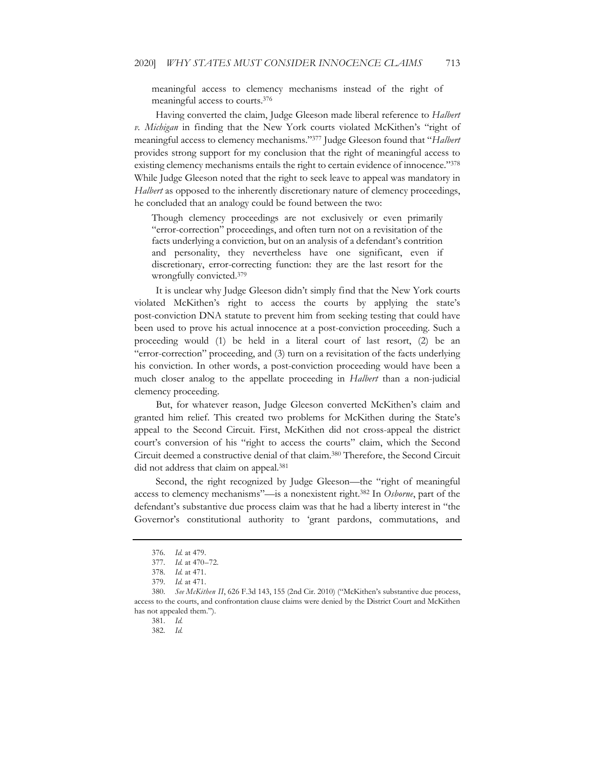meaningful access to clemency mechanisms instead of the right of meaningful access to courts.[376]

Having converted the claim, Judge Gleeson made liberal reference to *Halbert v. Michigan* in finding that the New York courts violated McKithen's "right of meaningful access to clemency mechanisms."[377] Judge Gleeson found that "*Halbert* provides strong support for my conclusion that the right of meaningful access to existing clemency mechanisms entails the right to certain evidence of innocence."[378] While Judge Gleeson noted that the right to seek leave to appeal was mandatory in *Halbert* as opposed to the inherently discretionary nature of clemency proceedings, he concluded that an analogy could be found between the two:

> Though clemency proceedings are not exclusively or even primarily "error-correction" proceedings, and often turn not on a revisitation of the facts underlying a conviction, but on an analysis of a defendant's contrition and personality, they nevertheless have one significant, even if discretionary, error-correcting function: they are the last resort for the wrongfully convicted.[379]

It is unclear why Judge Gleeson didn't simply find that the New York courts violated McKithen's right to access the courts by applying the state's post-conviction DNA statute to prevent him from seeking testing that could have been used to prove his actual innocence at a post-conviction proceeding. Such a proceeding would (1) be held in a literal court of last resort, (2) be an "error-correction" proceeding, and (3) turn on a revisitation of the facts underlying his conviction. In other words, a post-conviction proceeding would have been a much closer analog to the appellate proceeding in *Halbert* than a non-judicial clemency proceeding.

But, for whatever reason, Judge Gleeson converted McKithen's claim and granted him relief. This created two problems for McKithen during the State's appeal to the Second Circuit. First, McKithen did not cross-appeal the district court's conversion of his "right to access the courts" claim, which the Second Circuit deemed a constructive denial of that claim.[380] Therefore, the Second Circuit did not address that claim on appeal.[381]

Second, the right recognized by Judge Gleeson—the "right of meaningful access to clemency mechanisms"—is a nonexistent right.[382] In *Osborne*, part of the defendant's substantive due process claim was that he had a liberty interest in "the Governor's constitutional authority to 'grant pardons, commutations, and

---

376. *Id.* at 479.

377. *Id.* at 470–72.

378. *Id.* at 471.

379. *Id.* at 471.

380. *See McKithen II*, 626 F.3d 143, 155 (2nd Cir. 2010) ("McKithen's substantive due process, access to the courts, and confrontation clause claims were denied by the District Court and McKithen has not appealed them.").

381. *Id.*

382. *Id.*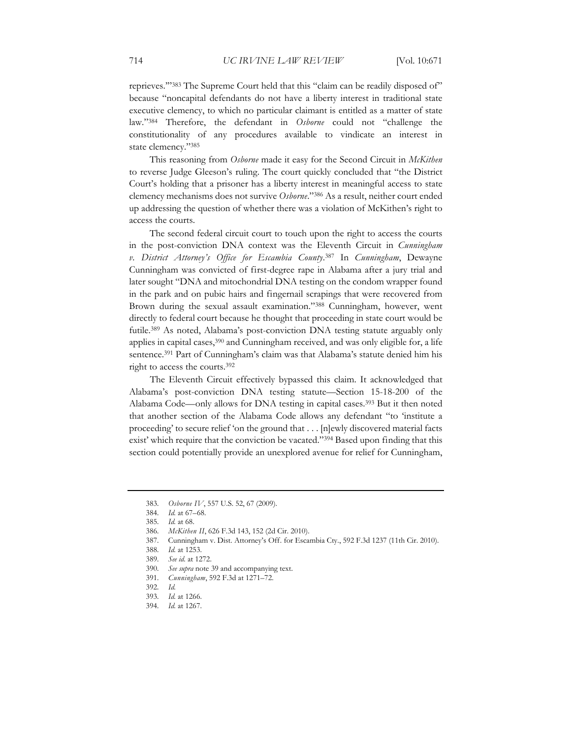reprieves.'"[383] The Supreme Court held that this "claim can be readily disposed of" because "noncapital defendants do not have a liberty interest in traditional state executive clemency, to which no particular claimant is entitled as a matter of state law."[384] Therefore, the defendant in *Osborne* could not "challenge the constitutionality of any procedures available to vindicate an interest in state clemency."[385]

This reasoning from *Osborne* made it easy for the Second Circuit in *McKithen* to reverse Judge Gleeson's ruling. The court quickly concluded that "the District Court's holding that a prisoner has a liberty interest in meaningful access to state clemency mechanisms does not survive *Osborne*."[386] As a result, neither court ended up addressing the question of whether there was a violation of McKithen's right to access the courts.

The second federal circuit court to touch upon the right to access the courts in the post-conviction DNA context was the Eleventh Circuit in *Cunningham v. District Attorney's Office for Escambia County*.[387] In *Cunningham*, Dewayne Cunningham was convicted of first-degree rape in Alabama after a jury trial and later sought "DNA and mitochondrial DNA testing on the condom wrapper found in the park and on pubic hairs and fingernail scrapings that were recovered from Brown during the sexual assault examination."[388] Cunningham, however, went directly to federal court because he thought that proceeding in state court would be futile.[389] As noted, Alabama's post-conviction DNA testing statute arguably only applies in capital cases,[390] and Cunningham received, and was only eligible for, a life sentence.[391] Part of Cunningham's claim was that Alabama's statute denied him his right to access the courts.[392]

The Eleventh Circuit effectively bypassed this claim. It acknowledged that Alabama's post-conviction DNA testing statute—Section 15-18-200 of the Alabama Code—only allows for DNA testing in capital cases.[393] But it then noted that another section of the Alabama Code allows any defendant "to 'institute a proceeding' to secure relief 'on the ground that . . . [n]ewly discovered material facts exist' which require that the conviction be vacated."[394] Based upon finding that this section could potentially provide an unexplored avenue for relief for Cunningham,

---

383. *Osborne IV*, 557 U.S. 52, 67 (2009).

384. *Id.* at 67–68.

385. *Id.* at 68.

386. *McKithen II*, 626 F.3d 143, 152 (2d Cir. 2010).

387. Cunningham v. Dist. Attorney's Off. for Escambia Cty., 592 F.3d 1237 (11th Cir. 2010).

388. *Id.* at 1253.

389. *See id.* at 1272.

390. *See supra* note 39 and accompanying text.

391. *Cunningham*, 592 F.3d at 1271–72.

392. *Id.*

393. *Id.* at 1266.

394. *Id.* at 1267.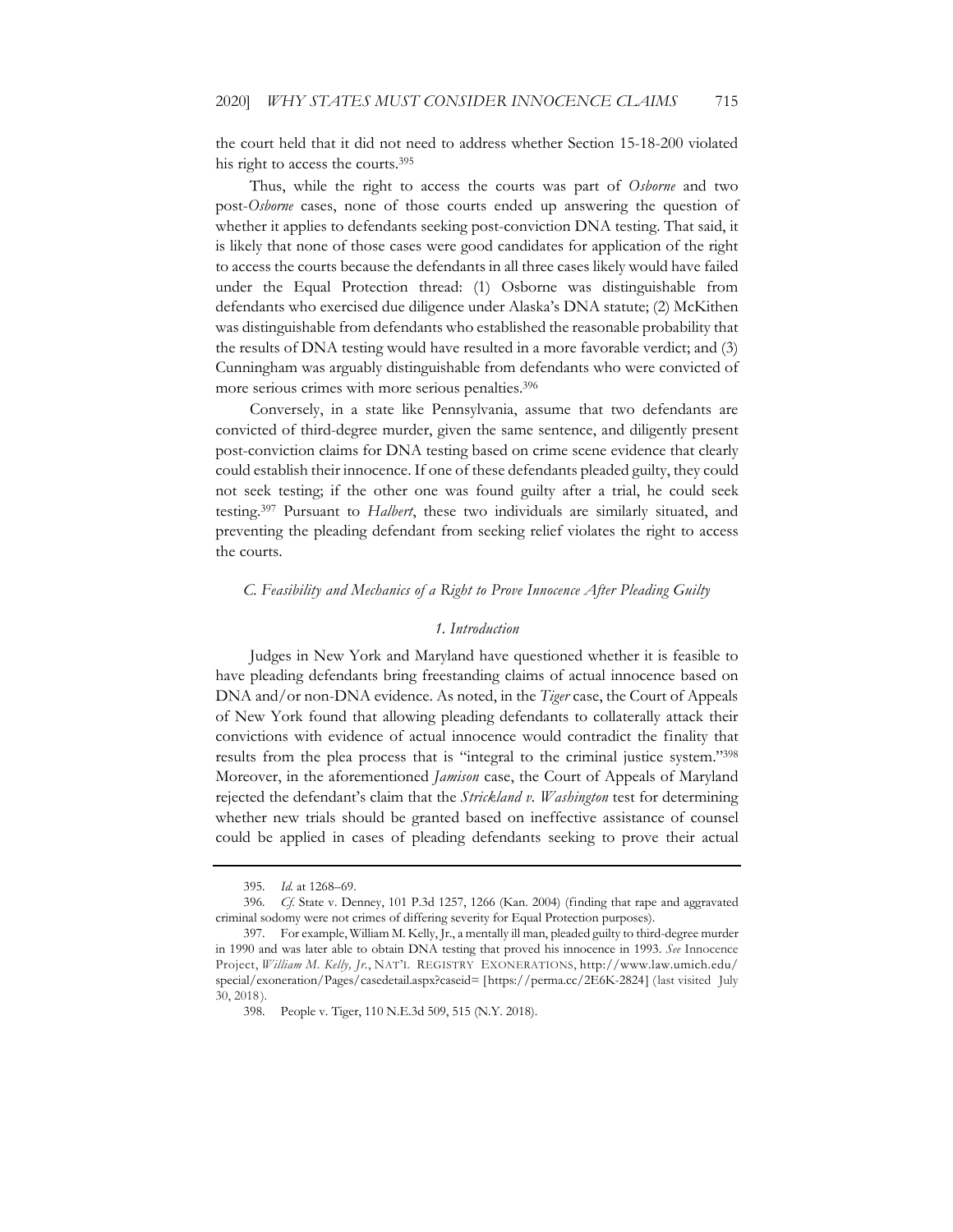the court held that it did not need to address whether Section 15-18-200 violated his right to access the courts.[395]

Thus, while the right to access the courts was part of *Osborne* and two post-*Osborne* cases, none of those courts ended up answering the question of whether it applies to defendants seeking post-conviction DNA testing. That said, it is likely that none of those cases were good candidates for application of the right to access the courts because the defendants in all three cases likely would have failed under the Equal Protection thread: (1) Osborne was distinguishable from defendants who exercised due diligence under Alaska's DNA statute; (2) McKithen was distinguishable from defendants who established the reasonable probability that the results of DNA testing would have resulted in a more favorable verdict; and (3) Cunningham was arguably distinguishable from defendants who were convicted of more serious crimes with more serious penalties.[396]

Conversely, in a state like Pennsylvania, assume that two defendants are convicted of third-degree murder, given the same sentence, and diligently present post-conviction claims for DNA testing based on crime scene evidence that clearly could establish their innocence. If one of these defendants pleaded guilty, they could not seek testing; if the other one was found guilty after a trial, he could seek testing.[397] Pursuant to *Halbert*, these two individuals are similarly situated, and preventing the pleading defendant from seeking relief violates the right to access the courts.

### *C. Feasibility and Mechanics of a Right to Prove Innocence After Pleading Guilty*

#### *1. Introduction*

Judges in New York and Maryland have questioned whether it is feasible to have pleading defendants bring freestanding claims of actual innocence based on DNA and/or non-DNA evidence. As noted, in the *Tiger* case, the Court of Appeals of New York found that allowing pleading defendants to collaterally attack their convictions with evidence of actual innocence would contradict the finality that results from the plea process that is "integral to the criminal justice system."[398] Moreover, in the aforementioned *Jamison* case, the Court of Appeals of Maryland rejected the defendant's claim that the *Strickland v. Washington* test for determining whether new trials should be granted based on ineffective assistance of counsel could be applied in cases of pleading defendants seeking to prove their actual

---

395. *Id.* at 1268–69.

396. *Cf.* State v. Denney, 101 P.3d 1257, 1266 (Kan. 2004) (finding that rape and aggravated criminal sodomy were not crimes of differing severity for Equal Protection purposes).

397. For example, William M. Kelly, Jr., a mentally ill man, pleaded guilty to third-degree murder in 1990 and was later able to obtain DNA testing that proved his innocence in 1993. *See* Innocence Project, *William M. Kelly, Jr.*, NAT'L REGISTRY EXONERATIONS, http://www.law.umich.edu/special/exoneration/Pages/casedetail.aspx?caseid= [https://perma.cc/2E6K-2824] (last visited July 30, 2018).

398. People v. Tiger, 110 N.E.3d 509, 515 (N.Y. 2018).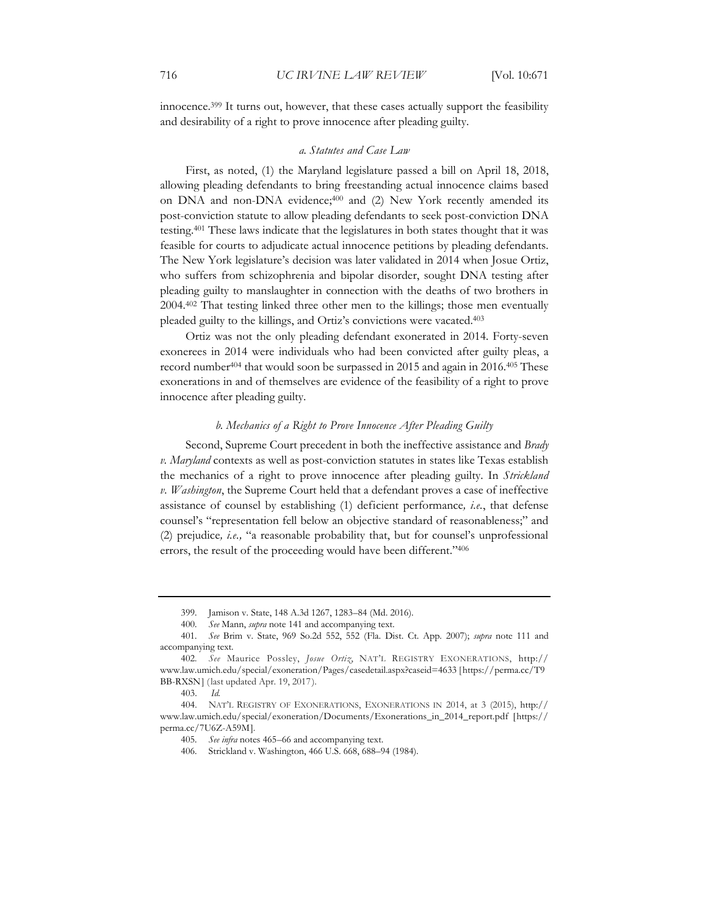innocence.[399] It turns out, however, that these cases actually support the feasibility and desirability of a right to prove innocence after pleading guilty.

*a. Statutes and Case Law*

First, as noted, (1) the Maryland legislature passed a bill on April 18, 2018, allowing pleading defendants to bring freestanding actual innocence claims based on DNA and non-DNA evidence;[400] and (2) New York recently amended its post-conviction statute to allow pleading defendants to seek post-conviction DNA testing.[401] These laws indicate that the legislatures in both states thought that it was feasible for courts to adjudicate actual innocence petitions by pleading defendants. The New York legislature's decision was later validated in 2014 when Josue Ortiz, who suffers from schizophrenia and bipolar disorder, sought DNA testing after pleading guilty to manslaughter in connection with the deaths of two brothers in 2004.[402] That testing linked three other men to the killings; those men eventually pleaded guilty to the killings, and Ortiz's convictions were vacated.[403]

Ortiz was not the only pleading defendant exonerated in 2014. Forty-seven exonerees in 2014 were individuals who had been convicted after guilty pleas, a record number[404] that would soon be surpassed in 2015 and again in 2016.[405] These exonerations in and of themselves are evidence of the feasibility of a right to prove innocence after pleading guilty.

*b. Mechanics of a Right to Prove Innocence After Pleading Guilty*

Second, Supreme Court precedent in both the ineffective assistance and *Brady v. Maryland* contexts as well as post-conviction statutes in states like Texas establish the mechanics of a right to prove innocence after pleading guilty. In *Strickland v. Washington*, the Supreme Court held that a defendant proves a case of ineffective assistance of counsel by establishing (1) deficient performance*, i.e.*, that defense counsel's "representation fell below an objective standard of reasonableness;" and (2) prejudice*, i.e.,* "a reasonable probability that, but for counsel's unprofessional errors, the result of the proceeding would have been different."[406]

---

399. Jamison v. State, 148 A.3d 1267, 1283–84 (Md. 2016).

400. *See* Mann, *supra* note 141 and accompanying text.

401. *See* Brim v. State, 969 So.2d 552, 552 (Fla. Dist. Ct. App. 2007); *supra* note 111 and accompanying text.

402. *See* Maurice Possley, *Josue Ortiz*, NAT'L REGISTRY EXONERATIONS, http://www.law.umich.edu/special/exoneration/Pages/casedetail.aspx?caseid=4633 [https://perma.cc/T9BB-RXSN] (last updated Apr. 19, 2017).

403. *Id.*

404. NAT'L REGISTRY OF EXONERATIONS, EXONERATIONS IN 2014, at 3 (2015), http://www.law.umich.edu/special/exoneration/Documents/Exonerations_in_2014_report.pdf [https://perma.cc/7U6Z-A59M].

405. *See infra* notes 465–66 and accompanying text.

406. Strickland v. Washington, 466 U.S. 668, 688–94 (1984).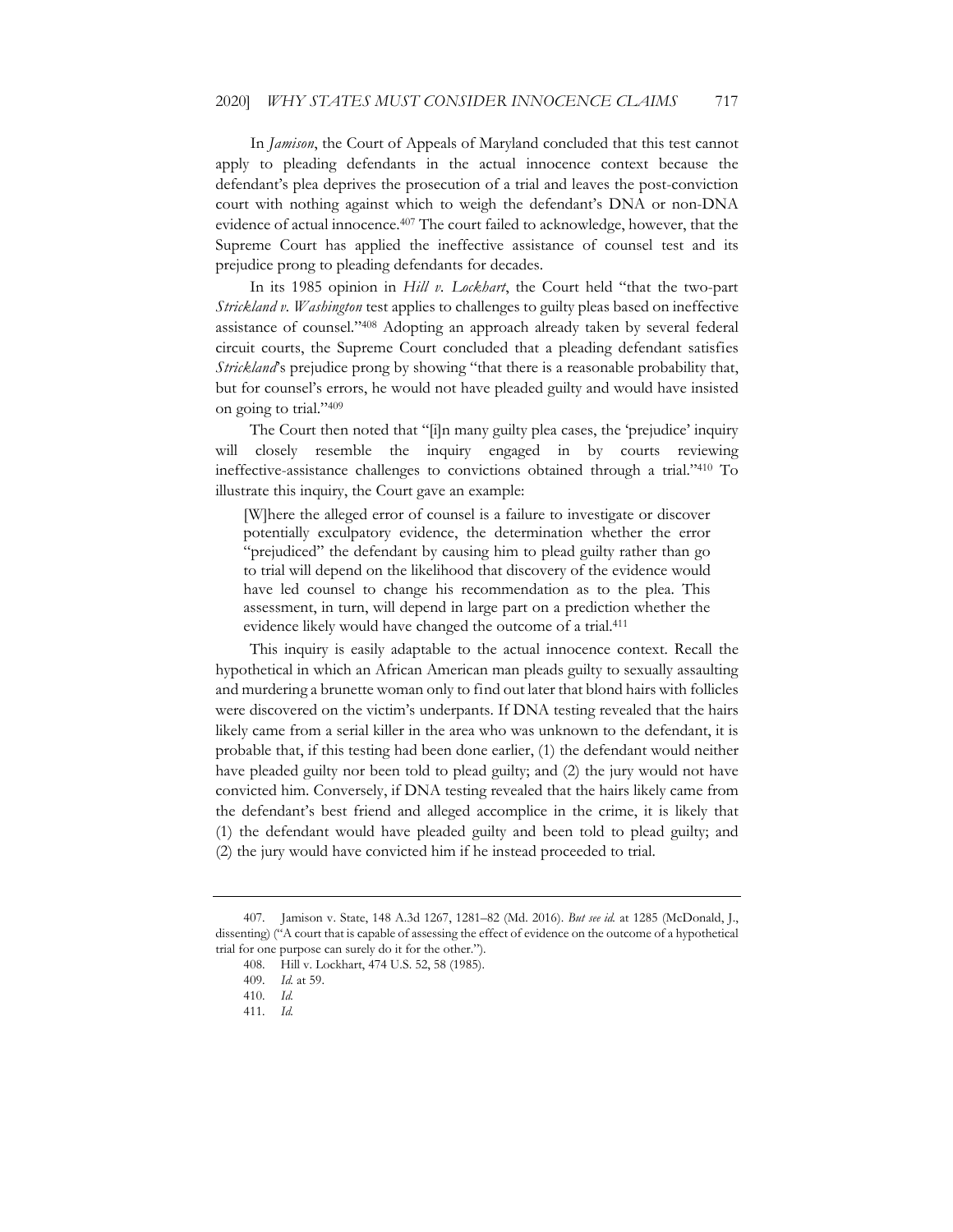In *Jamison*, the Court of Appeals of Maryland concluded that this test cannot apply to pleading defendants in the actual innocence context because the defendant's plea deprives the prosecution of a trial and leaves the post-conviction court with nothing against which to weigh the defendant's DNA or non-DNA evidence of actual innocence.[407] The court failed to acknowledge, however, that the Supreme Court has applied the ineffective assistance of counsel test and its prejudice prong to pleading defendants for decades.

In its 1985 opinion in *Hill v. Lockhart*, the Court held "that the two-part *Strickland v. Washington* test applies to challenges to guilty pleas based on ineffective assistance of counsel."[408] Adopting an approach already taken by several federal circuit courts, the Supreme Court concluded that a pleading defendant satisfies *Strickland*'s prejudice prong by showing "that there is a reasonable probability that, but for counsel's errors, he would not have pleaded guilty and would have insisted on going to trial."[409]

The Court then noted that "[i]n many guilty plea cases, the 'prejudice' inquiry will closely resemble the inquiry engaged in by courts reviewing ineffective-assistance challenges to convictions obtained through a trial."[410] To illustrate this inquiry, the Court gave an example:

> [W]here the alleged error of counsel is a failure to investigate or discover potentially exculpatory evidence, the determination whether the error "prejudiced" the defendant by causing him to plead guilty rather than go to trial will depend on the likelihood that discovery of the evidence would have led counsel to change his recommendation as to the plea. This assessment, in turn, will depend in large part on a prediction whether the evidence likely would have changed the outcome of a trial.[411]

This inquiry is easily adaptable to the actual innocence context. Recall the hypothetical in which an African American man pleads guilty to sexually assaulting and murdering a brunette woman only to find out later that blond hairs with follicles were discovered on the victim's underpants. If DNA testing revealed that the hairs likely came from a serial killer in the area who was unknown to the defendant, it is probable that, if this testing had been done earlier, (1) the defendant would neither have pleaded guilty nor been told to plead guilty; and (2) the jury would not have convicted him. Conversely, if DNA testing revealed that the hairs likely came from the defendant's best friend and alleged accomplice in the crime, it is likely that (1) the defendant would have pleaded guilty and been told to plead guilty; and (2) the jury would have convicted him if he instead proceeded to trial.

---

407. Jamison v. State, 148 A.3d 1267, 1281–82 (Md. 2016). *But see id.* at 1285 (McDonald, J., dissenting) ("A court that is capable of assessing the effect of evidence on the outcome of a hypothetical trial for one purpose can surely do it for the other.").

408. Hill v. Lockhart, 474 U.S. 52, 58 (1985).

409. *Id.* at 59.

410. *Id.*

411. *Id.*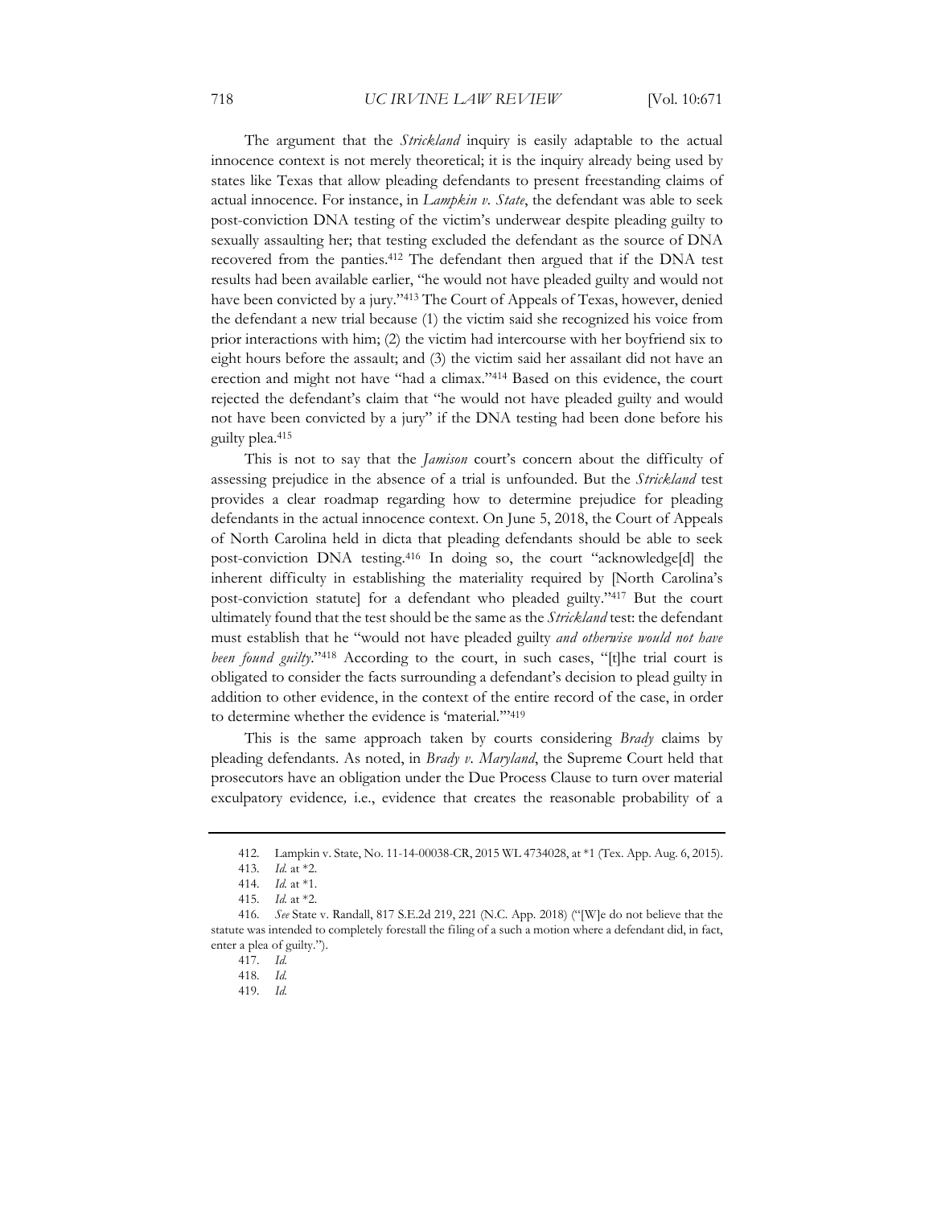The argument that the *Strickland* inquiry is easily adaptable to the actual innocence context is not merely theoretical; it is the inquiry already being used by states like Texas that allow pleading defendants to present freestanding claims of actual innocence. For instance, in *Lampkin v. State*, the defendant was able to seek post-conviction DNA testing of the victim's underwear despite pleading guilty to sexually assaulting her; that testing excluded the defendant as the source of DNA recovered from the panties.[412] The defendant then argued that if the DNA test results had been available earlier, "he would not have pleaded guilty and would not have been convicted by a jury."[413] The Court of Appeals of Texas, however, denied the defendant a new trial because (1) the victim said she recognized his voice from prior interactions with him; (2) the victim had intercourse with her boyfriend six to eight hours before the assault; and (3) the victim said her assailant did not have an erection and might not have "had a climax."[414] Based on this evidence, the court rejected the defendant's claim that "he would not have pleaded guilty and would not have been convicted by a jury" if the DNA testing had been done before his guilty plea.[415]

This is not to say that the *Jamison* court's concern about the difficulty of assessing prejudice in the absence of a trial is unfounded. But the *Strickland* test provides a clear roadmap regarding how to determine prejudice for pleading defendants in the actual innocence context. On June 5, 2018, the Court of Appeals of North Carolina held in dicta that pleading defendants should be able to seek post-conviction DNA testing.[416] In doing so, the court "acknowledge[d] the inherent difficulty in establishing the materiality required by [North Carolina's post-conviction statute] for a defendant who pleaded guilty."[417] But the court ultimately found that the test should be the same as the *Strickland* test: the defendant must establish that he "would not have pleaded guilty *and otherwise would not have been found guilty*."[418] According to the court, in such cases, "[t]he trial court is obligated to consider the facts surrounding a defendant's decision to plead guilty in addition to other evidence, in the context of the entire record of the case, in order to determine whether the evidence is 'material.'"[419]

This is the same approach taken by courts considering *Brady* claims by pleading defendants. As noted, in *Brady v. Maryland*, the Supreme Court held that prosecutors have an obligation under the Due Process Clause to turn over material exculpatory evidence, i.e., evidence that creates the reasonable probability of a

---

412. Lampkin v. State, No. 11-14-00038-CR, 2015 WL 4734028, at *1 (Tex. App. Aug. 6, 2015).

413. *Id.* at *2.

414. *Id.* at *1.

415. *Id.* at *2.

416. *See* State v. Randall, 817 S.E.2d 219, 221 (N.C. App. 2018) ("[W]e do not believe that the statute was intended to completely forestall the filing of a such a motion where a defendant did, in fact, enter a plea of guilty.").

417. *Id.*

418. *Id.*

419. *Id.*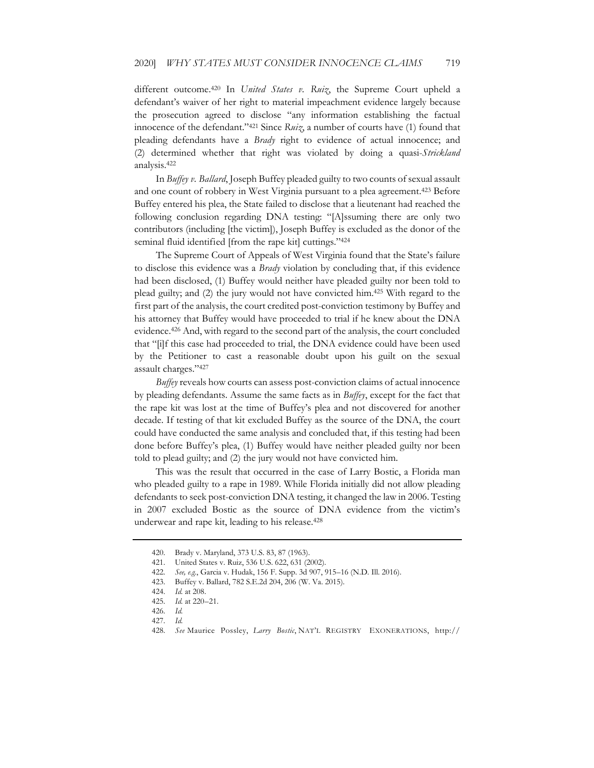different outcome.[420] In *United States v. Ruiz*, the Supreme Court upheld a defendant's waiver of her right to material impeachment evidence largely because the prosecution agreed to disclose "any information establishing the factual innocence of the defendant."[421] Since *Ruiz*, a number of courts have (1) found that pleading defendants have a *Brady* right to evidence of actual innocence; and (2) determined whether that right was violated by doing a quasi-*Strickland* analysis.[422]

In *Buffey v. Ballard*, Joseph Buffey pleaded guilty to two counts of sexual assault and one count of robbery in West Virginia pursuant to a plea agreement.[423] Before Buffey entered his plea, the State failed to disclose that a lieutenant had reached the following conclusion regarding DNA testing: "[A]ssuming there are only two contributors (including [the victim]), Joseph Buffey is excluded as the donor of the seminal fluid identified [from the rape kit] cuttings."[424]

The Supreme Court of Appeals of West Virginia found that the State's failure to disclose this evidence was a *Brady* violation by concluding that, if this evidence had been disclosed, (1) Buffey would neither have pleaded guilty nor been told to plead guilty; and (2) the jury would not have convicted him.[425] With regard to the first part of the analysis, the court credited post-conviction testimony by Buffey and his attorney that Buffey would have proceeded to trial if he knew about the DNA evidence.[426] And, with regard to the second part of the analysis, the court concluded that "[i]f this case had proceeded to trial, the DNA evidence could have been used by the Petitioner to cast a reasonable doubt upon his guilt on the sexual assault charges."[427]

*Buffey* reveals how courts can assess post-conviction claims of actual innocence by pleading defendants. Assume the same facts as in *Buffey*, except for the fact that the rape kit was lost at the time of Buffey's plea and not discovered for another decade. If testing of that kit excluded Buffey as the source of the DNA, the court could have conducted the same analysis and concluded that, if this testing had been done before Buffey's plea, (1) Buffey would have neither pleaded guilty nor been told to plead guilty; and (2) the jury would not have convicted him.

This was the result that occurred in the case of Larry Bostic, a Florida man who pleaded guilty to a rape in 1989. While Florida initially did not allow pleading defendants to seek post-conviction DNA testing, it changed the law in 2006. Testing in 2007 excluded Bostic as the source of DNA evidence from the victim's underwear and rape kit, leading to his release.[428]

---

420. Brady v. Maryland, 373 U.S. 83, 87 (1963).

421. United States v. Ruiz, 536 U.S. 622, 631 (2002).

422. *See, e.g.*, Garcia v. Hudak, 156 F. Supp. 3d 907, 915–16 (N.D. Ill. 2016).

423. Buffey v. Ballard, 782 S.E.2d 204, 206 (W. Va. 2015).

424. *Id.* at 208.

425. *Id.* at 220–21.

426. *Id.*

427. *Id.*

428. *See* Maurice Possley, *Larry Bostic*, NAT'L REGISTRY EXONERATIONS, http://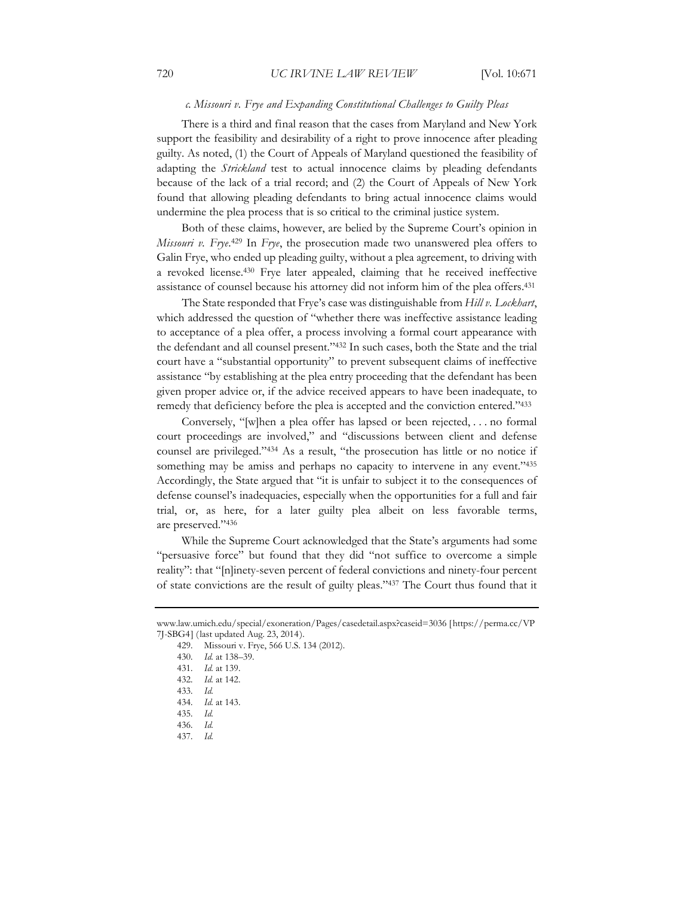### *c. Missouri v. Frye and Expanding Constitutional Challenges to Guilty Pleas*

There is a third and final reason that the cases from Maryland and New York support the feasibility and desirability of a right to prove innocence after pleading guilty. As noted, (1) the Court of Appeals of Maryland questioned the feasibility of adapting the *Strickland* test to actual innocence claims by pleading defendants because of the lack of a trial record; and (2) the Court of Appeals of New York found that allowing pleading defendants to bring actual innocence claims would undermine the plea process that is so critical to the criminal justice system.

Both of these claims, however, are belied by the Supreme Court's opinion in *Missouri v. Frye*.[429] In *Frye*, the prosecution made two unanswered plea offers to Galin Frye, who ended up pleading guilty, without a plea agreement, to driving with a revoked license.[430] Frye later appealed, claiming that he received ineffective assistance of counsel because his attorney did not inform him of the plea offers.[431]

The State responded that Frye's case was distinguishable from *Hill v. Lockhart*, which addressed the question of "whether there was ineffective assistance leading to acceptance of a plea offer, a process involving a formal court appearance with the defendant and all counsel present."[432] In such cases, both the State and the trial court have a "substantial opportunity" to prevent subsequent claims of ineffective assistance "by establishing at the plea entry proceeding that the defendant has been given proper advice or, if the advice received appears to have been inadequate, to remedy that deficiency before the plea is accepted and the conviction entered."[433]

Conversely, "[w]hen a plea offer has lapsed or been rejected, . . . no formal court proceedings are involved," and "discussions between client and defense counsel are privileged."[434] As a result, "the prosecution has little or no notice if something may be amiss and perhaps no capacity to intervene in any event."[435] Accordingly, the State argued that "it is unfair to subject it to the consequences of defense counsel's inadequacies, especially when the opportunities for a full and fair trial, or, as here, for a later guilty plea albeit on less favorable terms, are preserved."[436]

While the Supreme Court acknowledged that the State's arguments had some "persuasive force" but found that they did "not suffice to overcome a simple reality": that "[n]inety-seven percent of federal convictions and ninety-four percent of state convictions are the result of guilty pleas."[437] The Court thus found that it

---

www.law.umich.edu/special/exoneration/Pages/casedetail.aspx?caseid=3036 [https://perma.cc/VP7J-SBG4] (last updated Aug. 23, 2014).

429. Missouri v. Frye, 566 U.S. 134 (2012).

430. *Id.* at 138–39.

431. *Id.* at 139.

432. *Id.* at 142.

433. *Id.*

434. *Id.* at 143.

435. *Id.*

436. *Id.*

437. *Id.*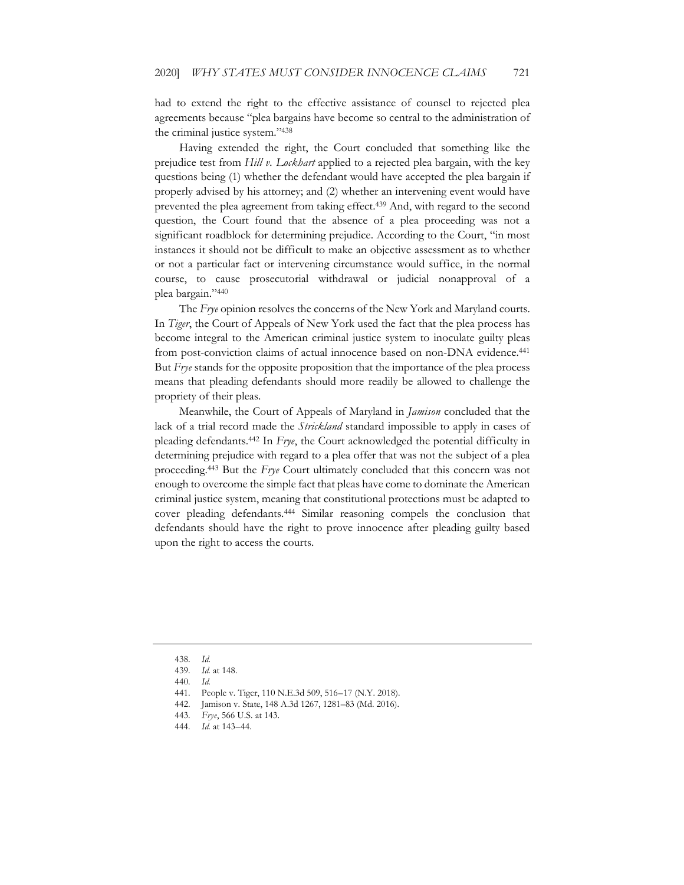had to extend the right to the effective assistance of counsel to rejected plea agreements because "plea bargains have become so central to the administration of the criminal justice system."[438]

Having extended the right, the Court concluded that something like the prejudice test from *Hill v. Lockhart* applied to a rejected plea bargain, with the key questions being (1) whether the defendant would have accepted the plea bargain if properly advised by his attorney; and (2) whether an intervening event would have prevented the plea agreement from taking effect.[439] And, with regard to the second question, the Court found that the absence of a plea proceeding was not a significant roadblock for determining prejudice. According to the Court, "in most instances it should not be difficult to make an objective assessment as to whether or not a particular fact or intervening circumstance would suffice, in the normal course, to cause prosecutorial withdrawal or judicial nonapproval of a plea bargain."[440]

The *Frye* opinion resolves the concerns of the New York and Maryland courts. In *Tiger*, the Court of Appeals of New York used the fact that the plea process has become integral to the American criminal justice system to inoculate guilty pleas from post-conviction claims of actual innocence based on non-DNA evidence.[441] But *Frye* stands for the opposite proposition that the importance of the plea process means that pleading defendants should more readily be allowed to challenge the propriety of their pleas.

Meanwhile, the Court of Appeals of Maryland in *Jamison* concluded that the lack of a trial record made the *Strickland* standard impossible to apply in cases of pleading defendants.[442] In *Frye*, the Court acknowledged the potential difficulty in determining prejudice with regard to a plea offer that was not the subject of a plea proceeding.[443] But the *Frye* Court ultimately concluded that this concern was not enough to overcome the simple fact that pleas have come to dominate the American criminal justice system, meaning that constitutional protections must be adapted to cover pleading defendants.[444] Similar reasoning compels the conclusion that defendants should have the right to prove innocence after pleading guilty based upon the right to access the courts.

---

438. *Id.*

439. *Id.* at 148.

440. *Id.*

441. People v. Tiger, 110 N.E.3d 509, 516–17 (N.Y. 2018).

442. Jamison v. State, 148 A.3d 1267, 1281–83 (Md. 2016).

443. *Frye*, 566 U.S. at 143.

444. *Id.* at 143–44.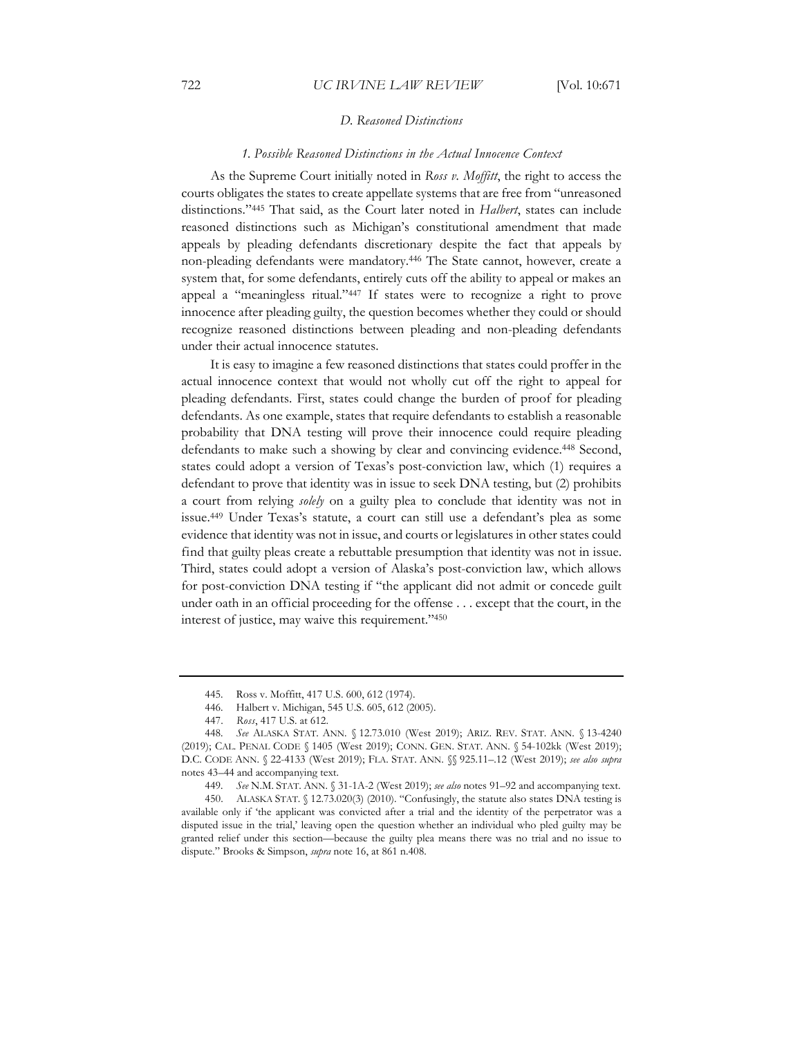### *D. Reasoned Distinctions*

#### *1. Possible Reasoned Distinctions in the Actual Innocence Context*

As the Supreme Court initially noted in *Ross v. Moffitt*, the right to access the courts obligates the states to create appellate systems that are free from "unreasoned distinctions."[445] That said, as the Court later noted in *Halbert*, states can include reasoned distinctions such as Michigan's constitutional amendment that made appeals by pleading defendants discretionary despite the fact that appeals by non-pleading defendants were mandatory.[446] The State cannot, however, create a system that, for some defendants, entirely cuts off the ability to appeal or makes an appeal a "meaningless ritual."[447] If states were to recognize a right to prove innocence after pleading guilty, the question becomes whether they could or should recognize reasoned distinctions between pleading and non-pleading defendants under their actual innocence statutes.

It is easy to imagine a few reasoned distinctions that states could proffer in the actual innocence context that would not wholly cut off the right to appeal for pleading defendants. First, states could change the burden of proof for pleading defendants. As one example, states that require defendants to establish a reasonable probability that DNA testing will prove their innocence could require pleading defendants to make such a showing by clear and convincing evidence.[448] Second, states could adopt a version of Texas's post-conviction law, which (1) requires a defendant to prove that identity was in issue to seek DNA testing, but (2) prohibits a court from relying *solely* on a guilty plea to conclude that identity was not in issue.[449] Under Texas's statute, a court can still use a defendant's plea as some evidence that identity was not in issue, and courts or legislatures in other states could find that guilty pleas create a rebuttable presumption that identity was not in issue. Third, states could adopt a version of Alaska's post-conviction law, which allows for post-conviction DNA testing if "the applicant did not admit or concede guilt under oath in an official proceeding for the offense . . . except that the court, in the interest of justice, may waive this requirement."[450]

---

445. Ross v. Moffitt, 417 U.S. 600, 612 (1974).

446. Halbert v. Michigan, 545 U.S. 605, 612 (2005).

447. *Ross*, 417 U.S. at 612.

448. *See* ALASKA STAT. ANN. § 12.73.010 (West 2019); ARIZ. REV. STAT. ANN. § 13-4240 (2019); CAL. PENAL CODE § 1405 (West 2019); CONN. GEN. STAT. ANN. § 54-102kk (West 2019); D.C. CODE ANN. § 22-4133 (West 2019); FLA. STAT. ANN. §§ 925.11–.12 (West 2019); *see also supra* notes 43–44 and accompanying text.

449. *See* N.M. STAT. ANN. § 31-1A-2 (West 2019); *see also* notes 91–92 and accompanying text.

450. ALASKA STAT. § 12.73.020(3) (2010). "Confusingly, the statute also states DNA testing is available only if 'the applicant was convicted after a trial and the identity of the perpetrator was a disputed issue in the trial,' leaving open the question whether an individual who pled guilty may be granted relief under this section—because the guilty plea means there was no trial and no issue to dispute." Brooks & Simpson, *supra* note 16, at 861 n.408.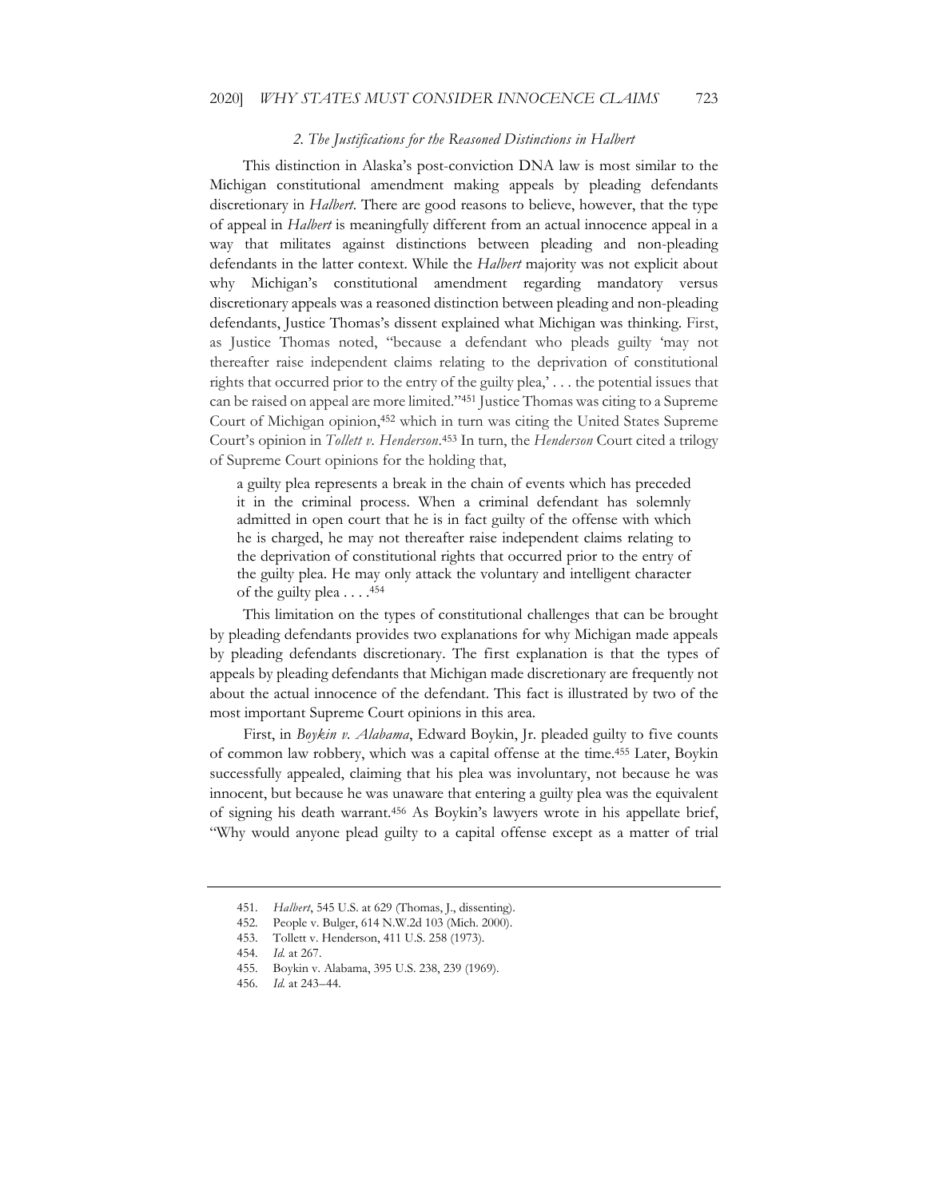### 2. *The Justifications for the Reasoned Distinctions in Halbert*

This distinction in Alaska's post-conviction DNA law is most similar to the Michigan constitutional amendment making appeals by pleading defendants discretionary in *Halbert*. There are good reasons to believe, however, that the type of appeal in *Halbert* is meaningfully different from an actual innocence appeal in a way that militates against distinctions between pleading and non-pleading defendants in the latter context. While the *Halbert* majority was not explicit about why Michigan's constitutional amendment regarding mandatory versus discretionary appeals was a reasoned distinction between pleading and non-pleading defendants, Justice Thomas's dissent explained what Michigan was thinking. First, as Justice Thomas noted, "because a defendant who pleads guilty 'may not thereafter raise independent claims relating to the deprivation of constitutional rights that occurred prior to the entry of the guilty plea,' . . . the potential issues that can be raised on appeal are more limited."[451] Justice Thomas was citing to a Supreme Court of Michigan opinion,[452] which in turn was citing the United States Supreme Court's opinion in *Tollett v. Henderson*.[453] In turn, the *Henderson* Court cited a trilogy of Supreme Court opinions for the holding that,

> a guilty plea represents a break in the chain of events which has preceded it in the criminal process. When a criminal defendant has solemnly admitted in open court that he is in fact guilty of the offense with which he is charged, he may not thereafter raise independent claims relating to the deprivation of constitutional rights that occurred prior to the entry of the guilty plea. He may only attack the voluntary and intelligent character of the guilty plea . . . .[454]

This limitation on the types of constitutional challenges that can be brought by pleading defendants provides two explanations for why Michigan made appeals by pleading defendants discretionary. The first explanation is that the types of appeals by pleading defendants that Michigan made discretionary are frequently not about the actual innocence of the defendant. This fact is illustrated by two of the most important Supreme Court opinions in this area.

First, in *Boykin v. Alabama*, Edward Boykin, Jr. pleaded guilty to five counts of common law robbery, which was a capital offense at the time.[455] Later, Boykin successfully appealed, claiming that his plea was involuntary, not because he was innocent, but because he was unaware that entering a guilty plea was the equivalent of signing his death warrant.[456] As Boykin's lawyers wrote in his appellate brief, "Why would anyone plead guilty to a capital offense except as a matter of trial

---

451. *Halbert*, 545 U.S. at 629 (Thomas, J., dissenting).

452. People v. Bulger, 614 N.W.2d 103 (Mich. 2000).

453. Tollett v. Henderson, 411 U.S. 258 (1973).

454. *Id.* at 267.

455. Boykin v. Alabama, 395 U.S. 238, 239 (1969).

456. *Id.* at 243–44.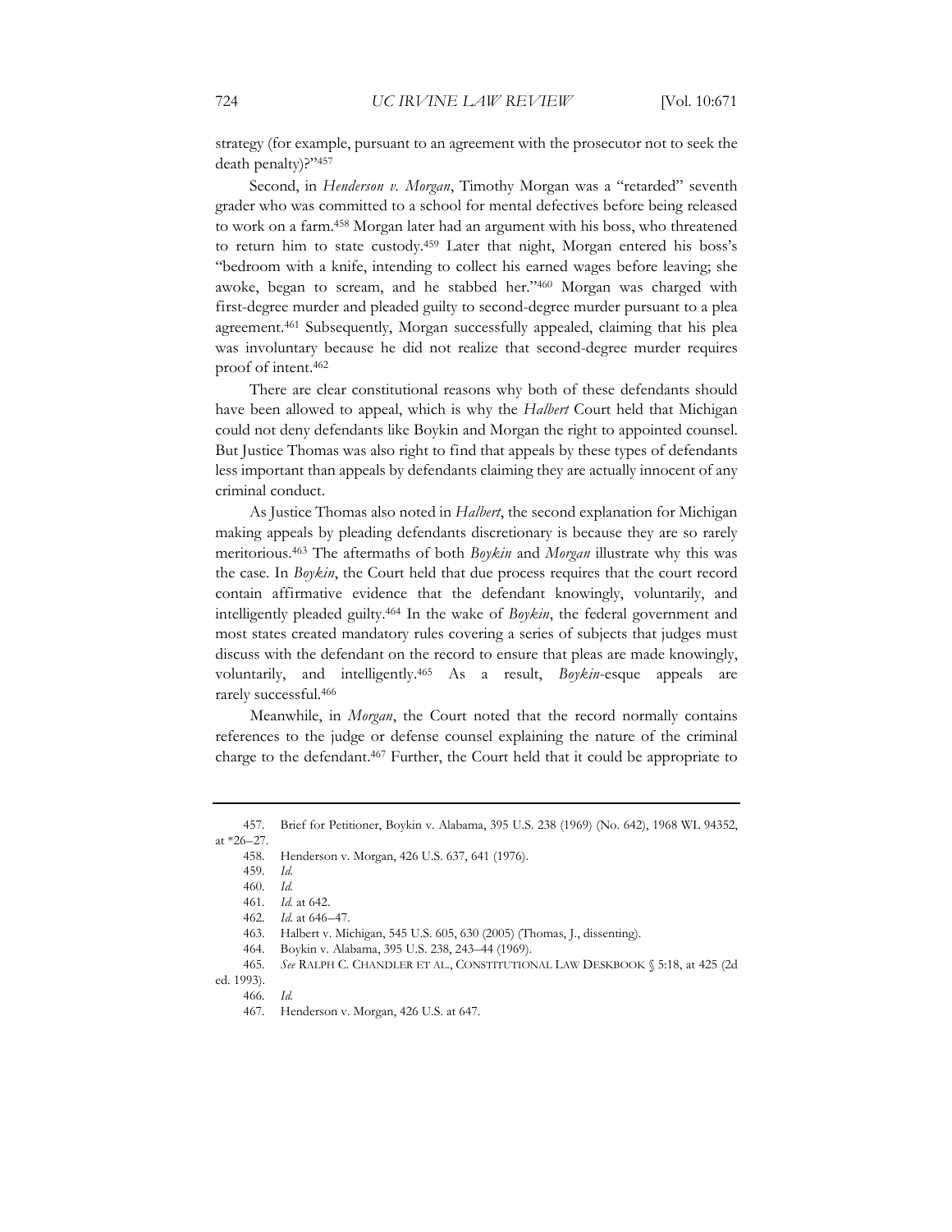strategy (for example, pursuant to an agreement with the prosecutor not to seek the death penalty)?"[457]

Second, in *Henderson v. Morgan*, Timothy Morgan was a "retarded" seventh grader who was committed to a school for mental defectives before being released to work on a farm.[458] Morgan later had an argument with his boss, who threatened to return him to state custody.[459] Later that night, Morgan entered his boss's "bedroom with a knife, intending to collect his earned wages before leaving; she awoke, began to scream, and he stabbed her."[460] Morgan was charged with first-degree murder and pleaded guilty to second-degree murder pursuant to a plea agreement.[461] Subsequently, Morgan successfully appealed, claiming that his plea was involuntary because he did not realize that second-degree murder requires proof of intent.[462]

There are clear constitutional reasons why both of these defendants should have been allowed to appeal, which is why the *Halbert* Court held that Michigan could not deny defendants like Boykin and Morgan the right to appointed counsel. But Justice Thomas was also right to find that appeals by these types of defendants less important than appeals by defendants claiming they are actually innocent of any criminal conduct.

As Justice Thomas also noted in *Halbert*, the second explanation for Michigan making appeals by pleading defendants discretionary is because they are so rarely meritorious.[463] The aftermaths of both *Boykin* and *Morgan* illustrate why this was the case. In *Boykin*, the Court held that due process requires that the court record contain affirmative evidence that the defendant knowingly, voluntarily, and intelligently pleaded guilty.[464] In the wake of *Boykin*, the federal government and most states created mandatory rules covering a series of subjects that judges must discuss with the defendant on the record to ensure that pleas are made knowingly, voluntarily, and intelligently.[465] As a result, *Boykin*-esque appeals are rarely successful.[466]

Meanwhile, in *Morgan*, the Court noted that the record normally contains references to the judge or defense counsel explaining the nature of the criminal charge to the defendant.[467] Further, the Court held that it could be appropriate to

---

457. Brief for Petitioner, Boykin v. Alabama, 395 U.S. 238 (1969) (No. 642), 1968 WL 94352, at *26–27.

458. Henderson v. Morgan, 426 U.S. 637, 641 (1976).

459. *Id.*

460. *Id.*

461. *Id.* at 642.

462. *Id.* at 646–47.

463. Halbert v. Michigan, 545 U.S. 605, 630 (2005) (Thomas, J., dissenting).

464. Boykin v. Alabama, 395 U.S. 238, 243–44 (1969).

465. *See* RALPH C. CHANDLER ET AL., CONSTITUTIONAL LAW DESKBOOK § 5:18, at 425 (2d ed. 1993).

466. *Id.*

467. Henderson v. Morgan, 426 U.S. at 647.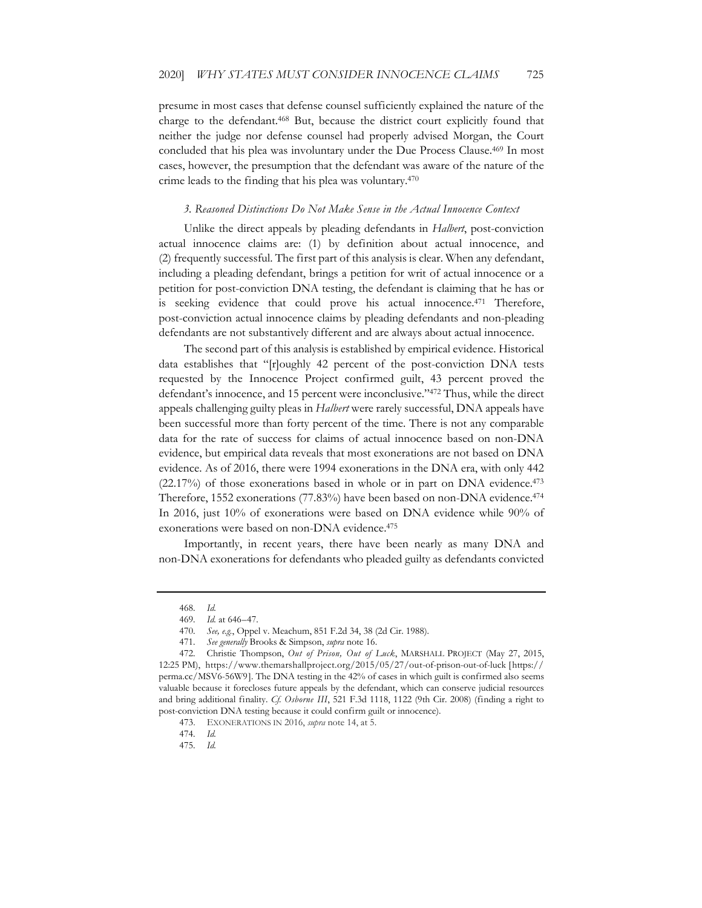presume in most cases that defense counsel sufficiently explained the nature of the charge to the defendant.[468] But, because the district court explicitly found that neither the judge nor defense counsel had properly advised Morgan, the Court concluded that his plea was involuntary under the Due Process Clause.[469] In most cases, however, the presumption that the defendant was aware of the nature of the crime leads to the finding that his plea was voluntary.[470]

### *3. Reasoned Distinctions Do Not Make Sense in the Actual Innocence Context*

Unlike the direct appeals by pleading defendants in *Halbert*, post-conviction actual innocence claims are: (1) by definition about actual innocence, and (2) frequently successful. The first part of this analysis is clear. When any defendant, including a pleading defendant, brings a petition for writ of actual innocence or a petition for post-conviction DNA testing, the defendant is claiming that he has or is seeking evidence that could prove his actual innocence.[471] Therefore, post-conviction actual innocence claims by pleading defendants and non-pleading defendants are not substantively different and are always about actual innocence.

The second part of this analysis is established by empirical evidence. Historical data establishes that "[r]oughly 42 percent of the post-conviction DNA tests requested by the Innocence Project confirmed guilt, 43 percent proved the defendant's innocence, and 15 percent were inconclusive."[472] Thus, while the direct appeals challenging guilty pleas in *Halbert* were rarely successful, DNA appeals have been successful more than forty percent of the time. There is not any comparable data for the rate of success for claims of actual innocence based on non-DNA evidence, but empirical data reveals that most exonerations are not based on DNA evidence. As of 2016, there were 1994 exonerations in the DNA era, with only 442 (22.17%) of those exonerations based in whole or in part on DNA evidence.[473] Therefore, 1552 exonerations (77.83%) have been based on non-DNA evidence.[474] In 2016, just 10% of exonerations were based on DNA evidence while 90% of exonerations were based on non-DNA evidence.[475]

Importantly, in recent years, there have been nearly as many DNA and non-DNA exonerations for defendants who pleaded guilty as defendants convicted

---

468. *Id.*

469. *Id.* at 646–47.

470. *See, e.g.*, Oppel v. Meachum, 851 F.2d 34, 38 (2d Cir. 1988).

471. *See generally* Brooks & Simpson, *supra* note 16.

472. Christie Thompson, *Out of Prison, Out of Luck*, MARSHALL PROJECT (May 27, 2015, 12:25 PM), https://www.themarshallproject.org/2015/05/27/out-of-prison-out-of-luck [https://perma.cc/MSV6-56W9]. The DNA testing in the 42% of cases in which guilt is confirmed also seems valuable because it forecloses future appeals by the defendant, which can conserve judicial resources and bring additional finality. *Cf. Osborne III*, 521 F.3d 1118, 1122 (9th Cir. 2008) (finding a right to post-conviction DNA testing because it could confirm guilt or innocence).

473. EXONERATIONS IN 2016, *supra* note 14, at 5.

474. *Id.*

475. *Id.*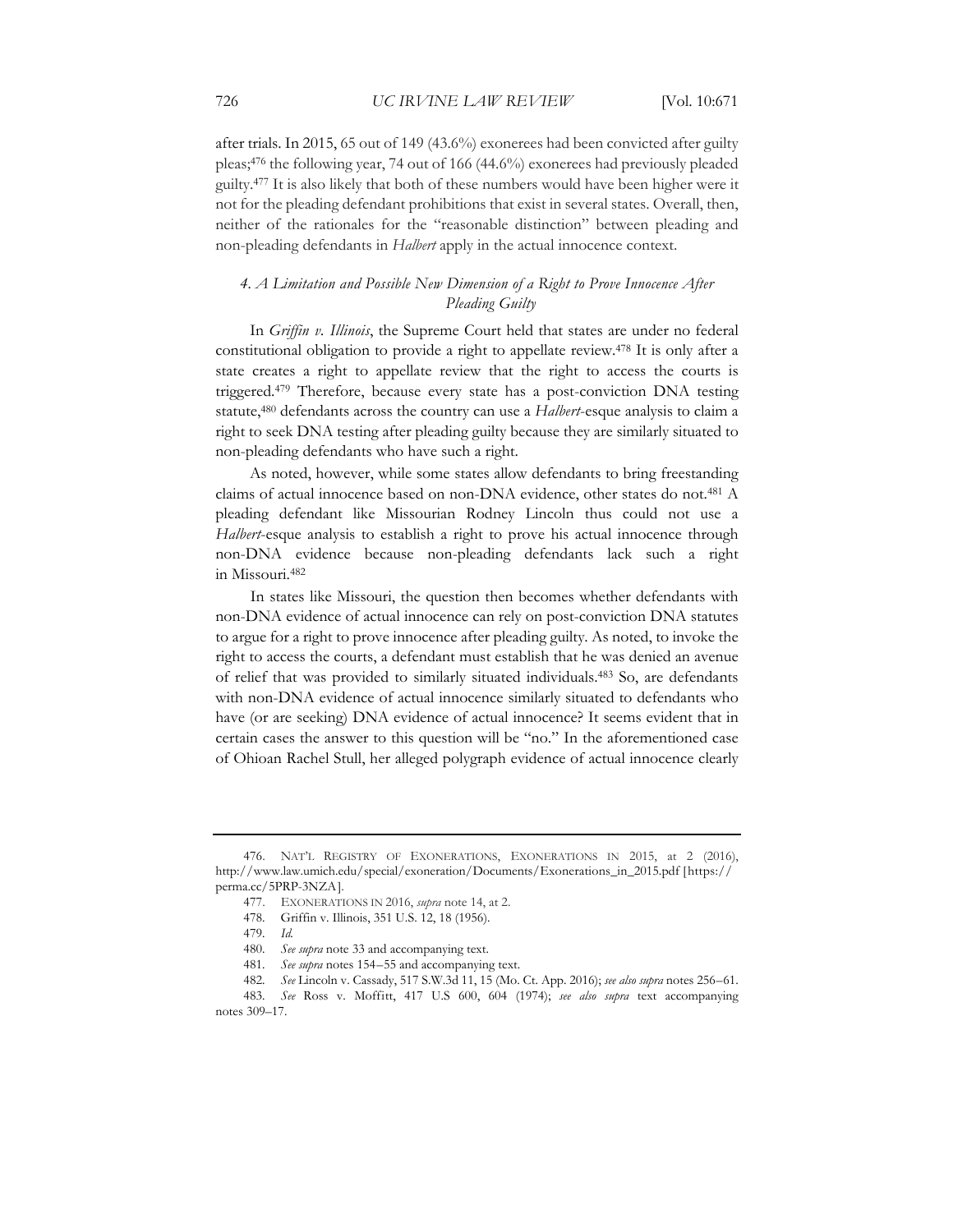after trials. In 2015, 65 out of 149 (43.6%) exonerees had been convicted after guilty pleas;[476] the following year, 74 out of 166 (44.6%) exonerees had previously pleaded guilty.[477] It is also likely that both of these numbers would have been higher were it not for the pleading defendant prohibitions that exist in several states. Overall, then, neither of the rationales for the "reasonable distinction" between pleading and non-pleading defendants in *Halbert* apply in the actual innocence context.

#### *4. A Limitation and Possible New Dimension of a Right to Prove Innocence After Pleading Guilty*

In *Griffin v. Illinois*, the Supreme Court held that states are under no federal constitutional obligation to provide a right to appellate review.[478] It is only after a state creates a right to appellate review that the right to access the courts is triggered.[479] Therefore, because every state has a post-conviction DNA testing statute,[480] defendants across the country can use a *Halbert*-esque analysis to claim a right to seek DNA testing after pleading guilty because they are similarly situated to non-pleading defendants who have such a right.

As noted, however, while some states allow defendants to bring freestanding claims of actual innocence based on non-DNA evidence, other states do not.[481] A pleading defendant like Missourian Rodney Lincoln thus could not use a *Halbert*-esque analysis to establish a right to prove his actual innocence through non-DNA evidence because non-pleading defendants lack such a right in Missouri.[482]

In states like Missouri, the question then becomes whether defendants with non-DNA evidence of actual innocence can rely on post-conviction DNA statutes to argue for a right to prove innocence after pleading guilty. As noted, to invoke the right to access the courts, a defendant must establish that he was denied an avenue of relief that was provided to similarly situated individuals.[483] So, are defendants with non-DNA evidence of actual innocence similarly situated to defendants who have (or are seeking) DNA evidence of actual innocence? It seems evident that in certain cases the answer to this question will be "no." In the aforementioned case of Ohioan Rachel Stull, her alleged polygraph evidence of actual innocence clearly

---

476. NAT'L REGISTRY OF EXONERATIONS, EXONERATIONS IN 2015, at 2 (2016), http://www.law.umich.edu/special/exoneration/Documents/Exonerations_in_2015.pdf [https://perma.cc/5PRP-3NZA].

477. EXONERATIONS IN 2016, *supra* note 14, at 2.

478. Griffin v. Illinois, 351 U.S. 12, 18 (1956).

479. *Id.*

480. *See supra* note 33 and accompanying text.

481. *See supra* notes 154–55 and accompanying text.

482. *See* Lincoln v. Cassady, 517 S.W.3d 11, 15 (Mo. Ct. App. 2016); *see also supra* notes 256–61.

483. *See* Ross v. Moffitt, 417 U.S 600, 604 (1974); *see also supra* text accompanying notes 309–17.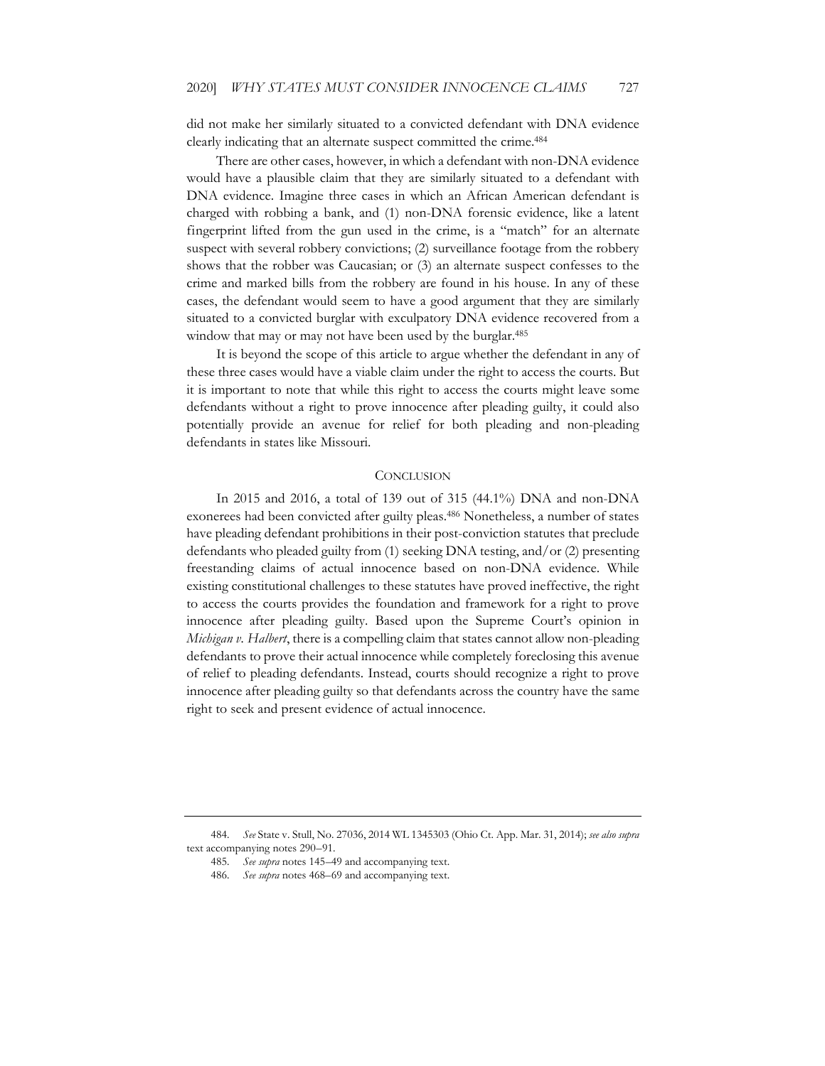did not make her similarly situated to a convicted defendant with DNA evidence clearly indicating that an alternate suspect committed the crime.[484]

There are other cases, however, in which a defendant with non-DNA evidence would have a plausible claim that they are similarly situated to a defendant with DNA evidence. Imagine three cases in which an African American defendant is charged with robbing a bank, and (1) non-DNA forensic evidence, like a latent fingerprint lifted from the gun used in the crime, is a "match" for an alternate suspect with several robbery convictions; (2) surveillance footage from the robbery shows that the robber was Caucasian; or (3) an alternate suspect confesses to the crime and marked bills from the robbery are found in his house. In any of these cases, the defendant would seem to have a good argument that they are similarly situated to a convicted burglar with exculpatory DNA evidence recovered from a window that may or may not have been used by the burglar.[485]

It is beyond the scope of this article to argue whether the defendant in any of these three cases would have a viable claim under the right to access the courts. But it is important to note that while this right to access the courts might leave some defendants without a right to prove innocence after pleading guilty, it could also potentially provide an avenue for relief for both pleading and non-pleading defendants in states like Missouri.

## CONCLUSION

In 2015 and 2016, a total of 139 out of 315 (44.1%) DNA and non-DNA exonerees had been convicted after guilty pleas.[486] Nonetheless, a number of states have pleading defendant prohibitions in their post-conviction statutes that preclude defendants who pleaded guilty from (1) seeking DNA testing, and/or (2) presenting freestanding claims of actual innocence based on non-DNA evidence. While existing constitutional challenges to these statutes have proved ineffective, the right to access the courts provides the foundation and framework for a right to prove innocence after pleading guilty. Based upon the Supreme Court's opinion in *Michigan v. Halbert*, there is a compelling claim that states cannot allow non-pleading defendants to prove their actual innocence while completely foreclosing this avenue of relief to pleading defendants. Instead, courts should recognize a right to prove innocence after pleading guilty so that defendants across the country have the same right to seek and present evidence of actual innocence.

---

484. *See* State v. Stull, No. 27036, 2014 WL 1345303 (Ohio Ct. App. Mar. 31, 2014); *see also supra* text accompanying notes 290–91.

485. *See supra* notes 145–49 and accompanying text.

486. *See supra* notes 468–69 and accompanying text.